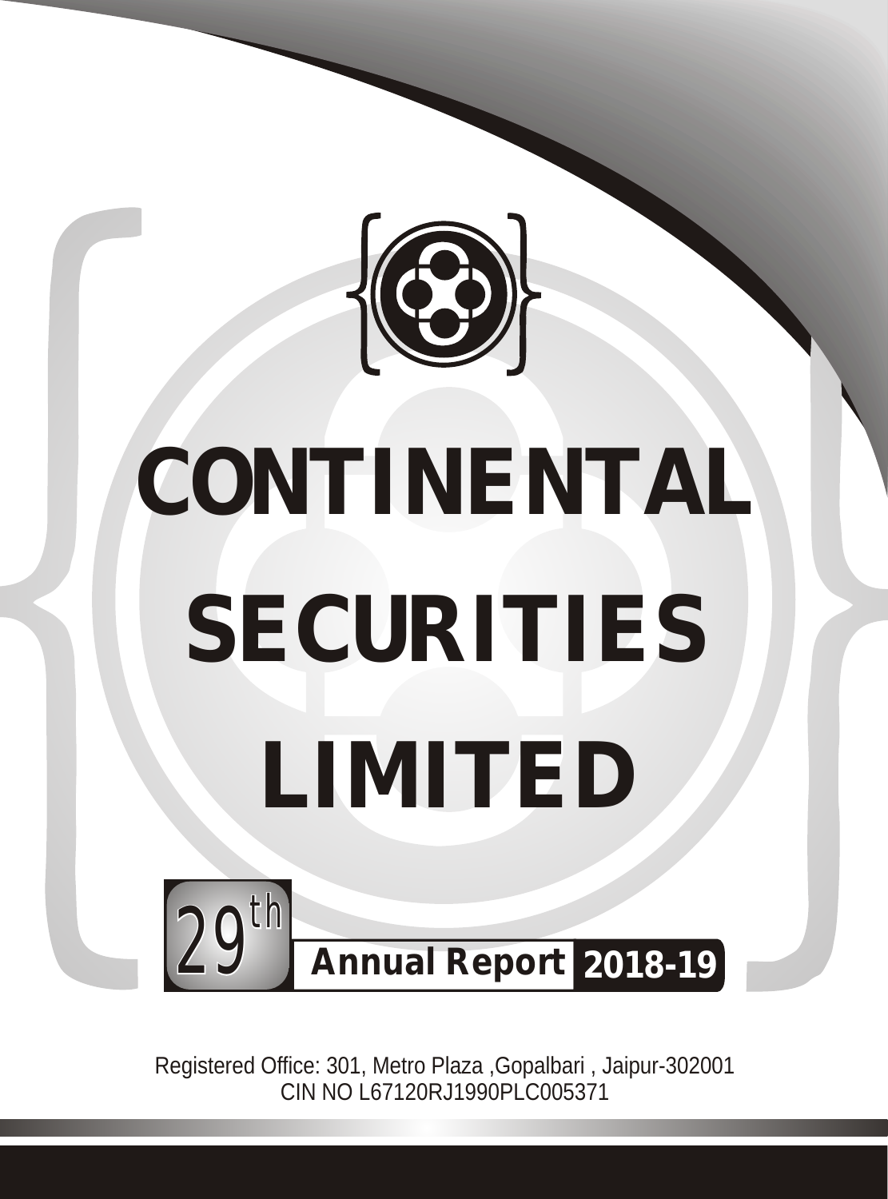# CONTINENTAL SECURITIES LIMITED

29th Annual Report 2018-19

Registered Office: 301, Metro Plaza ,Gopalbari , Jaipur-302001
CIN NO L67120RJ1990PLC005371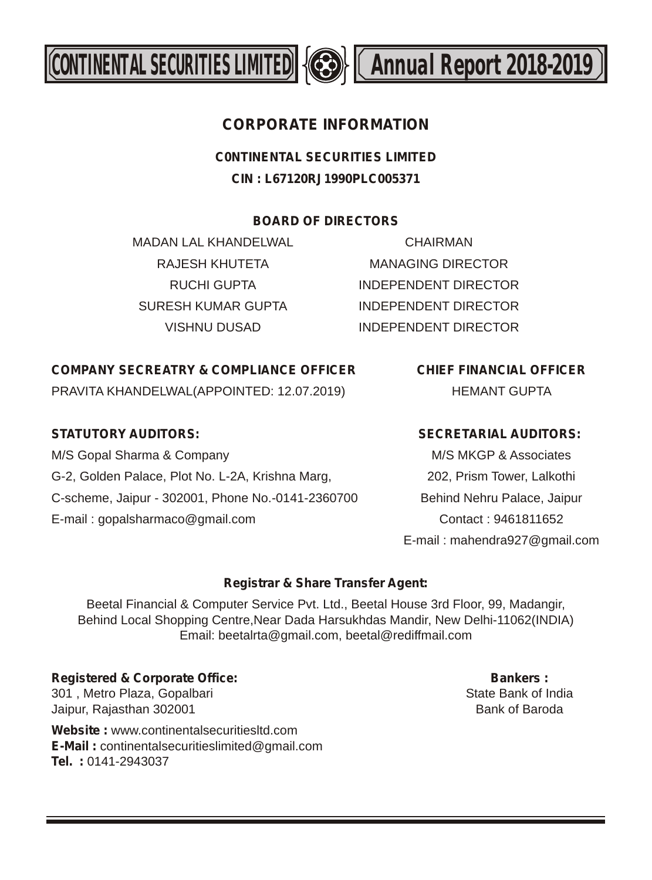# CORPORATE INFORMATION

**C0NTINENTAL SECURITIES LIMITED**

**CIN : L67120RJ1990PLC005371**

## BOARD OF DIRECTORS

| | |
|---|---|
| MADAN LAL KHANDELWAL | CHAIRMAN |
| RAJESH KHUTETA | MANAGING DIRECTOR |
| RUCHI GUPTA | INDEPENDENT DIRECTOR |
| SURESH KUMAR GUPTA | INDEPENDENT DIRECTOR |
| VISHNU DUSAD | INDEPENDENT DIRECTOR |

**COMPANY SECREATRY & COMPLIANCE OFFICER**

PRAVITA KHANDELWAL(APPOINTED: 12.07.2019)

**CHIEF FINANCIAL OFFICER**

HEMANT GUPTA

**STATUTORY AUDITORS:**

M/S Gopal Sharma & Company
G-2, Golden Palace, Plot No. L-2A, Krishna Marg,
C-scheme, Jaipur - 302001, Phone No.-0141-2360700
E-mail : gopalsharmaco@gmail.com

**SECRETARIAL AUDITORS:**

M/S MKGP & Associates
202, Prism Tower, Lalkothi
Behind Nehru Palace, Jaipur
Contact : 9461811652
E-mail : mahendra927@gmail.com

**Registrar & Share Transfer Agent:**

Beetal Financial & Computer Service Pvt. Ltd., Beetal House 3rd Floor, 99, Madangir,
Behind Local Shopping Centre,Near Dada Harsukhdas Mandir, New Delhi-11062(INDIA)
Email: beetalrta@gmail.com, beetal@rediffmail.com

**Registered & Corporate Office:**
301 , Metro Plaza, Gopalbari
Jaipur, Rajasthan 302001

**Website :** www.continentalsecuritiesltd.com
**E-Mail :** continentalsecuritieslimited@gmail.com
**Tel. :** 0141-2943037

**Bankers :**
State Bank of India
Bank of Baroda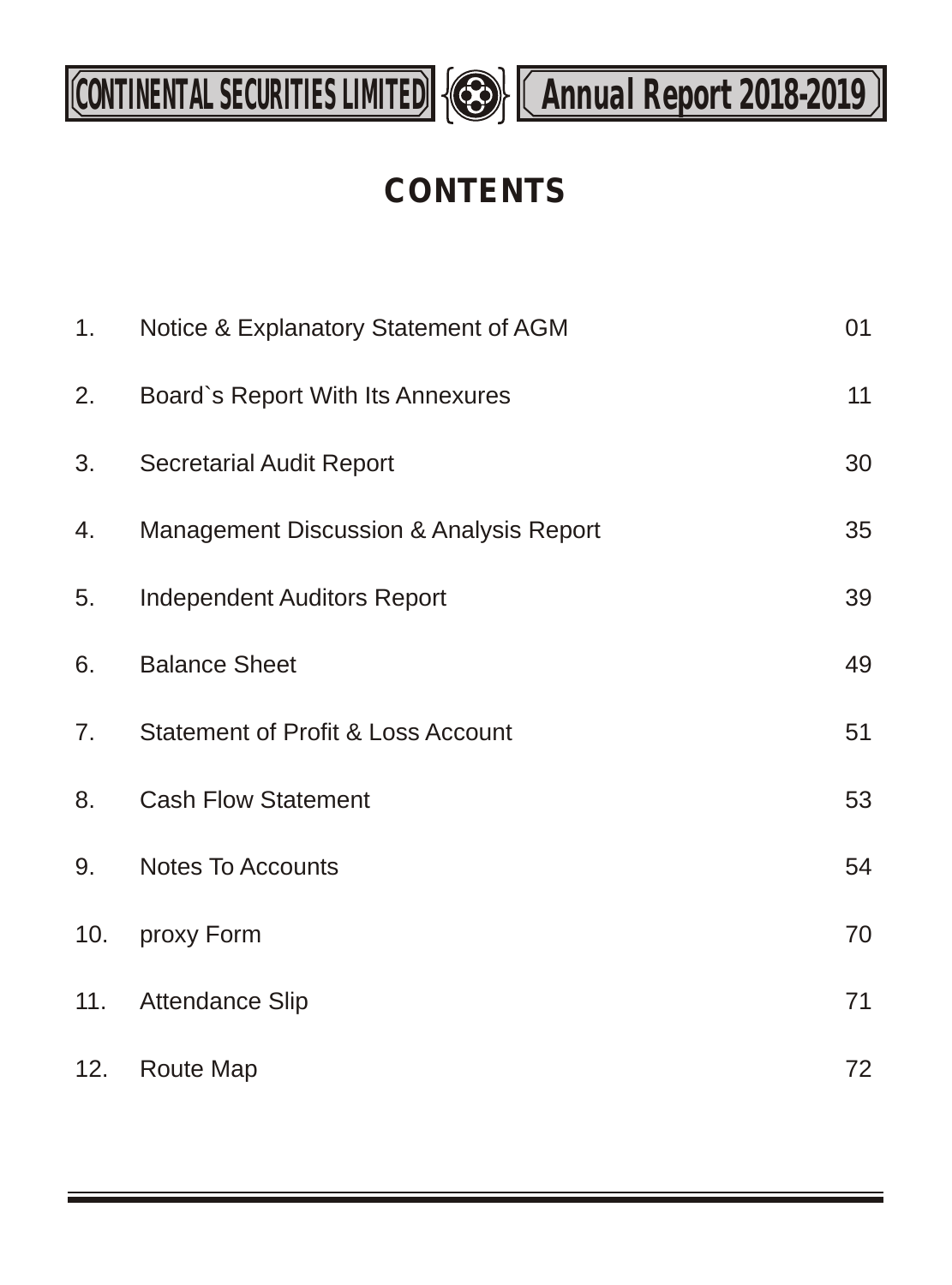# CONTENTS

| | | |
|---|---|---|
| 1. | Notice & Explanatory Statement of AGM | 01 |
| 2. | Board`s Report With Its Annexures | 11 |
| 3. | Secretarial Audit Report | 30 |
| 4. | Management Discussion & Analysis Report | 35 |
| 5. | Independent Auditors Report | 39 |
| 6. | Balance Sheet | 49 |
| 7. | Statement of Profit & Loss Account | 51 |
| 8. | Cash Flow Statement | 53 |
| 9. | Notes To Accounts | 54 |
| 10. | proxy Form | 70 |
| 11. | Attendance Slip | 71 |
| 12. | Route Map | 72 |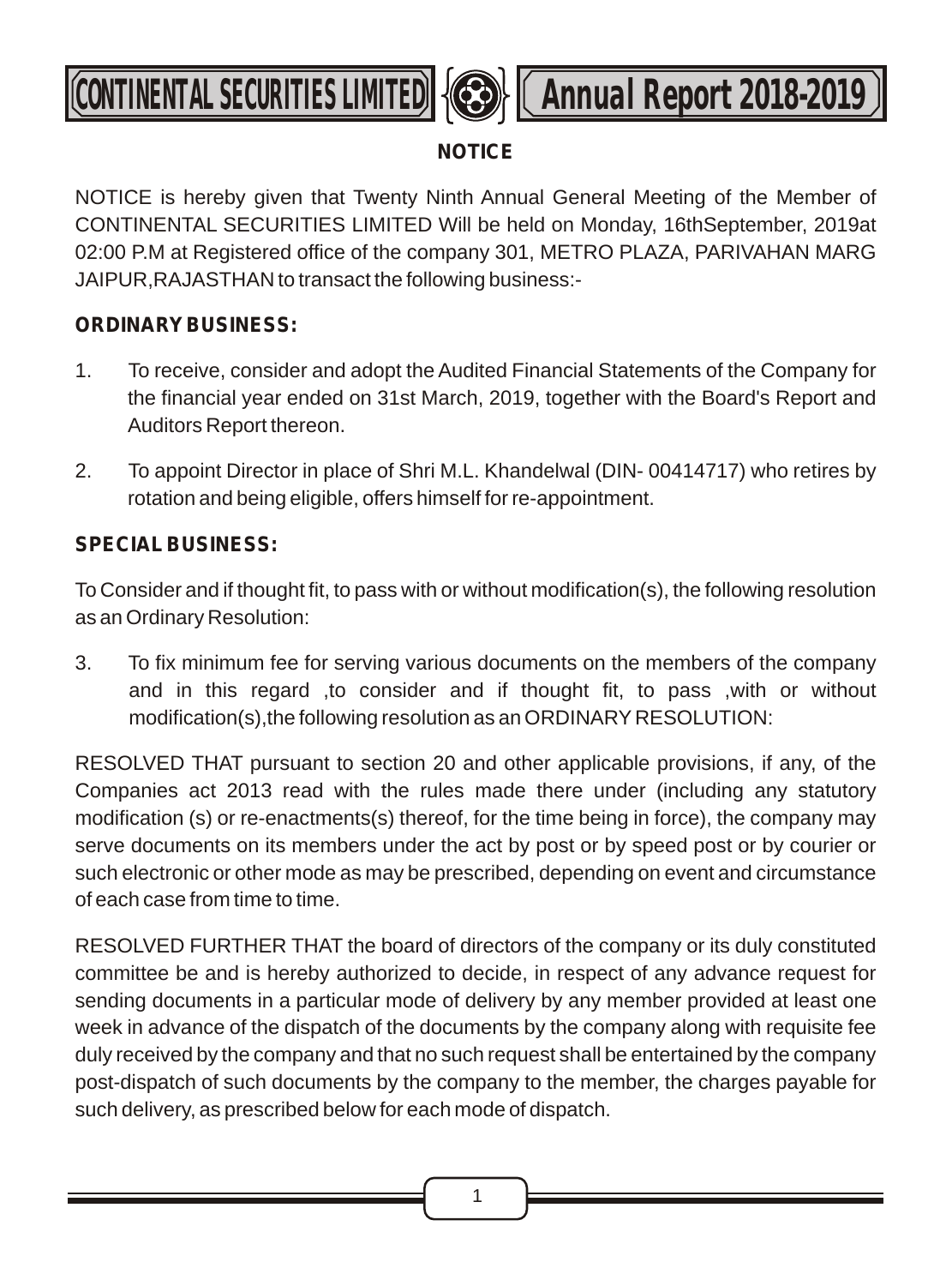# NOTICE

NOTICE is hereby given that Twenty Ninth Annual General Meeting of the Member of CONTINENTAL SECURITIES LIMITED Will be held on Monday, 16thSeptember, 2019at 02:00 P.M at Registered office of the company 301, METRO PLAZA, PARIVAHAN MARG JAIPUR,RAJASTHAN to transact the following business:-

**ORDINARY BUSINESS:**

1. To receive, consider and adopt the Audited Financial Statements of the Company for the financial year ended on 31st March, 2019, together with the Board's Report and Auditors Report thereon.

2. To appoint Director in place of Shri M.L. Khandelwal (DIN- 00414717) who retires by rotation and being eligible, offers himself for re-appointment.

**SPECIAL BUSINESS:**

To Consider and if thought fit, to pass with or without modification(s), the following resolution as an Ordinary Resolution:

3. To fix minimum fee for serving various documents on the members of the company and in this regard ,to consider and if thought fit, to pass ,with or without modification(s),the following resolution as an ORDINARY RESOLUTION:

RESOLVED THAT pursuant to section 20 and other applicable provisions, if any, of the Companies act 2013 read with the rules made there under (including any statutory modification (s) or re-enactments(s) thereof, for the time being in force), the company may serve documents on its members under the act by post or by speed post or by courier or such electronic or other mode as may be prescribed, depending on event and circumstance of each case from time to time.

RESOLVED FURTHER THAT the board of directors of the company or its duly constituted committee be and is hereby authorized to decide, in respect of any advance request for sending documents in a particular mode of delivery by any member provided at least one week in advance of the dispatch of the documents by the company along with requisite fee duly received by the company and that no such request shall be entertained by the company post-dispatch of such documents by the company to the member, the charges payable for such delivery, as prescribed below for each mode of dispatch.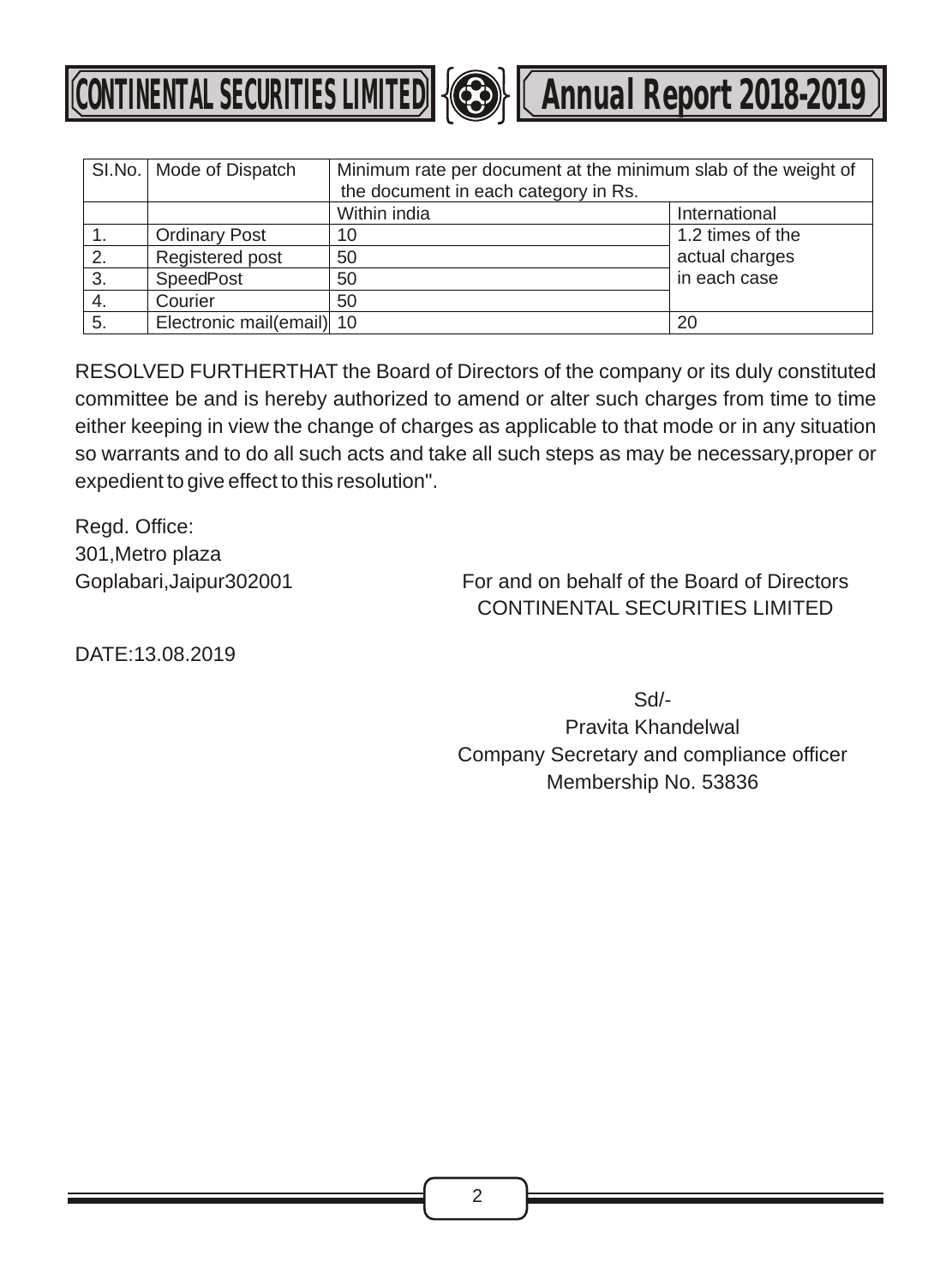| SI.No. | Mode of Dispatch | Minimum rate per document at the minimum slab of the weight of the document in each category in Rs. | |
|---|---|---|---|
| | | Within india | International |
| 1. | Ordinary Post | 10 | 1.2 times of the actual charges in each case |
| 2. | Registered post | 50 | |
| 3. | SpeedPost | 50 | |
| 4. | Courier | 50 | |
| 5. | Electronic mail(email) | 10 | 20 |

RESOLVED FURTHERTHAT the Board of Directors of the company or its duly constituted committee be and is hereby authorized to amend or alter such charges from time to time either keeping in view the change of charges as applicable to that mode or in any situation so warrants and to do all such acts and take all such steps as may be necessary,proper or expedient to give effect to this resolution".

Regd. Office:
301,Metro plaza
Goplabari,Jaipur302001

For and on behalf of the Board of Directors
CONTINENTAL SECURITIES LIMITED

DATE:13.08.2019

Sd/-
Pravita Khandelwal
Company Secretary and compliance officer
Membership No. 53836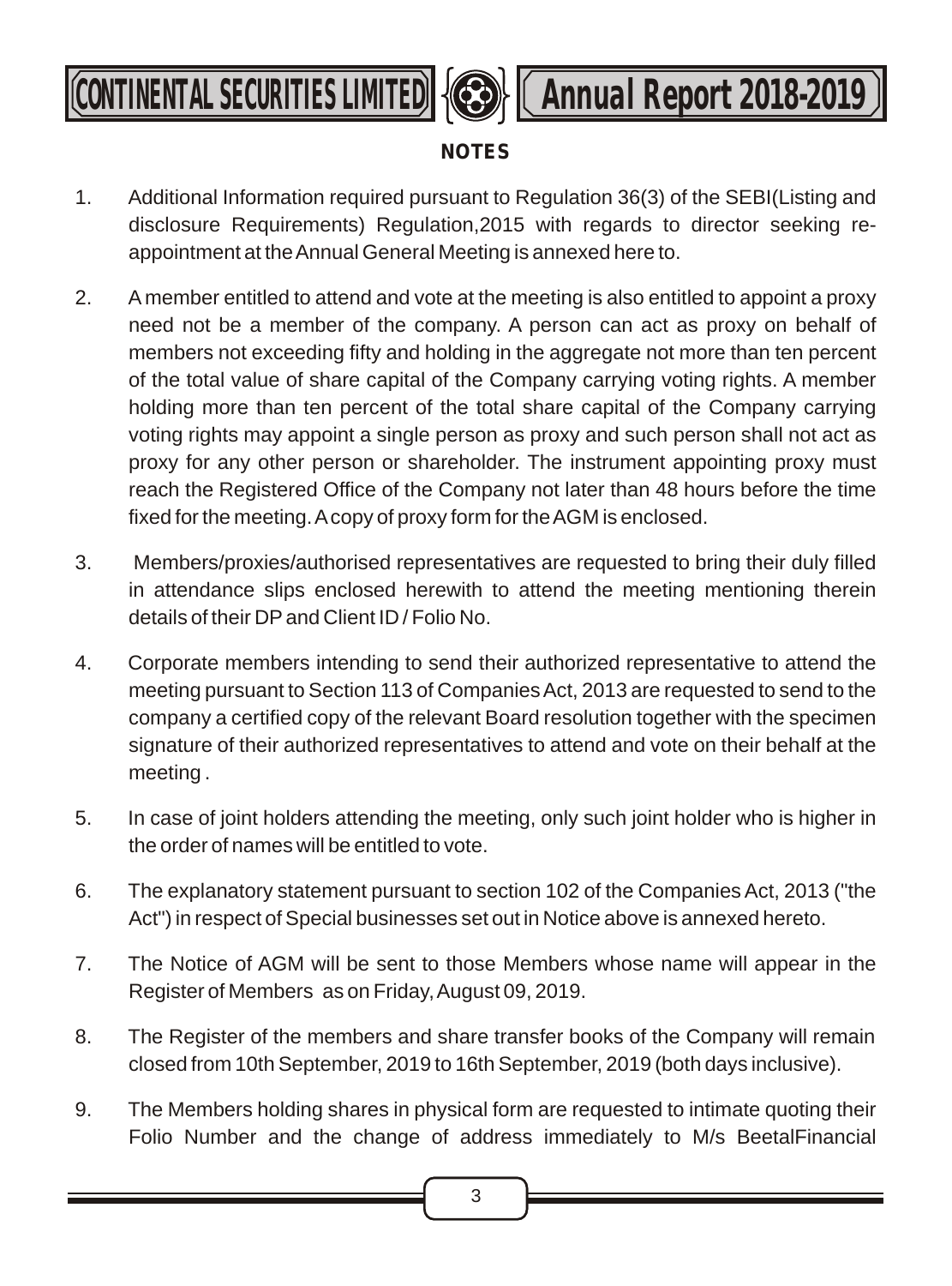## NOTES

1. Additional Information required pursuant to Regulation 36(3) of the SEBI(Listing and disclosure Requirements) Regulation,2015 with regards to director seeking re-appointment at the Annual General Meeting is annexed here to.

2. A member entitled to attend and vote at the meeting is also entitled to appoint a proxy need not be a member of the company. A person can act as proxy on behalf of members not exceeding fifty and holding in the aggregate not more than ten percent of the total value of share capital of the Company carrying voting rights. A member holding more than ten percent of the total share capital of the Company carrying voting rights may appoint a single person as proxy and such person shall not act as proxy for any other person or shareholder. The instrument appointing proxy must reach the Registered Office of the Company not later than 48 hours before the time fixed for the meeting. A copy of proxy form for the AGM is enclosed.

3. Members/proxies/authorised representatives are requested to bring their duly filled in attendance slips enclosed herewith to attend the meeting mentioning therein details of their DP and Client ID / Folio No.

4. Corporate members intending to send their authorized representative to attend the meeting pursuant to Section 113 of Companies Act, 2013 are requested to send to the company a certified copy of the relevant Board resolution together with the specimen signature of their authorized representatives to attend and vote on their behalf at the meeting .

5. In case of joint holders attending the meeting, only such joint holder who is higher in the order of names will be entitled to vote.

6. The explanatory statement pursuant to section 102 of the Companies Act, 2013 ("the Act") in respect of Special businesses set out in Notice above is annexed hereto.

7. The Notice of AGM will be sent to those Members whose name will appear in the Register of Members as on Friday, August 09, 2019.

8. The Register of the members and share transfer books of the Company will remain closed from 10th September, 2019 to 16th September, 2019 (both days inclusive).

9. The Members holding shares in physical form are requested to intimate quoting their Folio Number and the change of address immediately to M/s BeetalFinancial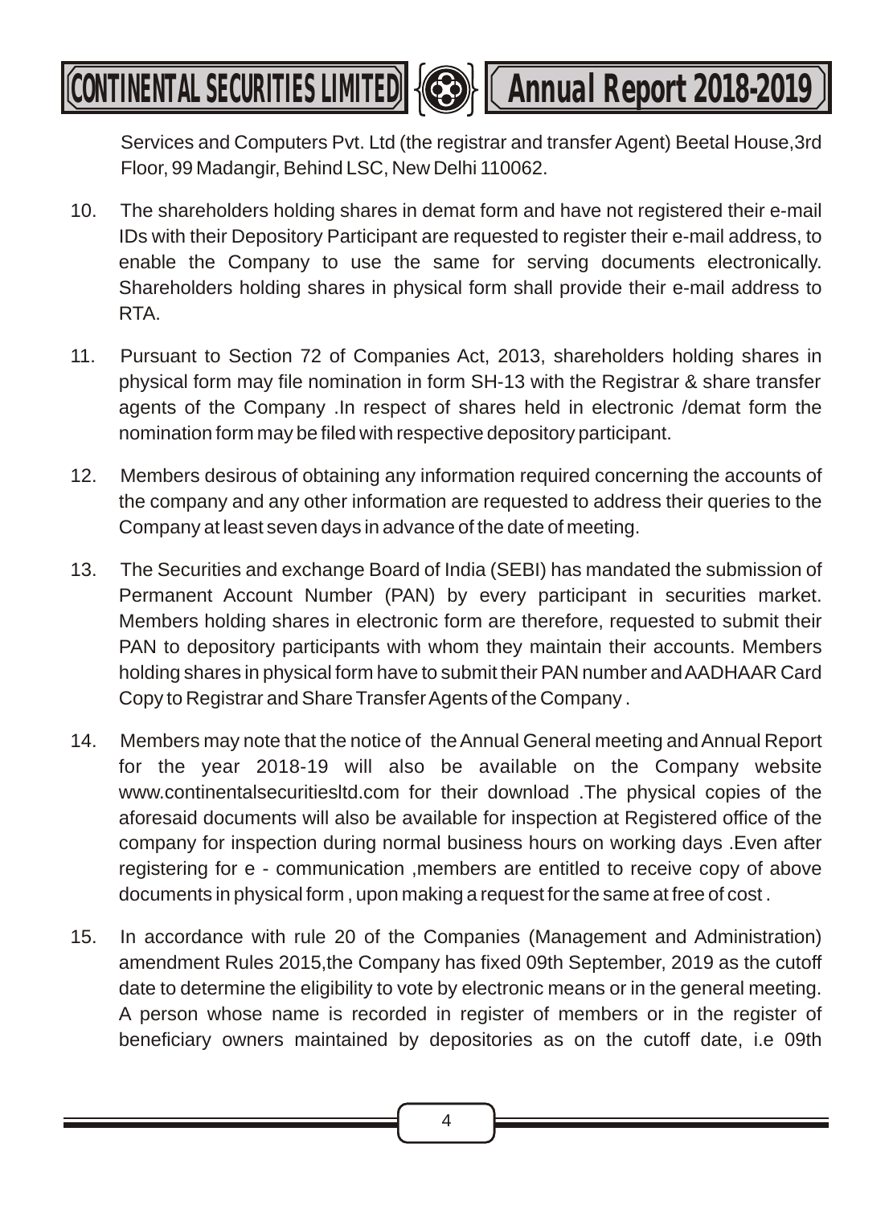Services and Computers Pvt. Ltd (the registrar and transfer Agent) Beetal House,3rd Floor, 99 Madangir, Behind LSC, New Delhi 110062.

10. The shareholders holding shares in demat form and have not registered their e-mail IDs with their Depository Participant are requested to register their e-mail address, to enable the Company to use the same for serving documents electronically. Shareholders holding shares in physical form shall provide their e-mail address to RTA.

11. Pursuant to Section 72 of Companies Act, 2013, shareholders holding shares in physical form may file nomination in form SH-13 with the Registrar & share transfer agents of the Company .In respect of shares held in electronic /demat form the nomination form may be filed with respective depository participant.

12. Members desirous of obtaining any information required concerning the accounts of the company and any other information are requested to address their queries to the Company at least seven days in advance of the date of meeting.

13. The Securities and exchange Board of India (SEBI) has mandated the submission of Permanent Account Number (PAN) by every participant in securities market. Members holding shares in electronic form are therefore, requested to submit their PAN to depository participants with whom they maintain their accounts. Members holding shares in physical form have to submit their PAN number and AADHAAR Card Copy to Registrar and Share Transfer Agents of the Company .

14. Members may note that the notice of the Annual General meeting and Annual Report for the year 2018-19 will also be available on the Company website www.continentalsecuritiesltd.com for their download .The physical copies of the aforesaid documents will also be available for inspection at Registered office of the company for inspection during normal business hours on working days .Even after registering for e - communication ,members are entitled to receive copy of above documents in physical form , upon making a request for the same at free of cost .

15. In accordance with rule 20 of the Companies (Management and Administration) amendment Rules 2015,the Company has fixed 09th September, 2019 as the cutoff date to determine the eligibility to vote by electronic means or in the general meeting. A person whose name is recorded in register of members or in the register of beneficiary owners maintained by depositories as on the cutoff date, i.e 09th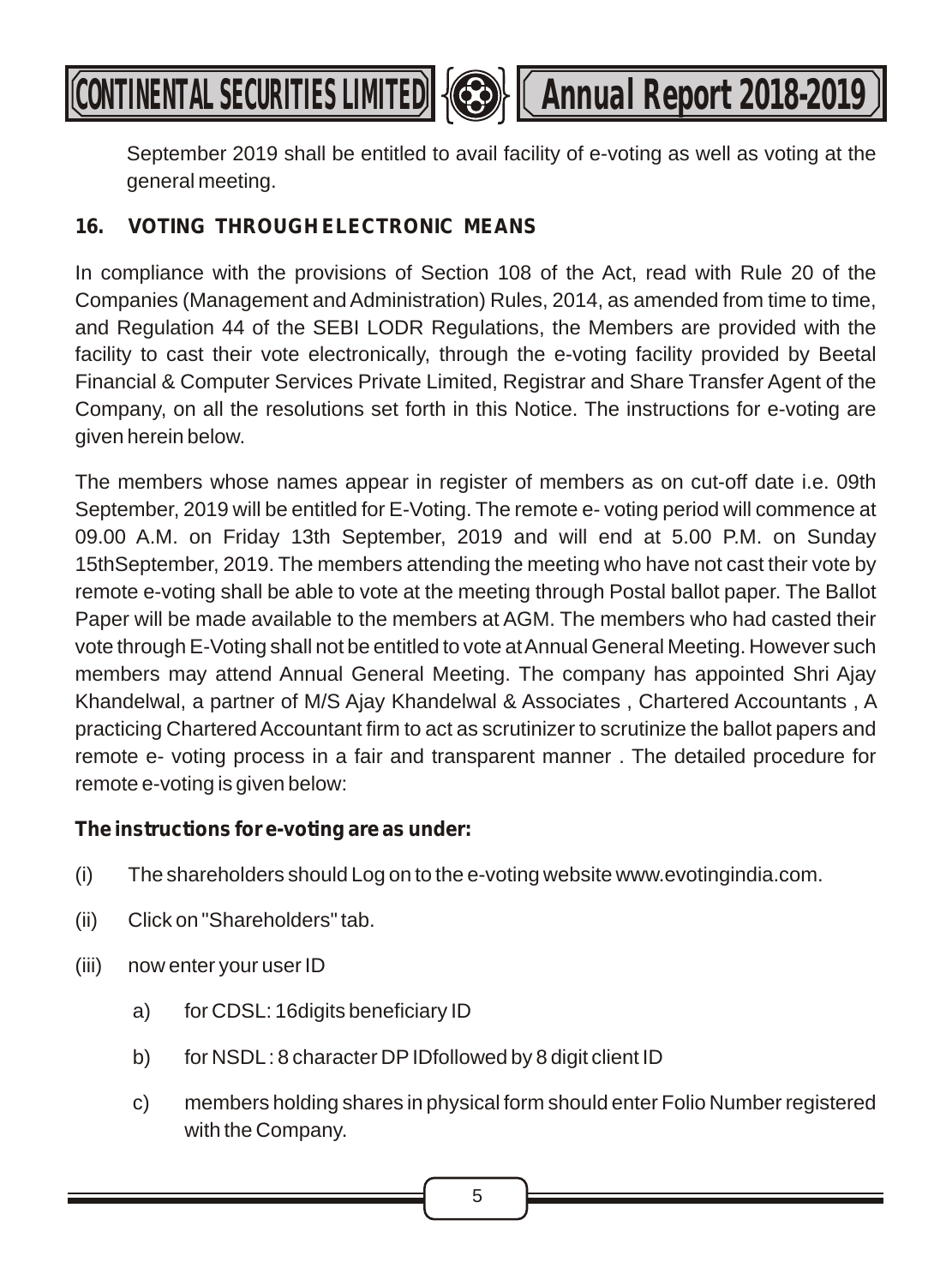September 2019 shall be entitled to avail facility of e-voting as well as voting at the general meeting.

## 16. VOTING THROUGH ELECTRONIC MEANS

In compliance with the provisions of Section 108 of the Act, read with Rule 20 of the Companies (Management and Administration) Rules, 2014, as amended from time to time, and Regulation 44 of the SEBI LODR Regulations, the Members are provided with the facility to cast their vote electronically, through the e-voting facility provided by Beetal Financial & Computer Services Private Limited, Registrar and Share Transfer Agent of the Company, on all the resolutions set forth in this Notice. The instructions for e-voting are given herein below.

The members whose names appear in register of members as on cut-off date i.e. 09th September, 2019 will be entitled for E-Voting. The remote e- voting period will commence at 09.00 A.M. on Friday 13th September, 2019 and will end at 5.00 P.M. on Sunday 15thSeptember, 2019. The members attending the meeting who have not cast their vote by remote e-voting shall be able to vote at the meeting through Postal ballot paper. The Ballot Paper will be made available to the members at AGM. The members who had casted their vote through E-Voting shall not be entitled to vote at Annual General Meeting. However such members may attend Annual General Meeting. The company has appointed Shri Ajay Khandelwal, a partner of M/S Ajay Khandelwal & Associates , Chartered Accountants , A practicing Chartered Accountant firm to act as scrutinizer to scrutinize the ballot papers and remote e- voting process in a fair and transparent manner . The detailed procedure for remote e-voting is given below:

**The instructions for e-voting are as under:**

(i) The shareholders should Log on to the e-voting website www.evotingindia.com.

(ii) Click on "Shareholders" tab.

(iii) now enter your user ID

a) for CDSL: 16digits beneficiary ID

b) for NSDL : 8 character DP IDfollowed by 8 digit client ID

c) members holding shares in physical form should enter Folio Number registered with the Company.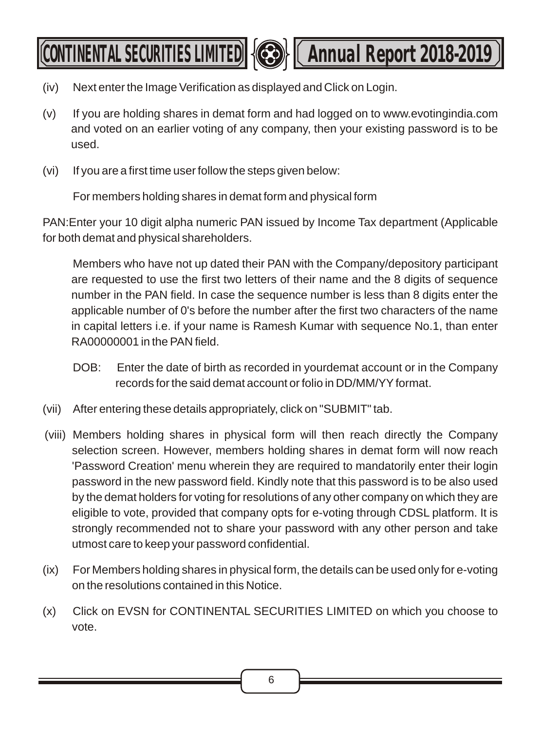(iv) Next enter the Image Verification as displayed and Click on Login.

(v) If you are holding shares in demat form and had logged on to www.evotingindia.com and voted on an earlier voting of any company, then your existing password is to be used.

(vi) If you are a first time user follow the steps given below:

For members holding shares in demat form and physical form

PAN:Enter your 10 digit alpha numeric PAN issued by Income Tax department (Applicable for both demat and physical shareholders.

Members who have not up dated their PAN with the Company/depository participant are requested to use the first two letters of their name and the 8 digits of sequence number in the PAN field. In case the sequence number is less than 8 digits enter the applicable number of 0's before the number after the first two characters of the name in capital letters i.e. if your name is Ramesh Kumar with sequence No.1, than enter RA00000001 in the PAN field.

DOB: Enter the date of birth as recorded in yourdemat account or in the Company records for the said demat account or folio in DD/MM/YY format.

(vii) After entering these details appropriately, click on "SUBMIT" tab.

(viii) Members holding shares in physical form will then reach directly the Company selection screen. However, members holding shares in demat form will now reach 'Password Creation' menu wherein they are required to mandatorily enter their login password in the new password field. Kindly note that this password is to be also used by the demat holders for voting for resolutions of any other company on which they are eligible to vote, provided that company opts for e-voting through CDSL platform. It is strongly recommended not to share your password with any other person and take utmost care to keep your password confidential.

(ix) For Members holding shares in physical form, the details can be used only for e-voting on the resolutions contained in this Notice.

(x) Click on EVSN for CONTINENTAL SECURITIES LIMITED on which you choose to vote.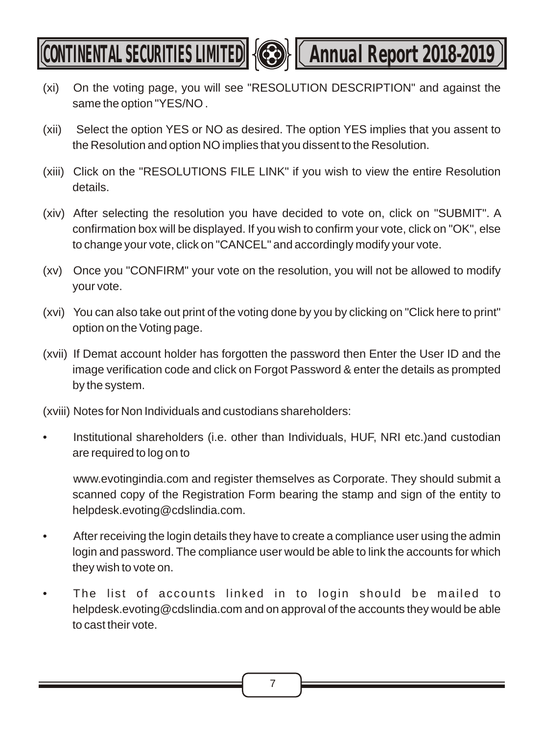(xi) On the voting page, you will see "RESOLUTION DESCRIPTION" and against the same the option "YES/NO .

(xii) Select the option YES or NO as desired. The option YES implies that you assent to the Resolution and option NO implies that you dissent to the Resolution.

(xiii) Click on the "RESOLUTIONS FILE LINK" if you wish to view the entire Resolution details.

(xiv) After selecting the resolution you have decided to vote on, click on "SUBMIT". A confirmation box will be displayed. If you wish to confirm your vote, click on "OK", else to change your vote, click on "CANCEL" and accordingly modify your vote.

(xv) Once you "CONFIRM" your vote on the resolution, you will not be allowed to modify your vote.

(xvi) You can also take out print of the voting done by you by clicking on "Click here to print" option on the Voting page.

(xvii) If Demat account holder has forgotten the password then Enter the User ID and the image verification code and click on Forgot Password & enter the details as prompted by the system.

(xviii) Notes for Non Individuals and custodians shareholders:

- Institutional shareholders (i.e. other than Individuals, HUF, NRI etc.)and custodian are required to log on to

  www.evotingindia.com and register themselves as Corporate. They should submit a scanned copy of the Registration Form bearing the stamp and sign of the entity to helpdesk.evoting@cdslindia.com.

- After receiving the login details they have to create a compliance user using the admin login and password. The compliance user would be able to link the accounts for which they wish to vote on.

- The list of accounts linked in to login should be mailed to helpdesk.evoting@cdslindia.com and on approval of the accounts they would be able to cast their vote.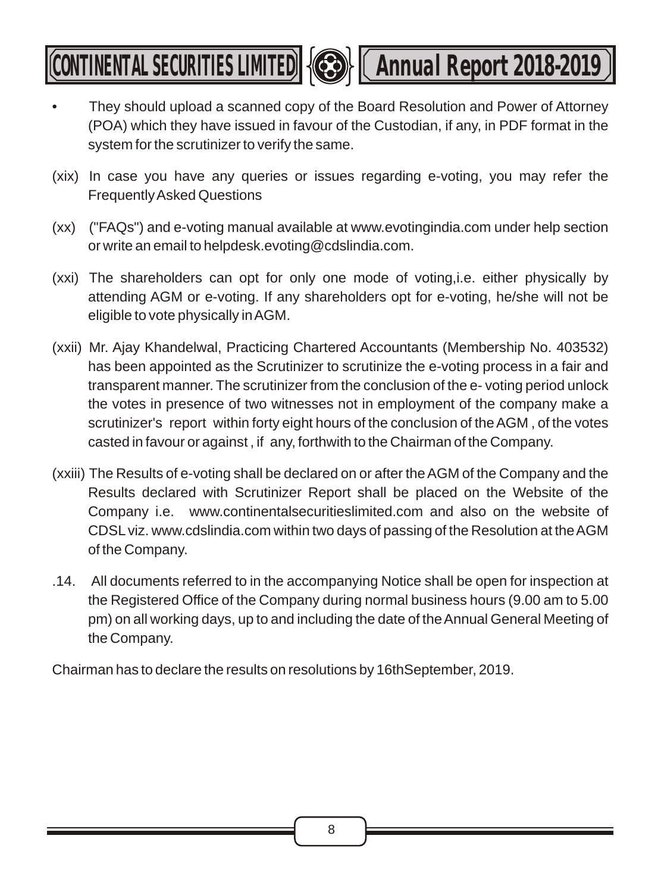- They should upload a scanned copy of the Board Resolution and Power of Attorney (POA) which they have issued in favour of the Custodian, if any, in PDF format in the system for the scrutinizer to verify the same.

(xix) In case you have any queries or issues regarding e-voting, you may refer the Frequently Asked Questions

(xx) ("FAQs") and e-voting manual available at www.evotingindia.com under help section or write an email to helpdesk.evoting@cdslindia.com.

(xxi) The shareholders can opt for only one mode of voting,i.e. either physically by attending AGM or e-voting. If any shareholders opt for e-voting, he/she will not be eligible to vote physically in AGM.

(xxii) Mr. Ajay Khandelwal, Practicing Chartered Accountants (Membership No. 403532) has been appointed as the Scrutinizer to scrutinize the e-voting process in a fair and transparent manner. The scrutinizer from the conclusion of the e- voting period unlock the votes in presence of two witnesses not in employment of the company make a scrutinizer's report within forty eight hours of the conclusion of the AGM , of the votes casted in favour or against , if any, forthwith to the Chairman of the Company.

(xxiii) The Results of e-voting shall be declared on or after the AGM of the Company and the Results declared with Scrutinizer Report shall be placed on the Website of the Company i.e. www.continentalsecuritieslimited.com and also on the website of CDSL viz. www.cdslindia.com within two days of passing of the Resolution at the AGM of the Company.

.14. All documents referred to in the accompanying Notice shall be open for inspection at the Registered Office of the Company during normal business hours (9.00 am to 5.00 pm) on all working days, up to and including the date of the Annual General Meeting of the Company.

Chairman has to declare the results on resolutions by 16thSeptember, 2019.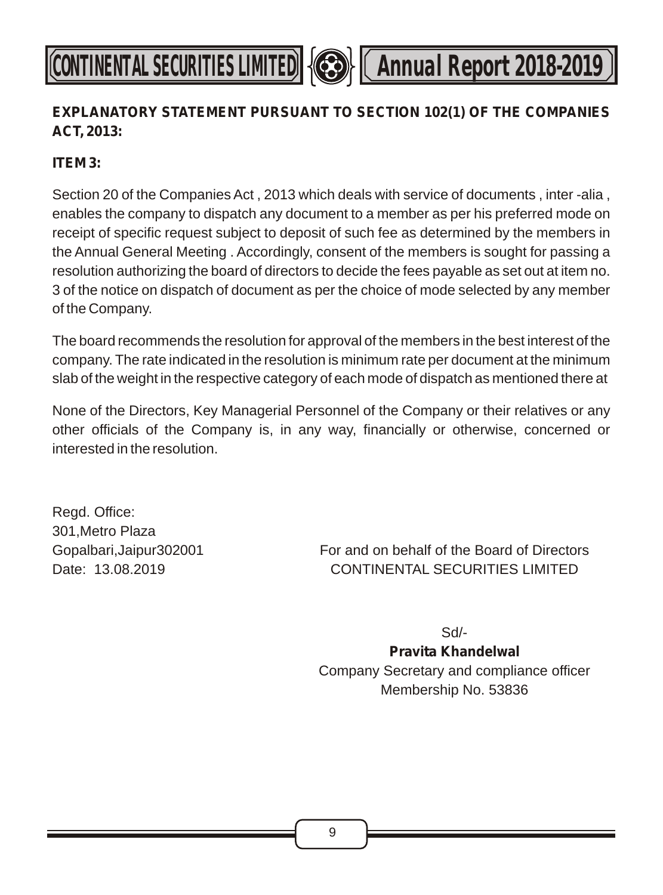**EXPLANATORY STATEMENT PURSUANT TO SECTION 102(1) OF THE COMPANIES ACT, 2013:**

**ITEM 3:**

Section 20 of the Companies Act , 2013 which deals with service of documents , inter -alia , enables the company to dispatch any document to a member as per his preferred mode on receipt of specific request subject to deposit of such fee as determined by the members in the Annual General Meeting . Accordingly, consent of the members is sought for passing a resolution authorizing the board of directors to decide the fees payable as set out at item no. 3 of the notice on dispatch of document as per the choice of mode selected by any member of the Company.

The board recommends the resolution for approval of the members in the best interest of the company. The rate indicated in the resolution is minimum rate per document at the minimum slab of the weight in the respective category of each mode of dispatch as mentioned there at

None of the Directors, Key Managerial Personnel of the Company or their relatives or any other officials of the Company is, in any way, financially or otherwise, concerned or interested in the resolution.

Regd. Office:
301,Metro Plaza
Gopalbari,Jaipur302001
Date: 13.08.2019

For and on behalf of the Board of Directors
CONTINENTAL SECURITIES LIMITED

Sd/-
**Pravita Khandelwal**
Company Secretary and compliance officer
Membership No. 53836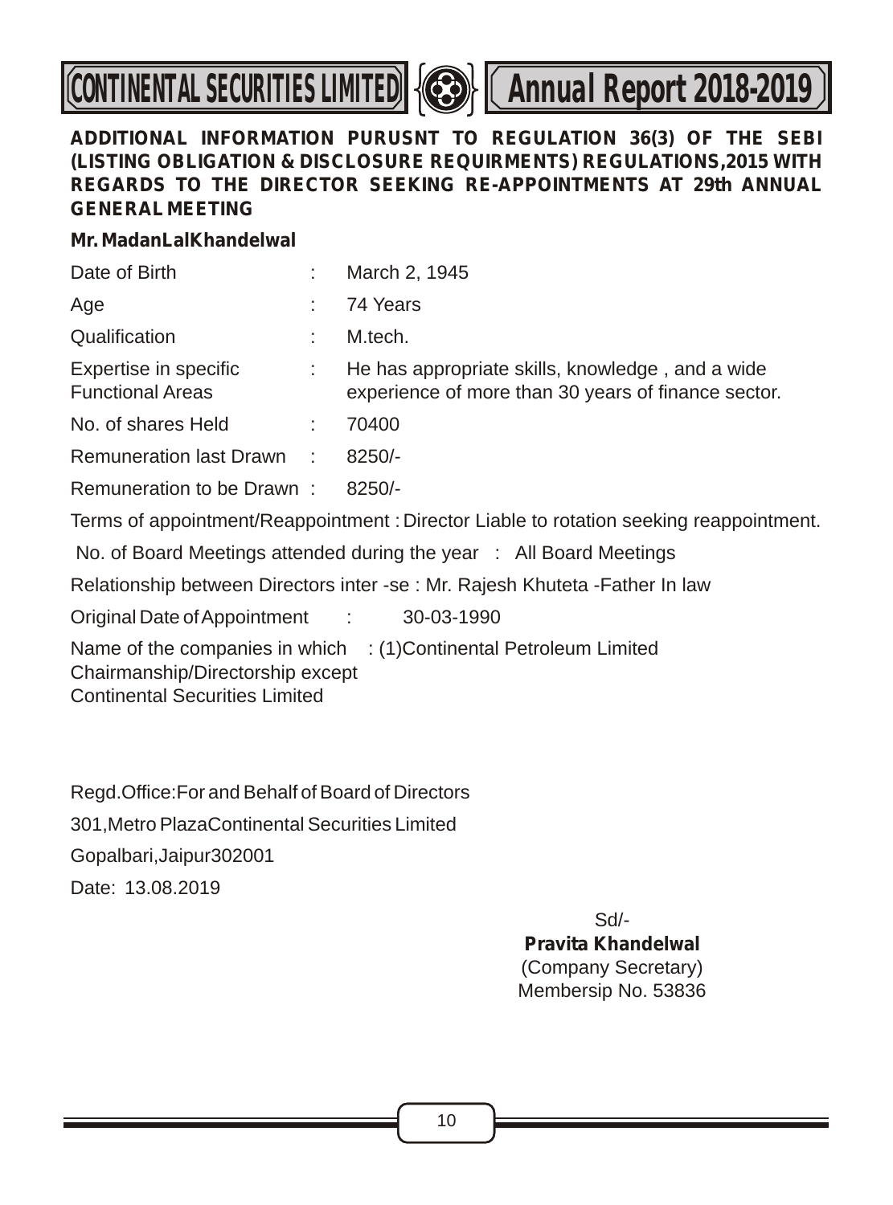**ADDITIONAL INFORMATION PURUSNT TO REGULATION 36(3) OF THE SEBI (LISTING OBLIGATION & DISCLOSURE REQUIRMENTS) REGULATIONS,2015 WITH REGARDS TO THE DIRECTOR SEEKING RE-APPOINTMENTS AT 29th ANNUAL GENERAL MEETING**

**Mr. MadanLalKhandelwal**

| | | |
|---|---|---|
| Date of Birth | : | March 2, 1945 |
| Age | : | 74 Years |
| Qualification | : | M.tech. |
| Expertise in specific Functional Areas | : | He has appropriate skills, knowledge , and a wide experience of more than 30 years of finance sector. |
| No. of shares Held | : | 70400 |
| Remuneration last Drawn | : | 8250/- |
| Remuneration to be Drawn | : | 8250/- |

Terms of appointment/Reappointment : Director Liable to rotation seeking reappointment.

No. of Board Meetings attended during the year : All Board Meetings

Relationship between Directors inter -se : Mr. Rajesh Khuteta -Father In law

Original Date of Appointment : 30-03-1990

Name of the companies in which Chairmanship/Directorship except Continental Securities Limited : (1)Continental Petroleum Limited

Regd.Office:For and Behalf of Board of Directors

301,Metro PlazaContinental Securities Limited

Gopalbari,Jaipur302001

Date: 13.08.2019

Sd/-

**Pravita Khandelwal**

(Company Secretary)

Membersip No. 53836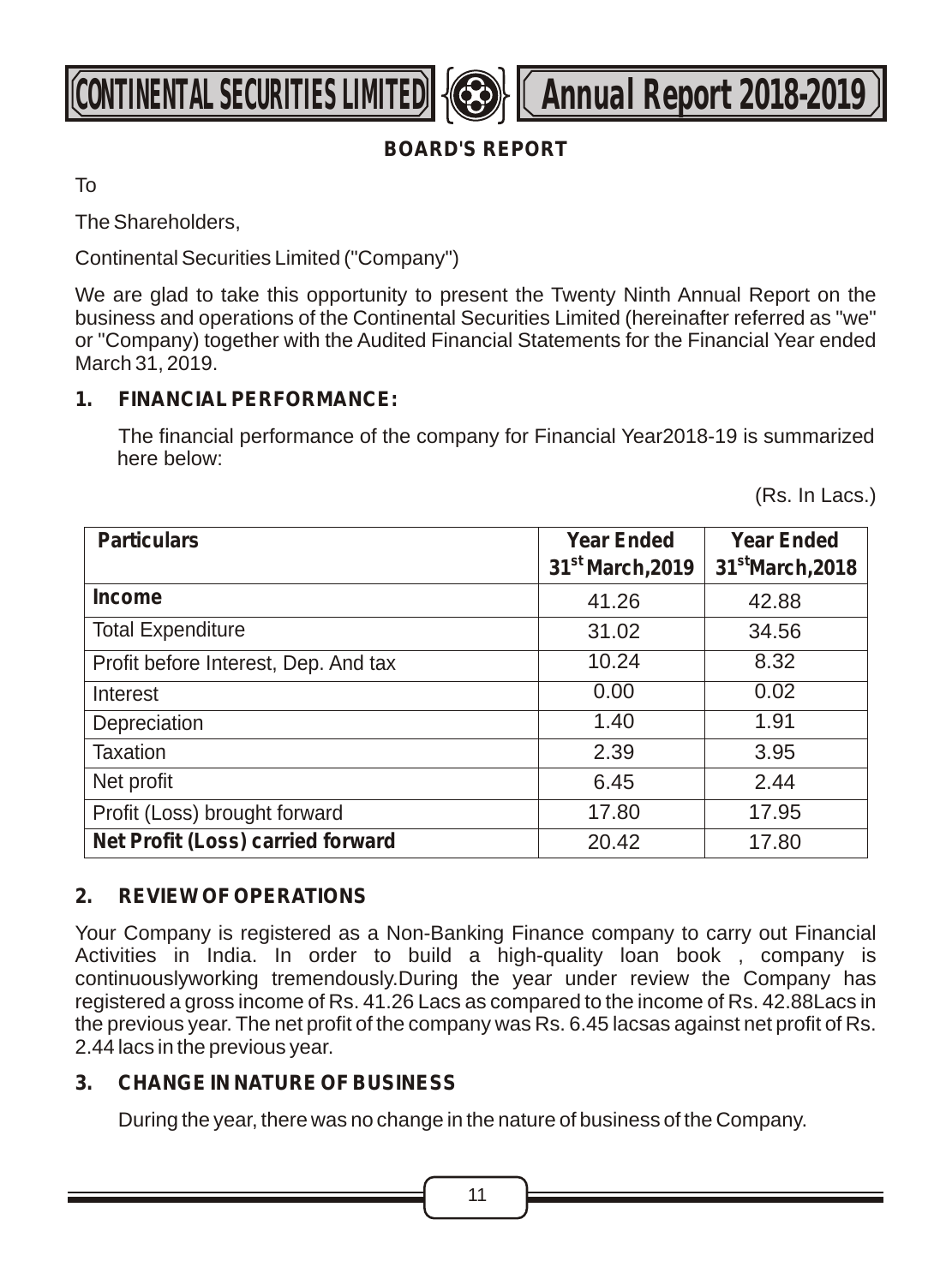## BOARD'S REPORT

To

The Shareholders,

Continental Securities Limited ("Company")

We are glad to take this opportunity to present the Twenty Ninth Annual Report on the business and operations of the Continental Securities Limited (hereinafter referred as "we" or "Company) together with the Audited Financial Statements for the Financial Year ended March 31, 2019.

### 1. FINANCIAL PERFORMANCE:

The financial performance of the company for Financial Year2018-19 is summarized here below:

(Rs. In Lacs.)

| Particulars | Year Ended 31st March,2019 | Year Ended 31stMarch,2018 |
|---|---|---|
| **Income** | 41.26 | 42.88 |
| Total Expenditure | 31.02 | 34.56 |
| Profit before Interest, Dep. And tax | 10.24 | 8.32 |
| Interest | 0.00 | 0.02 |
| Depreciation | 1.40 | 1.91 |
| Taxation | 2.39 | 3.95 |
| Net profit | 6.45 | 2.44 |
| Profit (Loss) brought forward | 17.80 | 17.95 |
| **Net Profit (Loss) carried forward** | 20.42 | 17.80 |

### 2. REVIEW OF OPERATIONS

Your Company is registered as a Non-Banking Finance company to carry out Financial Activities in India. In order to build a high-quality loan book , company is continuouslyworking tremendously.During the year under review the Company has registered a gross income of Rs. 41.26 Lacs as compared to the income of Rs. 42.88Lacs in the previous year. The net profit of the company was Rs. 6.45 lacsas against net profit of Rs. 2.44 lacs in the previous year.

### 3. CHANGE IN NATURE OF BUSINESS

During the year, there was no change in the nature of business of the Company.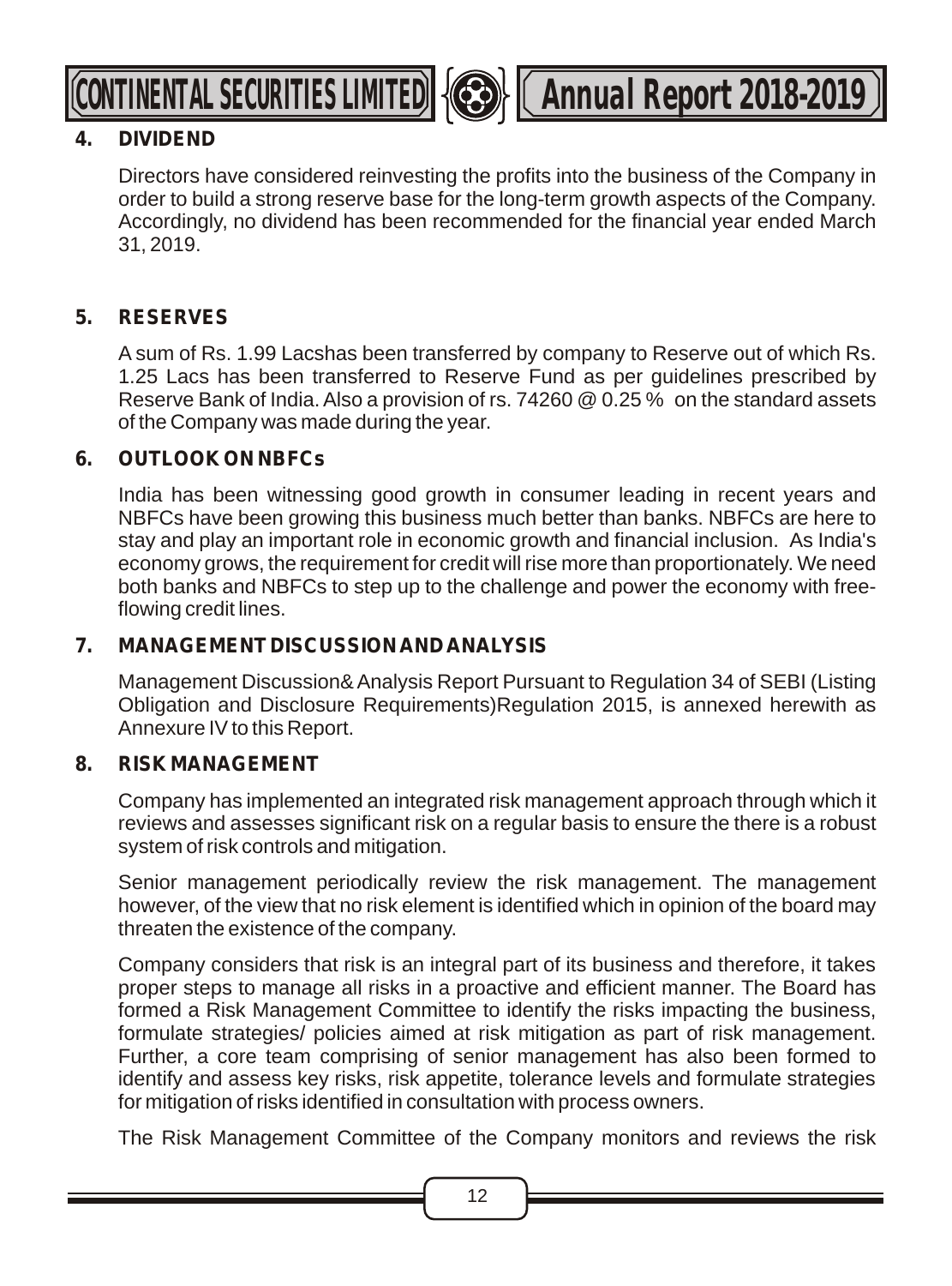## 4. DIVIDEND

Directors have considered reinvesting the profits into the business of the Company in order to build a strong reserve base for the long-term growth aspects of the Company. Accordingly, no dividend has been recommended for the financial year ended March 31, 2019.

## 5. RESERVES

A sum of Rs. 1.99 Lacshas been transferred by company to Reserve out of which Rs. 1.25 Lacs has been transferred to Reserve Fund as per guidelines prescribed by Reserve Bank of India. Also a provision of rs. 74260 @ 0.25 % on the standard assets of the Company was made during the year.

## 6. OUTLOOK ON NBFCs

India has been witnessing good growth in consumer leading in recent years and NBFCs have been growing this business much better than banks. NBFCs are here to stay and play an important role in economic growth and financial inclusion. As India's economy grows, the requirement for credit will rise more than proportionately. We need both banks and NBFCs to step up to the challenge and power the economy with free-flowing credit lines.

## 7. MANAGEMENT DISCUSSION AND ANALYSIS

Management Discussion& Analysis Report Pursuant to Regulation 34 of SEBI (Listing Obligation and Disclosure Requirements)Regulation 2015, is annexed herewith as Annexure IV to this Report.

## 8. RISK MANAGEMENT

Company has implemented an integrated risk management approach through which it reviews and assesses significant risk on a regular basis to ensure the there is a robust system of risk controls and mitigation.

Senior management periodically review the risk management. The management however, of the view that no risk element is identified which in opinion of the board may threaten the existence of the company.

Company considers that risk is an integral part of its business and therefore, it takes proper steps to manage all risks in a proactive and efficient manner. The Board has formed a Risk Management Committee to identify the risks impacting the business, formulate strategies/ policies aimed at risk mitigation as part of risk management. Further, a core team comprising of senior management has also been formed to identify and assess key risks, risk appetite, tolerance levels and formulate strategies for mitigation of risks identified in consultation with process owners.

The Risk Management Committee of the Company monitors and reviews the risk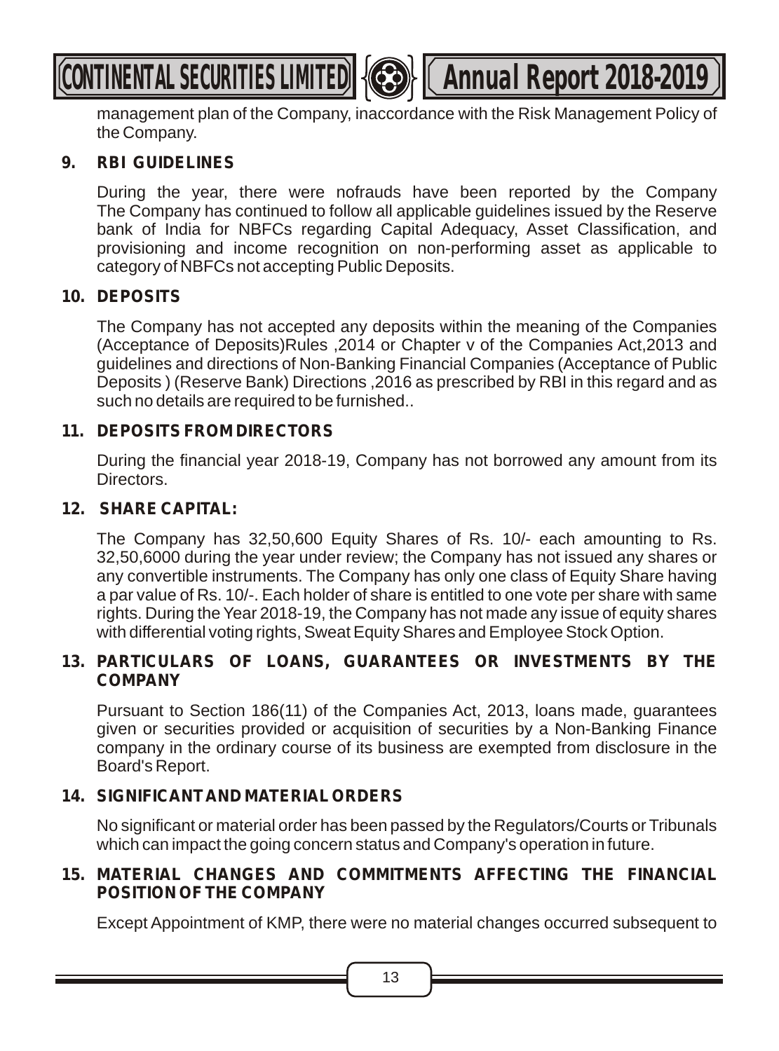management plan of the Company, inaccordance with the Risk Management Policy of the Company.

## 9. RBI GUIDELINES

During the year, there were nofrauds have been reported by the Company The Company has continued to follow all applicable guidelines issued by the Reserve bank of India for NBFCs regarding Capital Adequacy, Asset Classification, and provisioning and income recognition on non-performing asset as applicable to category of NBFCs not accepting Public Deposits.

## 10. DEPOSITS

The Company has not accepted any deposits within the meaning of the Companies (Acceptance of Deposits)Rules ,2014 or Chapter v of the Companies Act,2013 and guidelines and directions of Non-Banking Financial Companies (Acceptance of Public Deposits ) (Reserve Bank) Directions ,2016 as prescribed by RBI in this regard and as such no details are required to be furnished..

## 11. DEPOSITS FROM DIRECTORS

During the financial year 2018-19, Company has not borrowed any amount from its Directors.

## 12. SHARE CAPITAL:

The Company has 32,50,600 Equity Shares of Rs. 10/- each amounting to Rs. 32,50,6000 during the year under review; the Company has not issued any shares or any convertible instruments. The Company has only one class of Equity Share having a par value of Rs. 10/-. Each holder of share is entitled to one vote per share with same rights. During the Year 2018-19, the Company has not made any issue of equity shares with differential voting rights, Sweat Equity Shares and Employee Stock Option.

## 13. PARTICULARS OF LOANS, GUARANTEES OR INVESTMENTS BY THE COMPANY

Pursuant to Section 186(11) of the Companies Act, 2013, loans made, guarantees given or securities provided or acquisition of securities by a Non-Banking Finance company in the ordinary course of its business are exempted from disclosure in the Board's Report.

## 14. SIGNIFICANT AND MATERIAL ORDERS

No significant or material order has been passed by the Regulators/Courts or Tribunals which can impact the going concern status and Company's operation in future.

## 15. MATERIAL CHANGES AND COMMITMENTS AFFECTING THE FINANCIAL POSITION OF THE COMPANY

Except Appointment of KMP, there were no material changes occurred subsequent to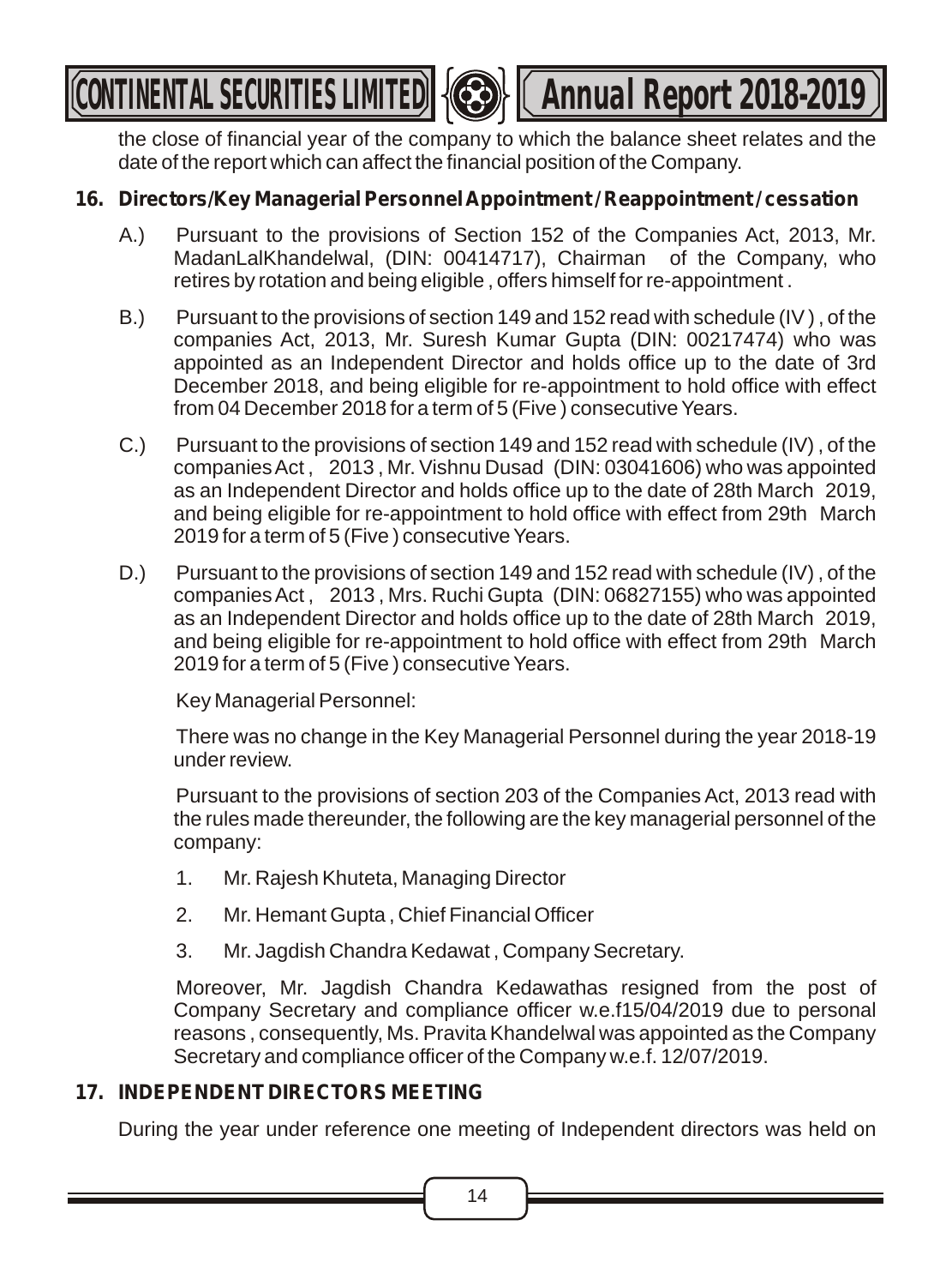the close of financial year of the company to which the balance sheet relates and the date of the report which can affect the financial position of the Company.

**16. Directors/Key Managerial Personnel Appointment / Reappointment / cessation**

A.) Pursuant to the provisions of Section 152 of the Companies Act, 2013, Mr. MadanLalKhandelwal, (DIN: 00414717), Chairman of the Company, who retires by rotation and being eligible , offers himself for re-appointment .

B.) Pursuant to the provisions of section 149 and 152 read with schedule (IV ) , of the companies Act, 2013, Mr. Suresh Kumar Gupta (DIN: 00217474) who was appointed as an Independent Director and holds office up to the date of 3rd December 2018, and being eligible for re-appointment to hold office with effect from 04 December 2018 for a term of 5 (Five ) consecutive Years.

C.) Pursuant to the provisions of section 149 and 152 read with schedule (IV) , of the companies Act , 2013 , Mr. Vishnu Dusad (DIN: 03041606) who was appointed as an Independent Director and holds office up to the date of 28th March 2019, and being eligible for re-appointment to hold office with effect from 29th March 2019 for a term of 5 (Five ) consecutive Years.

D.) Pursuant to the provisions of section 149 and 152 read with schedule (IV) , of the companies Act , 2013 , Mrs. Ruchi Gupta (DIN: 06827155) who was appointed as an Independent Director and holds office up to the date of 28th March 2019, and being eligible for re-appointment to hold office with effect from 29th March 2019 for a term of 5 (Five ) consecutive Years.

Key Managerial Personnel:

There was no change in the Key Managerial Personnel during the year 2018-19 under review.

Pursuant to the provisions of section 203 of the Companies Act, 2013 read with the rules made thereunder, the following are the key managerial personnel of the company:

1. Mr. Rajesh Khuteta, Managing Director
2. Mr. Hemant Gupta , Chief Financial Officer
3. Mr. Jagdish Chandra Kedawat , Company Secretary.

Moreover, Mr. Jagdish Chandra Kedawathas resigned from the post of Company Secretary and compliance officer w.e.f15/04/2019 due to personal reasons , consequently, Ms. Pravita Khandelwal was appointed as the Company Secretary and compliance officer of the Company w.e.f. 12/07/2019.

**17. INDEPENDENT DIRECTORS MEETING**

During the year under reference one meeting of Independent directors was held on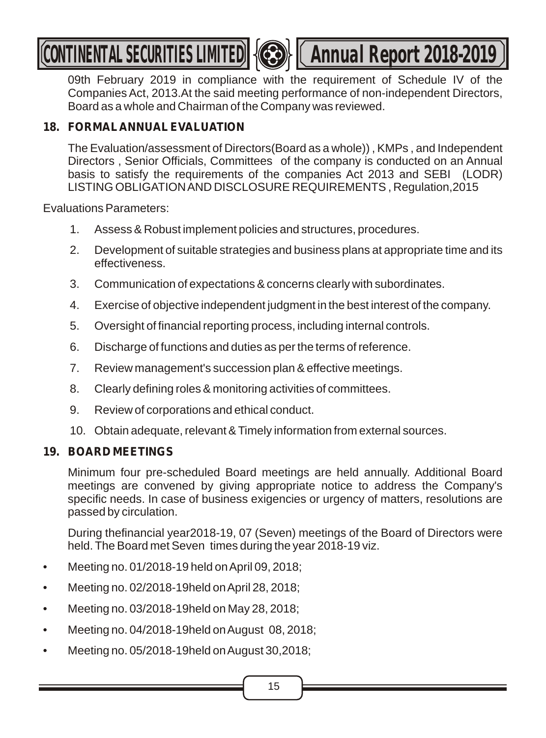09th February 2019 in compliance with the requirement of Schedule IV of the Companies Act, 2013.At the said meeting performance of non-independent Directors, Board as a whole and Chairman of the Company was reviewed.

## 18. FORMAL ANNUAL EVALUATION

The Evaluation/assessment of Directors(Board as a whole)) , KMPs , and Independent Directors , Senior Officials, Committees of the company is conducted on an Annual basis to satisfy the requirements of the companies Act 2013 and SEBI (LODR) LISTING OBLIGATION AND DISCLOSURE REQUIREMENTS , Regulation,2015

Evaluations Parameters:

1. Assess & Robust implement policies and structures, procedures.
2. Development of suitable strategies and business plans at appropriate time and its effectiveness.
3. Communication of expectations & concerns clearly with subordinates.
4. Exercise of objective independent judgment in the best interest of the company.
5. Oversight of financial reporting process, including internal controls.
6. Discharge of functions and duties as per the terms of reference.
7. Review management's succession plan & effective meetings.
8. Clearly defining roles & monitoring activities of committees.
9. Review of corporations and ethical conduct.
10. Obtain adequate, relevant & Timely information from external sources.

## 19. BOARD MEETINGS

Minimum four pre-scheduled Board meetings are held annually. Additional Board meetings are convened by giving appropriate notice to address the Company's specific needs. In case of business exigencies or urgency of matters, resolutions are passed by circulation.

During thefinancial year2018-19, 07 (Seven) meetings of the Board of Directors were held. The Board met Seven times during the year 2018-19 viz.

- Meeting no. 01/2018-19 held on April 09, 2018;
- Meeting no. 02/2018-19held on April 28, 2018;
- Meeting no. 03/2018-19held on May 28, 2018;
- Meeting no. 04/2018-19held on August 08, 2018;
- Meeting no. 05/2018-19held on August 30,2018;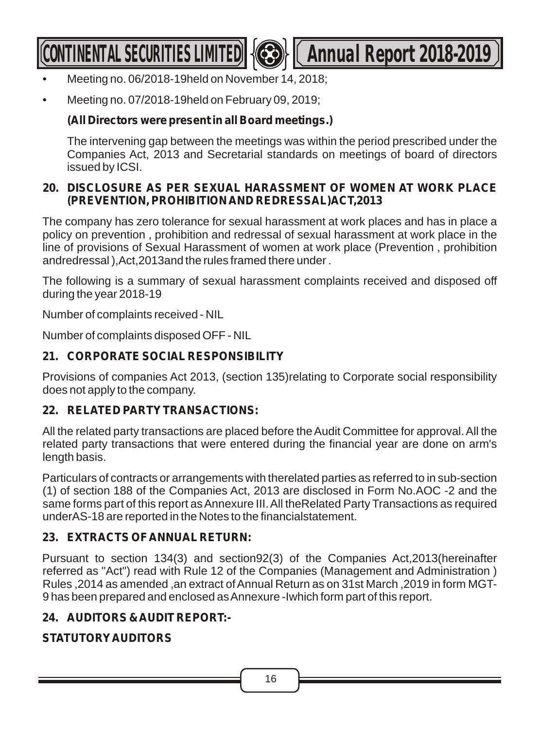- Meeting no. 06/2018-19held on November 14, 2018;
- Meeting no. 07/2018-19held on February 09, 2019;

  **(All Directors were present in all Board meetings.)**

  The intervening gap between the meetings was within the period prescribed under the Companies Act, 2013 and Secretarial standards on meetings of board of directors issued by ICSI.

## 20. DISCLOSURE AS PER SEXUAL HARASSMENT OF WOMEN AT WORK PLACE (PREVENTION, PROHIBITION AND REDRESSAL)ACT,2013

The company has zero tolerance for sexual harassment at work places and has in place a policy on prevention , prohibition and redressal of sexual harassment at work place in the line of provisions of Sexual Harassment of women at work place (Prevention , prohibition andredressal ),Act,2013and the rules framed there under .

The following is a summary of sexual harassment complaints received and disposed off during the year 2018-19

Number of complaints received - NIL

Number of complaints disposed OFF - NIL

## 21. CORPORATE SOCIAL RESPONSIBILITY

Provisions of companies Act 2013, (section 135)relating to Corporate social responsibility does not apply to the company.

## 22. RELATED PARTY TRANSACTIONS:

All the related party transactions are placed before the Audit Committee for approval. All the related party transactions that were entered during the financial year are done on arm's length basis.

Particulars of contracts or arrangements with therelated parties as referred to in sub-section (1) of section 188 of the Companies Act, 2013 are disclosed in Form No.AOC -2 and the same forms part of this report as Annexure III. All theRelated Party Transactions as required underAS-18 are reported in the Notes to the financialstatement.

## 23. EXTRACTS OF ANNUAL RETURN:

Pursuant to section 134(3) and section92(3) of the Companies Act,2013(hereinafter referred as "Act") read with Rule 12 of the Companies (Management and Administration ) Rules ,2014 as amended ,an extract of Annual Return as on 31st March ,2019 in form MGT-9 has been prepared and enclosed as Annexure -Iwhich form part of this report.

## 24. AUDITORS & AUDIT REPORT:-

**STATUTORY AUDITORS**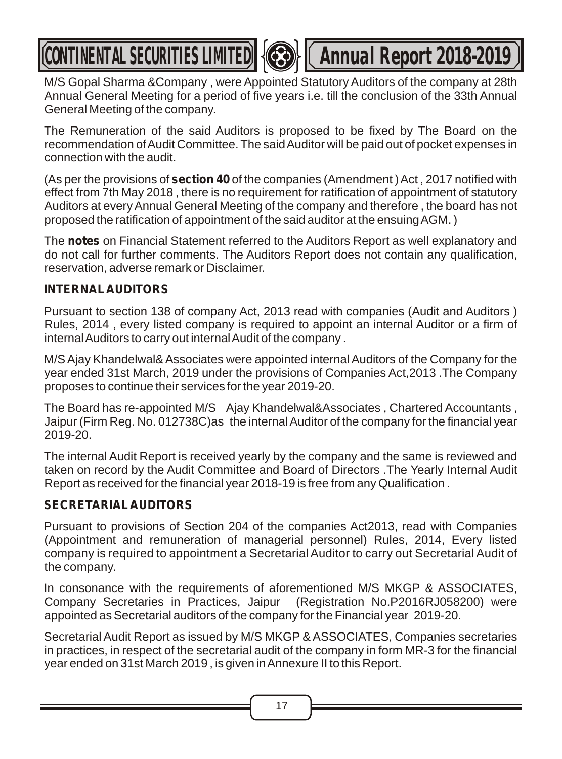M/S Gopal Sharma &Company , were Appointed Statutory Auditors of the company at 28th Annual General Meeting for a period of five years i.e. till the conclusion of the 33th Annual General Meeting of the company.

The Remuneration of the said Auditors is proposed to be fixed by The Board on the recommendation of Audit Committee. The said Auditor will be paid out of pocket expenses in connection with the audit.

(As per the provisions of **section 40** of the companies (Amendment ) Act , 2017 notified with effect from 7th May 2018 , there is no requirement for ratification of appointment of statutory Auditors at every Annual General Meeting of the company and therefore , the board has not proposed the ratification of appointment of the said auditor at the ensuing AGM. )

The **notes** on Financial Statement referred to the Auditors Report as well explanatory and do not call for further comments. The Auditors Report does not contain any qualification, reservation, adverse remark or Disclaimer.

### INTERNAL AUDITORS

Pursuant to section 138 of company Act, 2013 read with companies (Audit and Auditors ) Rules, 2014 , every listed company is required to appoint an internal Auditor or a firm of internal Auditors to carry out internal Audit of the company .

M/S Ajay Khandelwal& Associates were appointed internal Auditors of the Company for the year ended 31st March, 2019 under the provisions of Companies Act,2013 .The Company proposes to continue their services for the year 2019-20.

The Board has re-appointed M/S Ajay Khandelwal&Associates , Chartered Accountants , Jaipur (Firm Reg. No. 012738C)as the internal Auditor of the company for the financial year 2019-20.

The internal Audit Report is received yearly by the company and the same is reviewed and taken on record by the Audit Committee and Board of Directors .The Yearly Internal Audit Report as received for the financial year 2018-19 is free from any Qualification .

### SECRETARIAL AUDITORS

Pursuant to provisions of Section 204 of the companies Act2013, read with Companies (Appointment and remuneration of managerial personnel) Rules, 2014, Every listed company is required to appointment a Secretarial Auditor to carry out Secretarial Audit of the company.

In consonance with the requirements of aforementioned M/S MKGP & ASSOCIATES, Company Secretaries in Practices, Jaipur (Registration No.P2016RJ058200) were appointed as Secretarial auditors of the company for the Financial year 2019-20.

Secretarial Audit Report as issued by M/S MKGP & ASSOCIATES, Companies secretaries in practices, in respect of the secretarial audit of the company in form MR-3 for the financial year ended on 31st March 2019 , is given in Annexure II to this Report.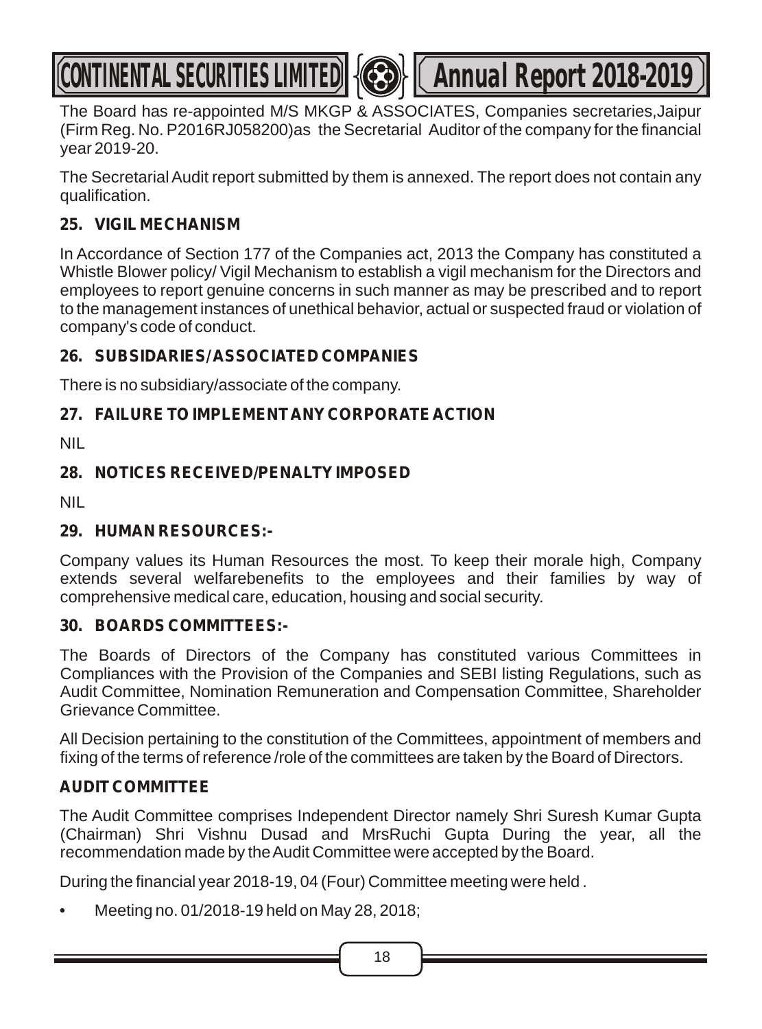The Board has re-appointed M/S MKGP & ASSOCIATES, Companies secretaries,Jaipur (Firm Reg. No. P2016RJ058200)as the Secretarial Auditor of the company for the financial year 2019-20.

The Secretarial Audit report submitted by them is annexed. The report does not contain any qualification.

## 25. VIGIL MECHANISM

In Accordance of Section 177 of the Companies act, 2013 the Company has constituted a Whistle Blower policy/ Vigil Mechanism to establish a vigil mechanism for the Directors and employees to report genuine concerns in such manner as may be prescribed and to report to the management instances of unethical behavior, actual or suspected fraud or violation of company's code of conduct.

## 26. SUBSIDARIES/ASSOCIATED COMPANIES

There is no subsidiary/associate of the company.

## 27. FAILURE TO IMPLEMENT ANY CORPORATE ACTION

NIL

## 28. NOTICES RECEIVED/PENALTY IMPOSED

NIL

## 29. HUMAN RESOURCES:-

Company values its Human Resources the most. To keep their morale high, Company extends several welfarebenefits to the employees and their families by way of comprehensive medical care, education, housing and social security.

## 30. BOARDS COMMITTEES:-

The Boards of Directors of the Company has constituted various Committees in Compliances with the Provision of the Companies and SEBI listing Regulations, such as Audit Committee, Nomination Remuneration and Compensation Committee, Shareholder Grievance Committee.

All Decision pertaining to the constitution of the Committees, appointment of members and fixing of the terms of reference /role of the committees are taken by the Board of Directors.

### AUDIT COMMITTEE

The Audit Committee comprises Independent Director namely Shri Suresh Kumar Gupta (Chairman) Shri Vishnu Dusad and MrsRuchi Gupta During the year, all the recommendation made by the Audit Committee were accepted by the Board.

During the financial year 2018-19, 04 (Four) Committee meeting were held .

- Meeting no. 01/2018-19 held on May 28, 2018;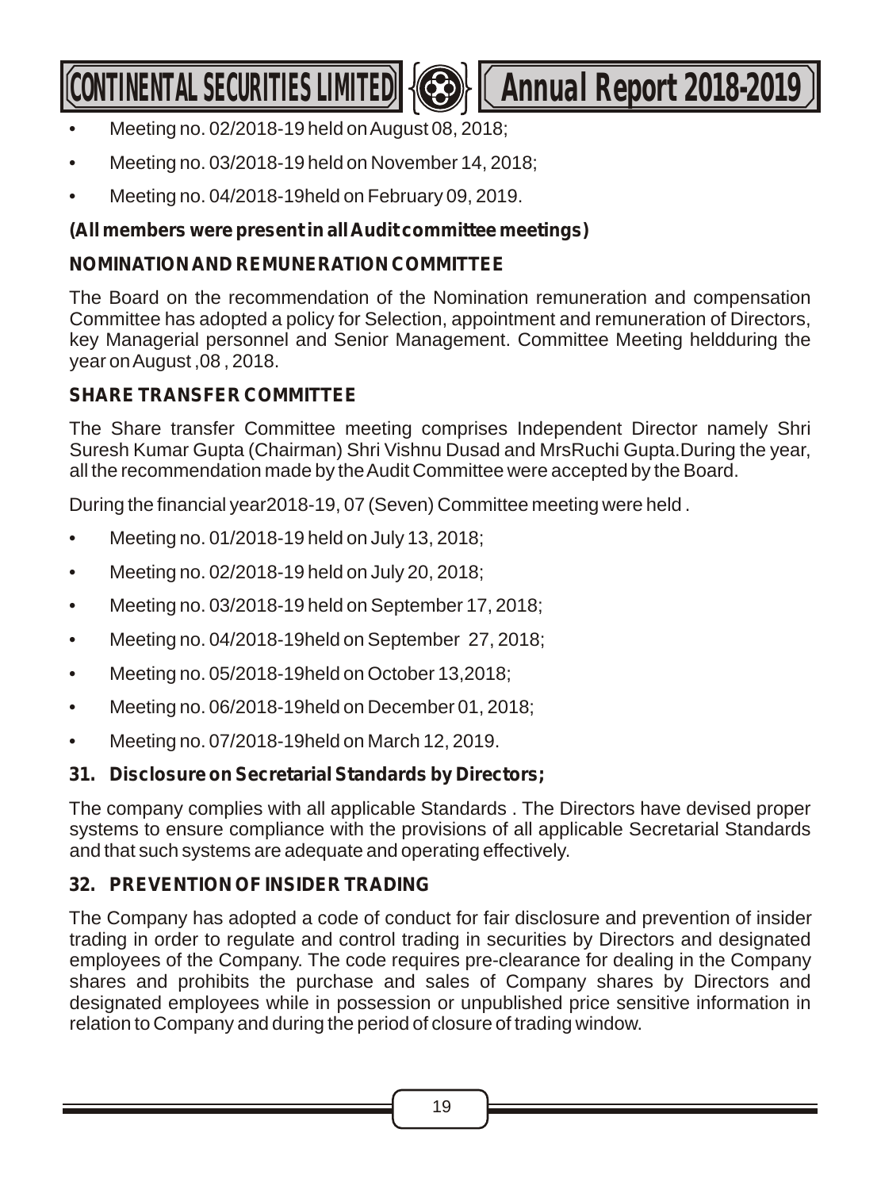- Meeting no. 02/2018-19 held on August 08, 2018;
- Meeting no. 03/2018-19 held on November 14, 2018;
- Meeting no. 04/2018-19held on February 09, 2019.

**(All members were present in all Audit committee meetings)**

**NOMINATION AND REMUNERATION COMMITTEE**

The Board on the recommendation of the Nomination remuneration and compensation Committee has adopted a policy for Selection, appointment and remuneration of Directors, key Managerial personnel and Senior Management. Committee Meeting heldduring the year on August ,08 , 2018.

**SHARE TRANSFER COMMITTEE**

The Share transfer Committee meeting comprises Independent Director namely Shri Suresh Kumar Gupta (Chairman) Shri Vishnu Dusad and MrsRuchi Gupta.During the year, all the recommendation made by the Audit Committee were accepted by the Board.

During the financial year2018-19, 07 (Seven) Committee meeting were held .

- Meeting no. 01/2018-19 held on July 13, 2018;
- Meeting no. 02/2018-19 held on July 20, 2018;
- Meeting no. 03/2018-19 held on September 17, 2018;
- Meeting no. 04/2018-19held on September 27, 2018;
- Meeting no. 05/2018-19held on October 13,2018;
- Meeting no. 06/2018-19held on December 01, 2018;
- Meeting no. 07/2018-19held on March 12, 2019.

**31. Disclosure on Secretarial Standards by Directors;**

The company complies with all applicable Standards . The Directors have devised proper systems to ensure compliance with the provisions of all applicable Secretarial Standards and that such systems are adequate and operating effectively.

**32. PREVENTION OF INSIDER TRADING**

The Company has adopted a code of conduct for fair disclosure and prevention of insider trading in order to regulate and control trading in securities by Directors and designated employees of the Company. The code requires pre-clearance for dealing in the Company shares and prohibits the purchase and sales of Company shares by Directors and designated employees while in possession or unpublished price sensitive information in relation to Company and during the period of closure of trading window.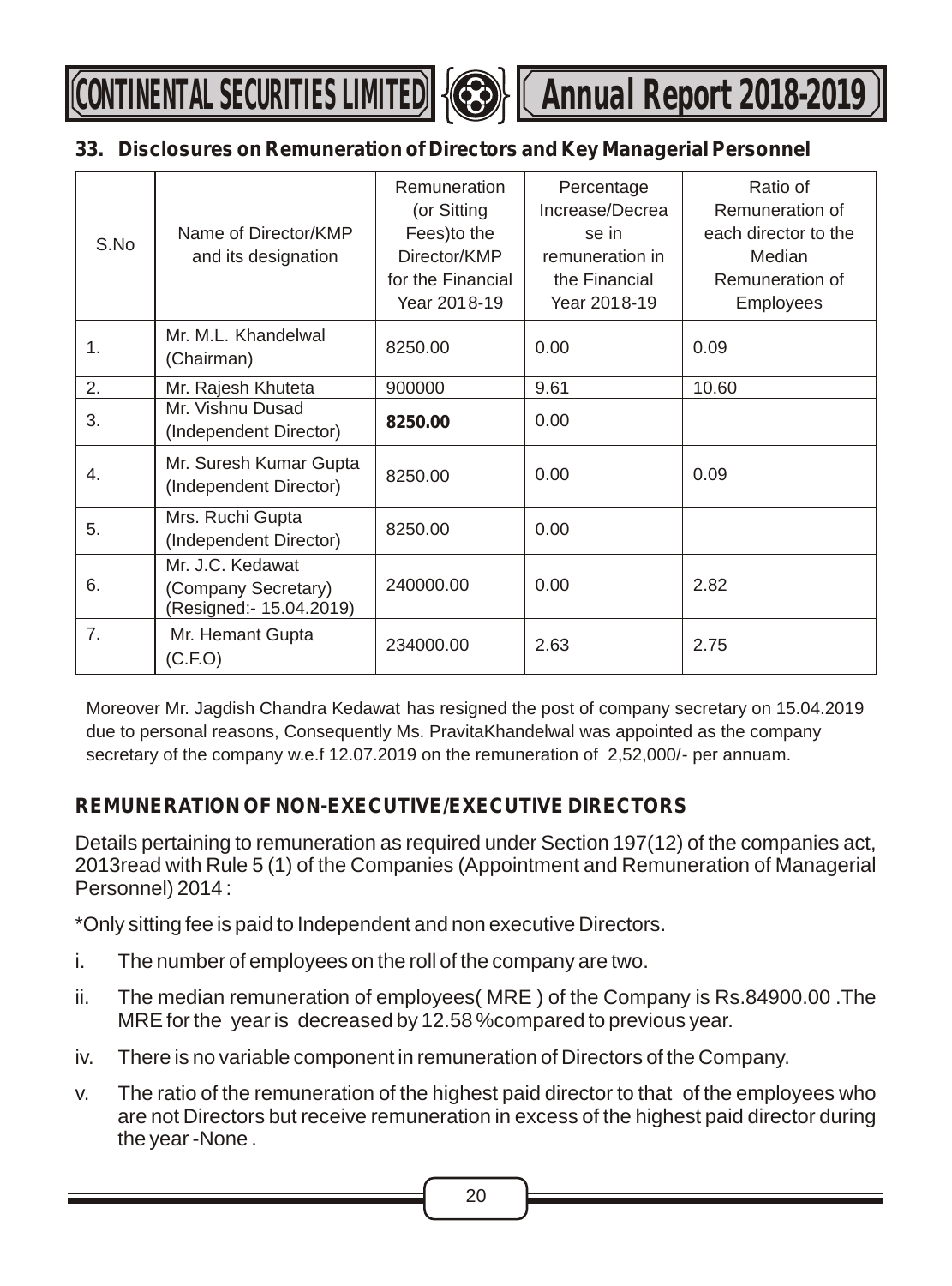## 33. Disclosures on Remuneration of Directors and Key Managerial Personnel

| S.No | Name of Director/KMP and its designation | Remuneration (or Sitting Fees)to the Director/KMP for the Financial Year 2018-19 | Percentage Increase/Decrease in remuneration in the Financial Year 2018-19 | Ratio of Remuneration of each director to the Median Remuneration of Employees |
|---|---|---|---|---|
| 1. | Mr. M.L. Khandelwal (Chairman) | 8250.00 | 0.00 | 0.09 |
| 2. | Mr. Rajesh Khuteta | 900000 | 9.61 | 10.60 |
| 3. | Mr. Vishnu Dusad (Independent Director) | **8250.00** | 0.00 | |
| 4. | Mr. Suresh Kumar Gupta (Independent Director) | 8250.00 | 0.00 | 0.09 |
| 5. | Mrs. Ruchi Gupta (Independent Director) | 8250.00 | 0.00 | |
| 6. | Mr. J.C. Kedawat (Company Secretary) (Resigned:- 15.04.2019) | 240000.00 | 0.00 | 2.82 |
| 7. | Mr. Hemant Gupta (C.F.O) | 234000.00 | 2.63 | 2.75 |

Moreover Mr. Jagdish Chandra Kedawat has resigned the post of company secretary on 15.04.2019 due to personal reasons, Consequently Ms. PravitaKhandelwal was appointed as the company secretary of the company w.e.f 12.07.2019 on the remuneration of 2,52,000/- per annuam.

### REMUNERATION OF NON-EXECUTIVE/EXECUTIVE DIRECTORS

Details pertaining to remuneration as required under Section 197(12) of the companies act, 2013read with Rule 5 (1) of the Companies (Appointment and Remuneration of Managerial Personnel) 2014 :

*Only sitting fee is paid to Independent and non executive Directors.

i. The number of employees on the roll of the company are two.

ii. The median remuneration of employees( MRE ) of the Company is Rs.84900.00 .The MRE for the year is decreased by 12.58 %compared to previous year.

iv. There is no variable component in remuneration of Directors of the Company.

v. The ratio of the remuneration of the highest paid director to that of the employees who are not Directors but receive remuneration in excess of the highest paid director during the year -None .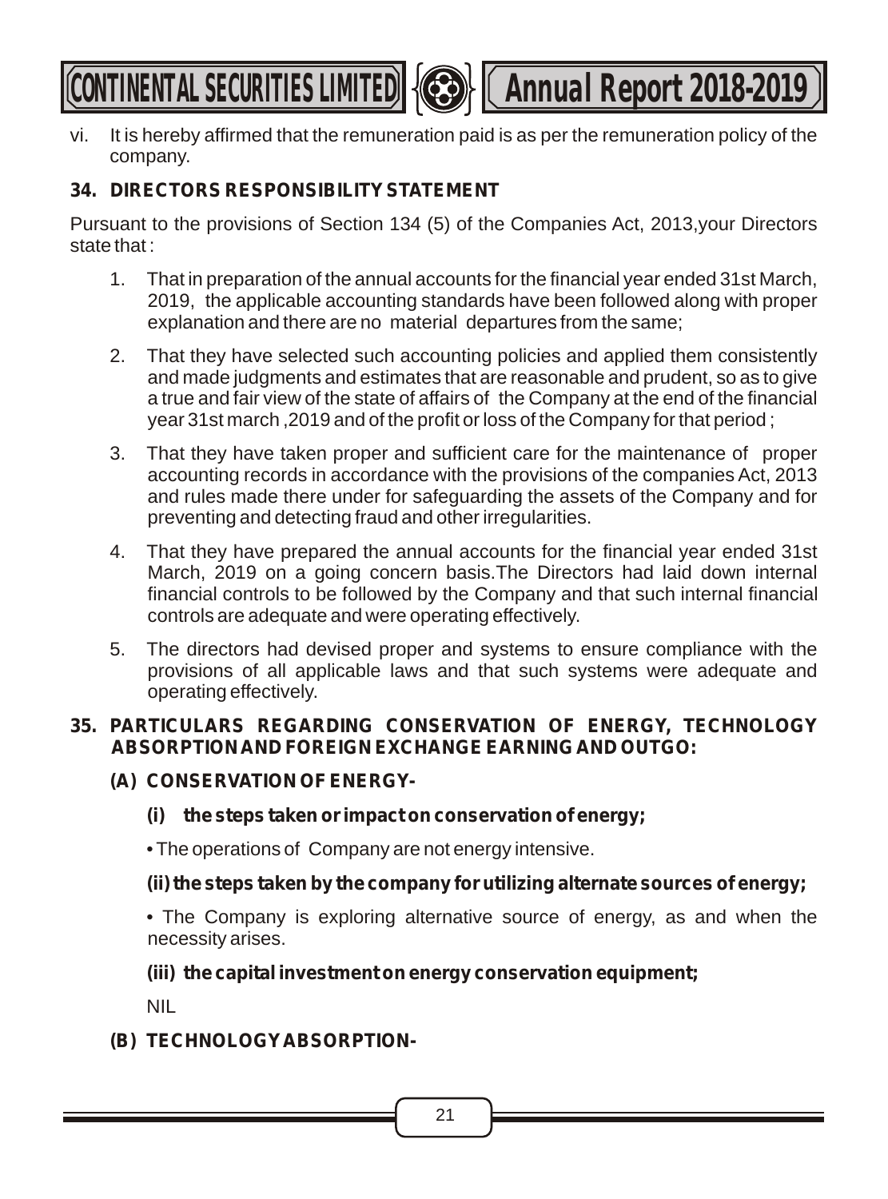vi. It is hereby affirmed that the remuneration paid is as per the remuneration policy of the company.

## 34. DIRECTORS RESPONSIBILITY STATEMENT

Pursuant to the provisions of Section 134 (5) of the Companies Act, 2013,your Directors state that :

1. That in preparation of the annual accounts for the financial year ended 31st March, 2019, the applicable accounting standards have been followed along with proper explanation and there are no material departures from the same;
2. That they have selected such accounting policies and applied them consistently and made judgments and estimates that are reasonable and prudent, so as to give a true and fair view of the state of affairs of the Company at the end of the financial year 31st march ,2019 and of the profit or loss of the Company for that period ;
3. That they have taken proper and sufficient care for the maintenance of proper accounting records in accordance with the provisions of the companies Act, 2013 and rules made there under for safeguarding the assets of the Company and for preventing and detecting fraud and other irregularities.
4. That they have prepared the annual accounts for the financial year ended 31st March, 2019 on a going concern basis.The Directors had laid down internal financial controls to be followed by the Company and that such internal financial controls are adequate and were operating effectively.
5. The directors had devised proper and systems to ensure compliance with the provisions of all applicable laws and that such systems were adequate and operating effectively.

## 35. PARTICULARS REGARDING CONSERVATION OF ENERGY, TECHNOLOGY ABSORPTION AND FOREIGN EXCHANGE EARNING AND OUTGO:

### (A) CONSERVATION OF ENERGY-

**(i) the steps taken or impact on conservation of energy;**

• The operations of Company are not energy intensive.

**(ii) the steps taken by the company for utilizing alternate sources of energy;**

• The Company is exploring alternative source of energy, as and when the necessity arises.

**(iii) the capital investment on energy conservation equipment;**

NIL

### (B) TECHNOLOGY ABSORPTION-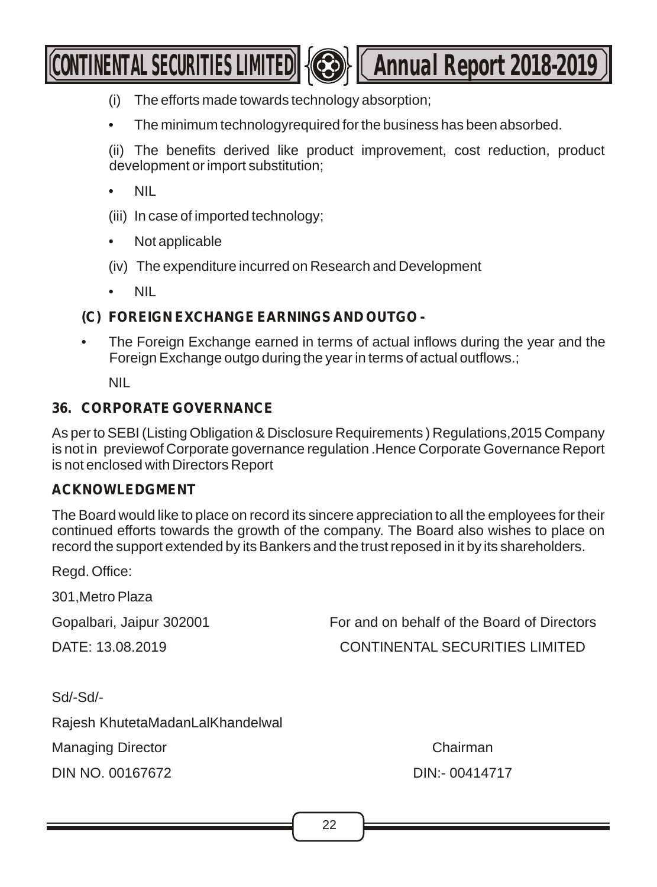(i) The efforts made towards technology absorption;

- The minimum technologyrequired for the business has been absorbed.

(ii) The benefits derived like product improvement, cost reduction, product development or import substitution;

- NIL

(iii) In case of imported technology;

- Not applicable

(iv) The expenditure incurred on Research and Development

- NIL

**(C) FOREIGN EXCHANGE EARNINGS AND OUTGO -**

- The Foreign Exchange earned in terms of actual inflows during the year and the Foreign Exchange outgo during the year in terms of actual outflows.;

NIL

**36. CORPORATE GOVERNANCE**

As per to SEBI (Listing Obligation & Disclosure Requirements ) Regulations,2015 Company is not in previewof Corporate governance regulation .Hence Corporate Governance Report is not enclosed with Directors Report

**ACKNOWLEDGMENT**

The Board would like to place on record its sincere appreciation to all the employees for their continued efforts towards the growth of the company. The Board also wishes to place on record the support extended by its Bankers and the trust reposed in it by its shareholders.

Regd. Office:

301,Metro Plaza

Gopalbari, Jaipur 302001

DATE: 13.08.2019

For and on behalf of the Board of Directors

CONTINENTAL SECURITIES LIMITED

Sd/-Sd/-

Rajesh KhutetaMadanLalKhandelwal

Managing Director — Chairman

DIN NO. 00167672 — DIN:- 00414717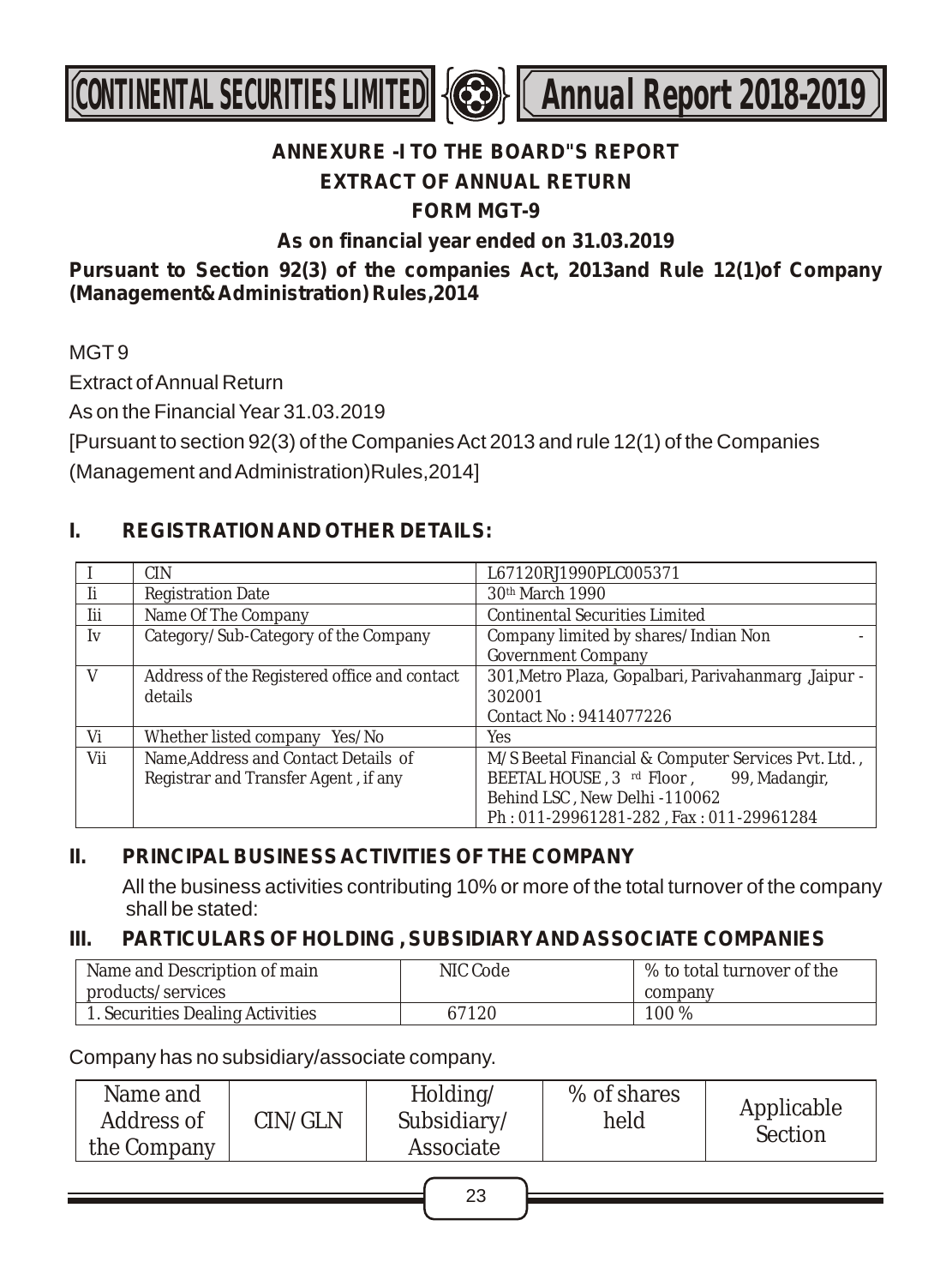## ANNEXURE -I TO THE BOARD"S REPORT

## EXTRACT OF ANNUAL RETURN

## FORM MGT-9

**As on financial year ended on 31.03.2019**

**Pursuant to Section 92(3) of the companies Act, 2013and Rule 12(1)of Company (Management& Administration) Rules,2014**

MGT 9

Extract of Annual Return

As on the Financial Year 31.03.2019

[Pursuant to section 92(3) of the Companies Act 2013 and rule 12(1) of the Companies (Management and Administration)Rules,2014]

### I. REGISTRATION AND OTHER DETAILS:

| | | |
|---|---|---|
| I | CIN | L67120RJ1990PLC005371 |
| Ii | Registration Date | 30th March 1990 |
| Iii | Name Of The Company | Continental Securities Limited |
| Iv | Category/Sub-Category of the Company | Company limited by shares/Indian Non - Government Company |
| V | Address of the Registered office and contact details | 301,Metro Plaza, Gopalbari, Parivahanmarg ,Jaipur - 302001<br>Contact No : 9414077226 |
| Vi | Whether listed company Yes/No | Yes |
| Vii | Name,Address and Contact Details of Registrar and Transfer Agent , if any | M/S Beetal Financial & Computer Services Pvt. Ltd. , BEETAL HOUSE , 3 rd Floor , 99, Madangir, Behind LSC , New Delhi -110062<br>Ph : 011-29961281-282 , Fax : 011-29961284 |

### II. PRINCIPAL BUSINESS ACTIVITIES OF THE COMPANY

All the business activities contributing 10% or more of the total turnover of the company shall be stated:

### III. PARTICULARS OF HOLDING , SUBSIDIARY AND ASSOCIATE COMPANIES

| Name and Description of main products/services | NIC Code | % to total turnover of the company |
|---|---|---|
| 1. Securities Dealing Activities | 67120 | 100 % |

Company has no subsidiary/associate company.

| Name and Address of the Company | CIN/GLN | Holding/ Subsidiary/ Associate | % of shares held | Applicable Section |
|---|---|---|---|---|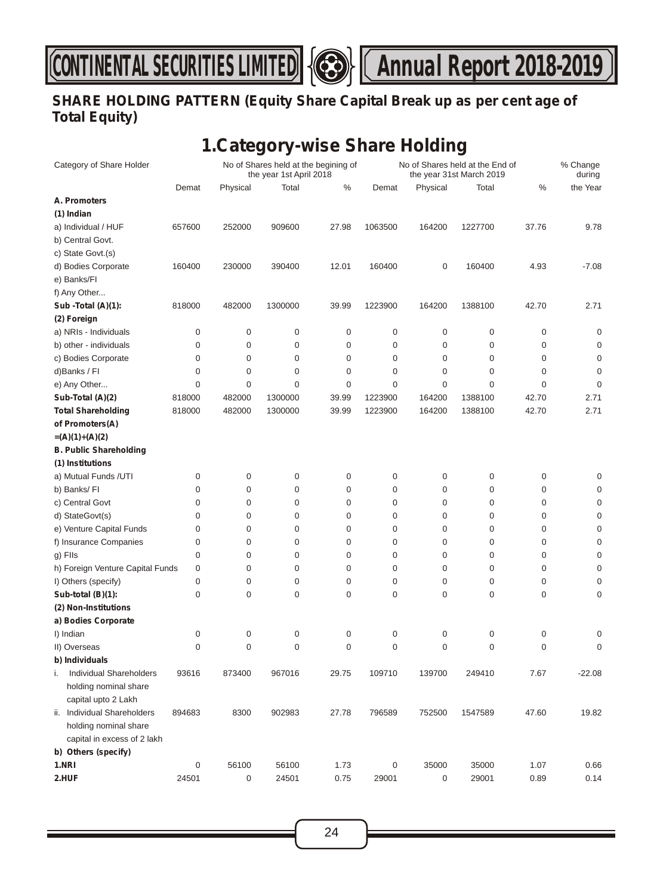## SHARE HOLDING PATTERN (Equity Share Capital Break up as per cent age of Total Equity)

# 1.Category-wise Share Holding

| Category of Share Holder | No of Shares held at the begining of the year 1st April 2018 | | | | No of Shares held at the End of the year 31st March 2019 | | | | % Change during |
|---|---|---|---|---|---|---|---|---|---|
| | Demat | Physical | Total | % | Demat | Physical | Total | % | the Year |
| **A. Promoters** | | | | | | | | | |
| **(1) Indian** | | | | | | | | | |
| a) Individual / HUF | 657600 | 252000 | 909600 | 27.98 | 1063500 | 164200 | 1227700 | 37.76 | 9.78 |
| b) Central Govt. | | | | | | | | | |
| c) State Govt.(s) | | | | | | | | | |
| d) Bodies Corporate | 160400 | 230000 | 390400 | 12.01 | 160400 | 0 | 160400 | 4.93 | -7.08 |
| e) Banks/FI | | | | | | | | | |
| f) Any Other... | | | | | | | | | |
| **Sub -Total (A)(1):** | 818000 | 482000 | 1300000 | 39.99 | 1223900 | 164200 | 1388100 | 42.70 | 2.71 |
| **(2) Foreign** | | | | | | | | | |
| a) NRIs - Individuals | 0 | 0 | 0 | 0 | 0 | 0 | 0 | 0 | 0 |
| b) other - individuals | 0 | 0 | 0 | 0 | 0 | 0 | 0 | 0 | 0 |
| c) Bodies Corporate | 0 | 0 | 0 | 0 | 0 | 0 | 0 | 0 | 0 |
| d)Banks / FI | 0 | 0 | 0 | 0 | 0 | 0 | 0 | 0 | 0 |
| e) Any Other... | 0 | 0 | 0 | 0 | 0 | 0 | 0 | 0 | 0 |
| **Sub-Total (A)(2)** | 818000 | 482000 | 1300000 | 39.99 | 1223900 | 164200 | 1388100 | 42.70 | 2.71 |
| **Total Shareholding of Promoters(A) =(A)(1)+(A)(2)** | 818000 | 482000 | 1300000 | 39.99 | 1223900 | 164200 | 1388100 | 42.70 | 2.71 |
| **B. Public Shareholding** | | | | | | | | | |
| **(1) Institutions** | | | | | | | | | |
| a) Mutual Funds /UTI | 0 | 0 | 0 | 0 | 0 | 0 | 0 | 0 | 0 |
| b) Banks/ FI | 0 | 0 | 0 | 0 | 0 | 0 | 0 | 0 | 0 |
| c) Central Govt | 0 | 0 | 0 | 0 | 0 | 0 | 0 | 0 | 0 |
| d) StateGovt(s) | 0 | 0 | 0 | 0 | 0 | 0 | 0 | 0 | 0 |
| e) Venture Capital Funds | 0 | 0 | 0 | 0 | 0 | 0 | 0 | 0 | 0 |
| f) Insurance Companies | 0 | 0 | 0 | 0 | 0 | 0 | 0 | 0 | 0 |
| g) FIIs | 0 | 0 | 0 | 0 | 0 | 0 | 0 | 0 | 0 |
| h) Foreign Venture Capital Funds | 0 | 0 | 0 | 0 | 0 | 0 | 0 | 0 | 0 |
| I) Others (specify) | 0 | 0 | 0 | 0 | 0 | 0 | 0 | 0 | 0 |
| **Sub-total (B)(1):** | 0 | 0 | 0 | 0 | 0 | 0 | 0 | 0 | 0 |
| **(2) Non-Institutions** | | | | | | | | | |
| **a) Bodies Corporate** | | | | | | | | | |
| I) Indian | 0 | 0 | 0 | 0 | 0 | 0 | 0 | 0 | 0 |
| II) Overseas | 0 | 0 | 0 | 0 | 0 | 0 | 0 | 0 | 0 |
| **b) Individuals** | | | | | | | | | |
| i. Individual Shareholders holding nominal share capital upto 2 Lakh | 93616 | 873400 | 967016 | 29.75 | 109710 | 139700 | 249410 | 7.67 | -22.08 |
| ii. Individual Shareholders holding nominal share capital in excess of 2 lakh | 894683 | 8300 | 902983 | 27.78 | 796589 | 752500 | 1547589 | 47.60 | 19.82 |
| **b) Others (specify)** | | | | | | | | | |
| **1.NRI** | 0 | 56100 | 56100 | 1.73 | 0 | 35000 | 35000 | 1.07 | 0.66 |
| **2.HUF** | 24501 | 0 | 24501 | 0.75 | 29001 | 0 | 29001 | 0.89 | 0.14 |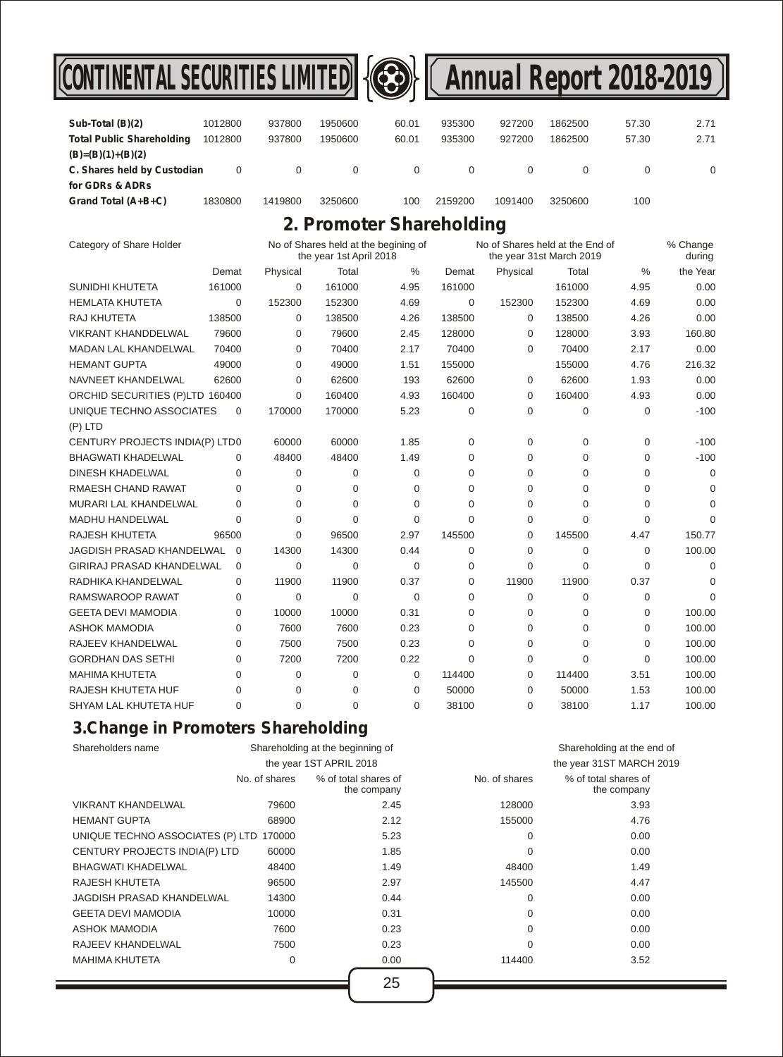| | | | | | | | | | |
|---|---|---|---|---|---|---|---|---|---|
| **Sub-Total (B)(2)** | 1012800 | 937800 | 1950600 | 60.01 | 935300 | 927200 | 1862500 | 57.30 | 2.71 |
| **Total Public Shareholding (B)=(B)(1)+(B)(2)** | 1012800 | 937800 | 1950600 | 60.01 | 935300 | 927200 | 1862500 | 57.30 | 2.71 |
| **C. Shares held by Custodian for GDRs & ADRs** | 0 | 0 | 0 | 0 | 0 | 0 | 0 | 0 | 0 |
| **Grand Total (A+B+C)** | 1830800 | 1419800 | 3250600 | 100 | 2159200 | 1091400 | 3250600 | 100 | |

## 2. Promoter Shareholding

| Category of Share Holder | No of Shares held at the begining of the year 1st April 2018 | | | | No of Shares held at the End of the year 31st March 2019 | | | | % Change during |
|---|---|---|---|---|---|---|---|---|---|
| | Demat | Physical | Total | % | Demat | Physical | Total | % | the Year |
| SUNIDHI KHUTETA | 161000 | 0 | 161000 | 4.95 | 161000 | | 161000 | 4.95 | 0.00 |
| HEMLATA KHUTETA | 0 | 152300 | 152300 | 4.69 | 0 | 152300 | 152300 | 4.69 | 0.00 |
| RAJ KHUTETA | 138500 | 0 | 138500 | 4.26 | 138500 | 0 | 138500 | 4.26 | 0.00 |
| VIKRANT KHANDDELWAL | 79600 | 0 | 79600 | 2.45 | 128000 | 0 | 128000 | 3.93 | 160.80 |
| MADAN LAL KHANDELWAL | 70400 | 0 | 70400 | 2.17 | 70400 | 0 | 70400 | 2.17 | 0.00 |
| HEMANT GUPTA | 49000 | 0 | 49000 | 1.51 | 155000 | | 155000 | 4.76 | 216.32 |
| NAVNEET KHANDELWAL | 62600 | 0 | 62600 | 193 | 62600 | 0 | 62600 | 1.93 | 0.00 |
| ORCHID SECURITIES (P)LTD | 160400 | 0 | 160400 | 4.93 | 160400 | 0 | 160400 | 4.93 | 0.00 |
| UNIQUE TECHNO ASSOCIATES (P) LTD | 0 | 170000 | 170000 | 5.23 | 0 | 0 | 0 | 0 | -100 |
| CENTURY PROJECTS INDIA(P) LTD | 0 | 60000 | 60000 | 1.85 | 0 | 0 | 0 | 0 | -100 |
| BHAGWATI KHADELWAL | 0 | 48400 | 48400 | 1.49 | 0 | 0 | 0 | 0 | -100 |
| DINESH KHADELWAL | 0 | 0 | 0 | 0 | 0 | 0 | 0 | 0 | 0 |
| RMAESH CHAND RAWAT | 0 | 0 | 0 | 0 | 0 | 0 | 0 | 0 | 0 |
| MURARI LAL KHANDELWAL | 0 | 0 | 0 | 0 | 0 | 0 | 0 | 0 | 0 |
| MADHU HANDELWAL | 0 | 0 | 0 | 0 | 0 | 0 | 0 | 0 | 0 |
| RAJESH KHUTETA | 96500 | 0 | 96500 | 2.97 | 145500 | 0 | 145500 | 4.47 | 150.77 |
| JAGDISH PRASAD KHANDELWAL | 0 | 14300 | 14300 | 0.44 | 0 | 0 | 0 | 0 | 100.00 |
| GIRIRAJ PRASAD KHANDELWAL | 0 | 0 | 0 | 0 | 0 | 0 | 0 | 0 | 0 |
| RADHIKA KHANDELWAL | 0 | 11900 | 11900 | 0.37 | 0 | 11900 | 11900 | 0.37 | 0 |
| RAMSWAROOP RAWAT | 0 | 0 | 0 | 0 | 0 | 0 | 0 | 0 | 0 |
| GEETA DEVI MAMODIA | 0 | 10000 | 10000 | 0.31 | 0 | 0 | 0 | 0 | 100.00 |
| ASHOK MAMODIA | 0 | 7600 | 7600 | 0.23 | 0 | 0 | 0 | 0 | 100.00 |
| RAJEEV KHANDELWAL | 0 | 7500 | 7500 | 0.23 | 0 | 0 | 0 | 0 | 100.00 |
| GORDHAN DAS SETHI | 0 | 7200 | 7200 | 0.22 | 0 | 0 | 0 | 0 | 100.00 |
| MAHIMA KHUTETA | 0 | 0 | 0 | 0 | 114400 | 0 | 114400 | 3.51 | 100.00 |
| RAJESH KHUTETA HUF | 0 | 0 | 0 | 0 | 50000 | 0 | 50000 | 1.53 | 100.00 |
| SHYAM LAL KHUTETA HUF | 0 | 0 | 0 | 0 | 38100 | 0 | 38100 | 1.17 | 100.00 |

## 3.Change in Promoters Shareholding

| Shareholders name | Shareholding at the beginning of the year 1ST APRIL 2018 | | Shareholding at the end of the year 31ST MARCH 2019 | |
|---|---|---|---|---|
| | No. of shares | % of total shares of the company | No. of shares | % of total shares of the company |
| VIKRANT KHANDELWAL | 79600 | 2.45 | 128000 | 3.93 |
| HEMANT GUPTA | 68900 | 2.12 | 155000 | 4.76 |
| UNIQUE TECHNO ASSOCIATES (P) LTD | 170000 | 5.23 | 0 | 0.00 |
| CENTURY PROJECTS INDIA(P) LTD | 60000 | 1.85 | 0 | 0.00 |
| BHAGWATI KHADELWAL | 48400 | 1.49 | 48400 | 1.49 |
| RAJESH KHUTETA | 96500 | 2.97 | 145500 | 4.47 |
| JAGDISH PRASAD KHANDELWAL | 14300 | 0.44 | 0 | 0.00 |
| GEETA DEVI MAMODIA | 10000 | 0.31 | 0 | 0.00 |
| ASHOK MAMODIA | 7600 | 0.23 | 0 | 0.00 |
| RAJEEV KHANDELWAL | 7500 | 0.23 | 0 | 0.00 |
| MAHIMA KHUTETA | 0 | 0.00 | 114400 | 3.52 |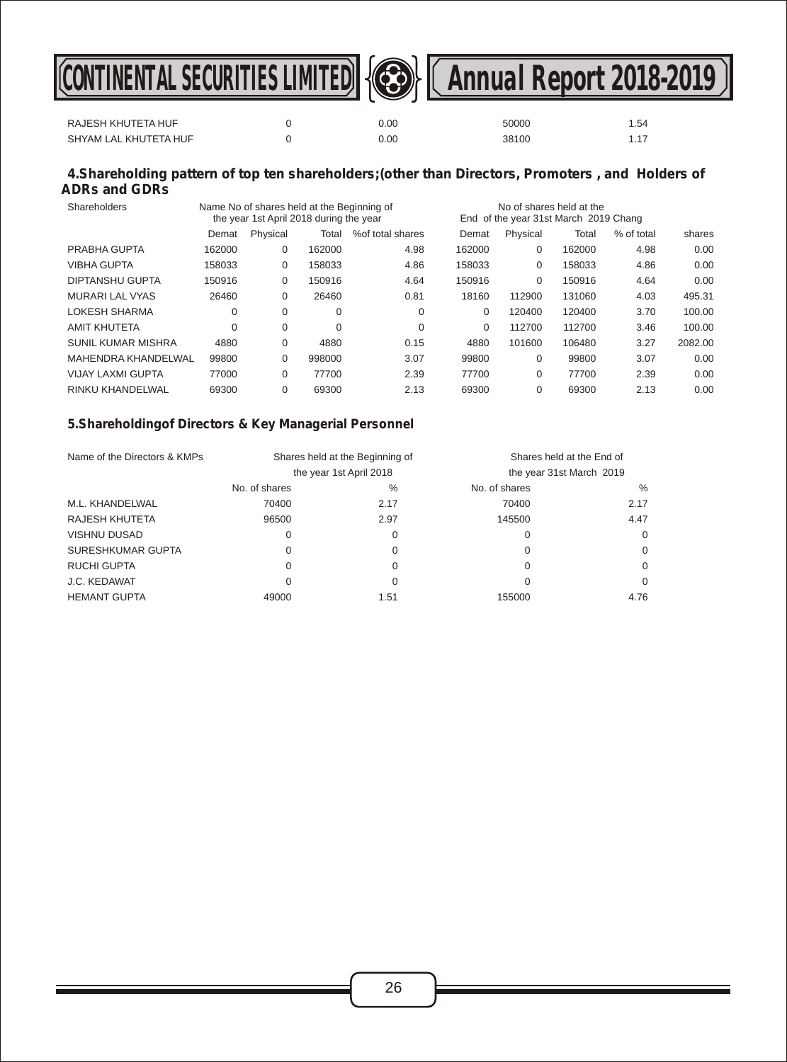| | | | | |
|---|---|---|---|---|
| RAJESH KHUTETA HUF | 0 | 0.00 | 50000 | 1.54 |
| SHYAM LAL KHUTETA HUF | 0 | 0.00 | 38100 | 1.17 |

### 4.Shareholding pattern of top ten shareholders;(other than Directors, Promoters , and Holders of ADRs and GDRs

| Shareholders | Name No of shares held at the Beginning of the year 1st April 2018 during the year | | | | No of shares held at the End of the year 31st March 2019 Chang | | | | |
|---|---|---|---|---|---|---|---|---|---|
| | Demat | Physical | Total | %of total shares | Demat | Physical | Total | % of total | shares |
| PRABHA GUPTA | 162000 | 0 | 162000 | 4.98 | 162000 | 0 | 162000 | 4.98 | 0.00 |
| VIBHA GUPTA | 158033 | 0 | 158033 | 4.86 | 158033 | 0 | 158033 | 4.86 | 0.00 |
| DIPTANSHU GUPTA | 150916 | 0 | 150916 | 4.64 | 150916 | 0 | 150916 | 4.64 | 0.00 |
| MURARI LAL VYAS | 26460 | 0 | 26460 | 0.81 | 18160 | 112900 | 131060 | 4.03 | 495.31 |
| LOKESH SHARMA | 0 | 0 | 0 | 0 | 0 | 120400 | 120400 | 3.70 | 100.00 |
| AMIT KHUTETA | 0 | 0 | 0 | 0 | 0 | 112700 | 112700 | 3.46 | 100.00 |
| SUNIL KUMAR MISHRA | 4880 | 0 | 4880 | 0.15 | 4880 | 101600 | 106480 | 3.27 | 2082.00 |
| MAHENDRA KHANDELWAL | 99800 | 0 | 998000 | 3.07 | 99800 | 0 | 99800 | 3.07 | 0.00 |
| VIJAY LAXMI GUPTA | 77000 | 0 | 77700 | 2.39 | 77700 | 0 | 77700 | 2.39 | 0.00 |
| RINKU KHANDELWAL | 69300 | 0 | 69300 | 2.13 | 69300 | 0 | 69300 | 2.13 | 0.00 |

### 5.Shareholdingof Directors & Key Managerial Personnel

| Name of the Directors & KMPs | Shares held at the Beginning of the year 1st April 2018 | | Shares held at the End of the year 31st March 2019 | |
|---|---|---|---|---|
| | No. of shares | % | No. of shares | % |
| M.L. KHANDELWAL | 70400 | 2.17 | 70400 | 2.17 |
| RAJESH KHUTETA | 96500 | 2.97 | 145500 | 4.47 |
| VISHNU DUSAD | 0 | 0 | 0 | 0 |
| SURESHKUMAR GUPTA | 0 | 0 | 0 | 0 |
| RUCHI GUPTA | 0 | 0 | 0 | 0 |
| J.C. KEDAWAT | 0 | 0 | 0 | 0 |
| HEMANT GUPTA | 49000 | 1.51 | 155000 | 4.76 |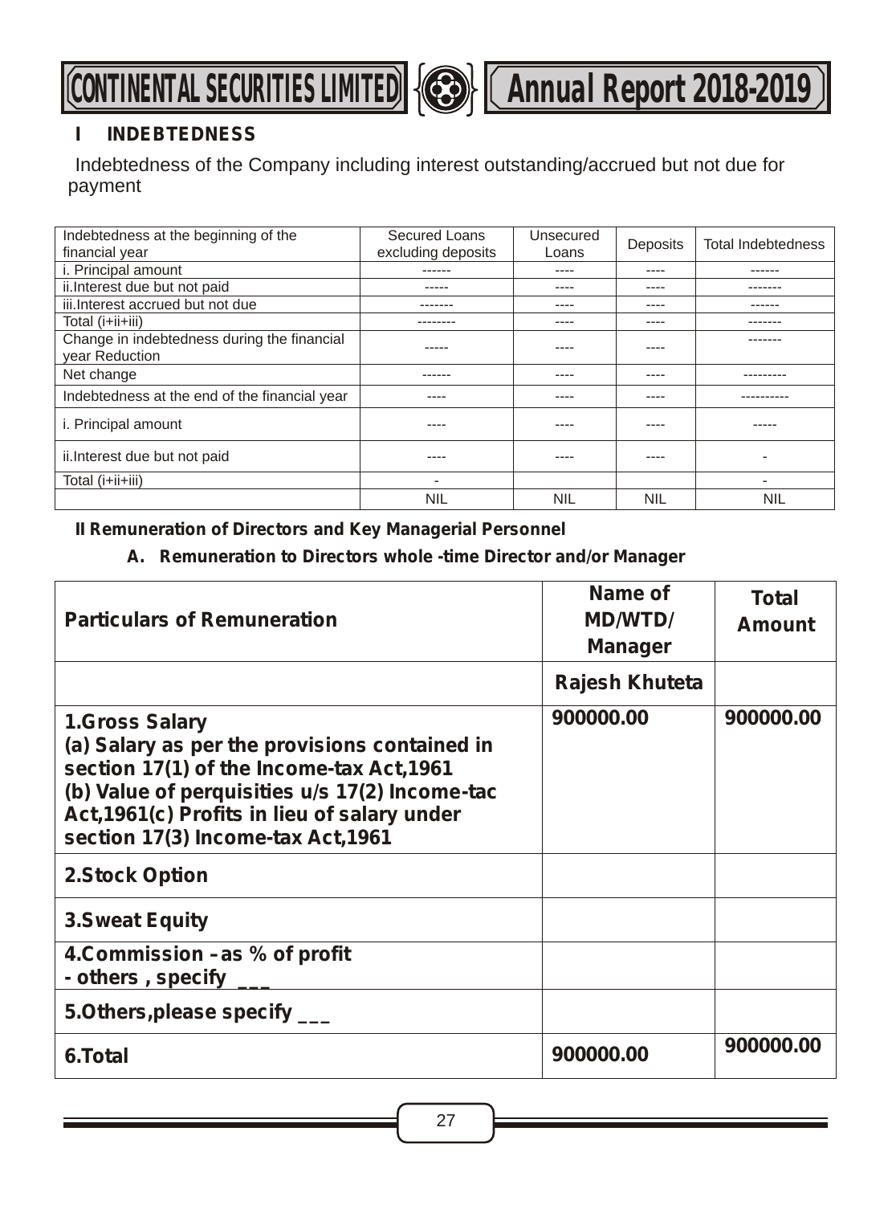## I INDEBTEDNESS

Indebtedness of the Company including interest outstanding/accrued but not due for payment

| Indebtedness at the beginning of the financial year | Secured Loans excluding deposits | Unsecured Loans | Deposits | Total Indebtedness |
|---|---|---|---|---|
| i. Principal amount | ------ | ---- | ---- | ------ |
| ii.Interest due but not paid | ----- | ---- | ---- | ------- |
| iii.Interest accrued but not due | ------- | ---- | ---- | ------ |
| Total (i+ii+iii) | -------- | ---- | ---- | ------- |
| Change in indebtedness during the financial year Reduction | ----- | ---- | ---- | ------- |
| Net change | ------ | ---- | ---- | --------- |
| Indebtedness at the end of the financial year | ---- | ---- | ---- | ---------- |
| i. Principal amount | ---- | ---- | ---- | ----- |
| ii.Interest due but not paid | ---- | ---- | ---- | - |
| Total (i+ii+iii) | - | | | - |
| | NIL | NIL | NIL | NIL |

**II Remuneration of Directors and Key Managerial Personnel**

**A. Remuneration to Directors whole -time Director and/or Manager**

| Particulars of Remuneration | Name of MD/WTD/ Manager | Total Amount |
|---|---|---|
| | Rajesh Khuteta | |
| 1.Gross Salary<br>(a) Salary as per the provisions contained in section 17(1) of the Income-tax Act,1961<br>(b) Value of perquisities u/s 17(2) Income-tac Act,1961(c) Profits in lieu of salary under section 17(3) Income-tax Act,1961 | 900000.00 | 900000.00 |
| 2.Stock Option | | |
| 3.Sweat Equity | | |
| 4.Commission –as % of profit<br>- others , specify ___ | | |
| 5.Others,please specify ___ | | |
| 6.Total | 900000.00 | 900000.00 |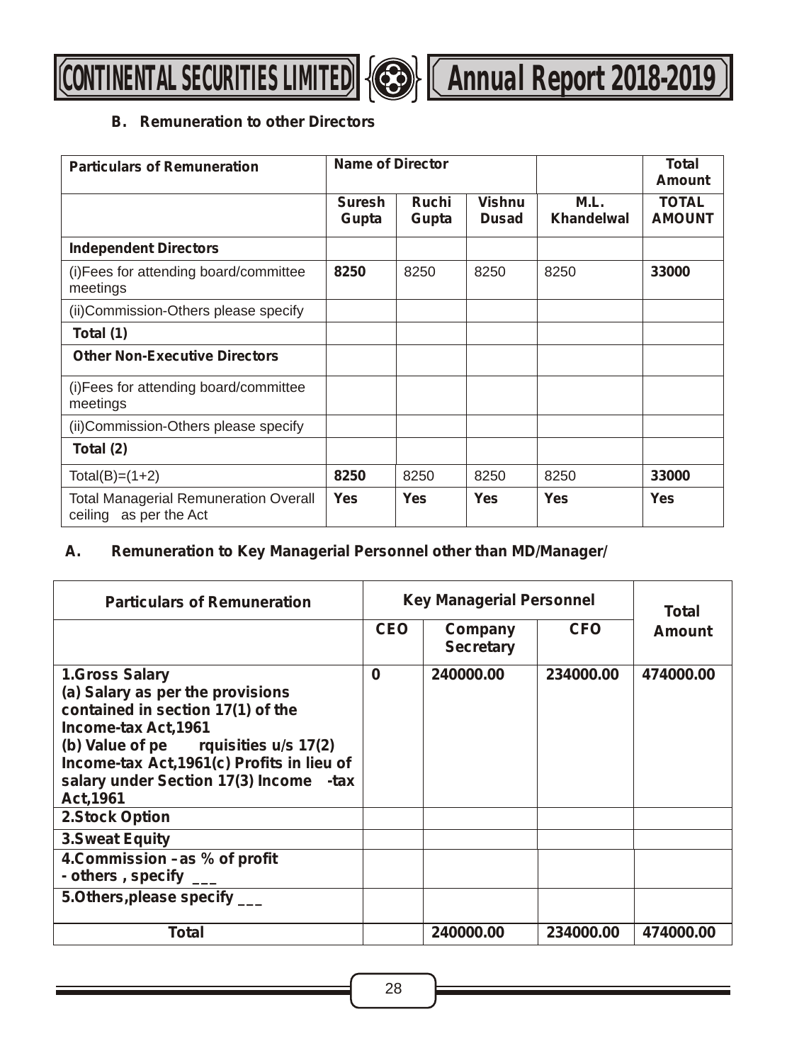### B. Remuneration to other Directors

| Particulars of Remuneration | Name of Director | | | | Total Amount |
|---|---|---|---|---|---|
| | Suresh Gupta | Ruchi Gupta | Vishnu Dusad | M.L. Khandelwal | TOTAL AMOUNT |
| **Independent Directors** | | | | | |
| (i)Fees for attending board/committee meetings | **8250** | 8250 | 8250 | 8250 | **33000** |
| (ii)Commission-Others please specify | | | | | |
| **Total (1)** | | | | | |
| **Other Non-Executive Directors** | | | | | |
| (i)Fees for attending board/committee meetings | | | | | |
| (ii)Commission-Others please specify | | | | | |
| **Total (2)** | | | | | |
| Total(B)=(1+2) | **8250** | 8250 | 8250 | 8250 | **33000** |
| Total Managerial Remuneration Overall ceiling as per the Act | **Yes** | **Yes** | **Yes** | **Yes** | **Yes** |

### A. Remuneration to Key Managerial Personnel other than MD/Manager/

| Particulars of Remuneration | Key Managerial Personnel | | | Total Amount |
|---|---|---|---|---|
| | CEO | Company Secretary | CFO | |
| **1.Gross Salary (a) Salary as per the provisions contained in section 17(1) of the Income-tax Act,1961 (b) Value of pe rquisities u/s 17(2) Income-tax Act,1961(c) Profits in lieu of salary under Section 17(3) Income -tax Act,1961** | **0** | **240000.00** | **234000.00** | **474000.00** |
| **2.Stock Option** | | | | |
| **3.Sweat Equity** | | | | |
| **4.Commission –as % of profit - others , specify ___** | | | | |
| **5.Others,please specify ___** | | | | |
| **Total** | | **240000.00** | **234000.00** | **474000.00** |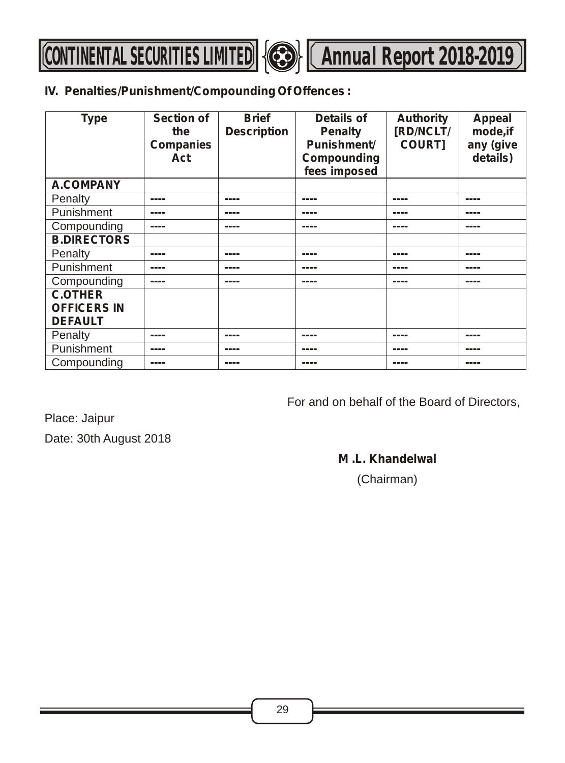### IV. Penalties/Punishment/Compounding Of Offences :

| Type | Section of the Companies Act | Brief Description | Details of Penalty Punishment/ Compounding fees imposed | Authority [RD/NCLT/ COURT] | Appeal mode,if any (give details) |
|---|---|---|---|---|---|
| **A.COMPANY** | | | | | |
| Penalty | ---- | ---- | ---- | ---- | ---- |
| Punishment | ---- | ---- | ---- | ---- | ---- |
| Compounding | ---- | ---- | ---- | ---- | ---- |
| **B.DIRECTORS** | | | | | |
| Penalty | ---- | ---- | ---- | ---- | ---- |
| Punishment | ---- | ---- | ---- | ---- | ---- |
| Compounding | ---- | ---- | ---- | ---- | ---- |
| **C.OTHER OFFICERS IN DEFAULT** | | | | | |
| Penalty | ---- | ---- | ---- | ---- | ---- |
| Punishment | ---- | ---- | ---- | ---- | ---- |
| Compounding | ---- | ---- | ---- | ---- | ---- |

For and on behalf of the Board of Directors,

Place: Jaipur

Date: 30th August 2018

**M .L. Khandelwal**

(Chairman)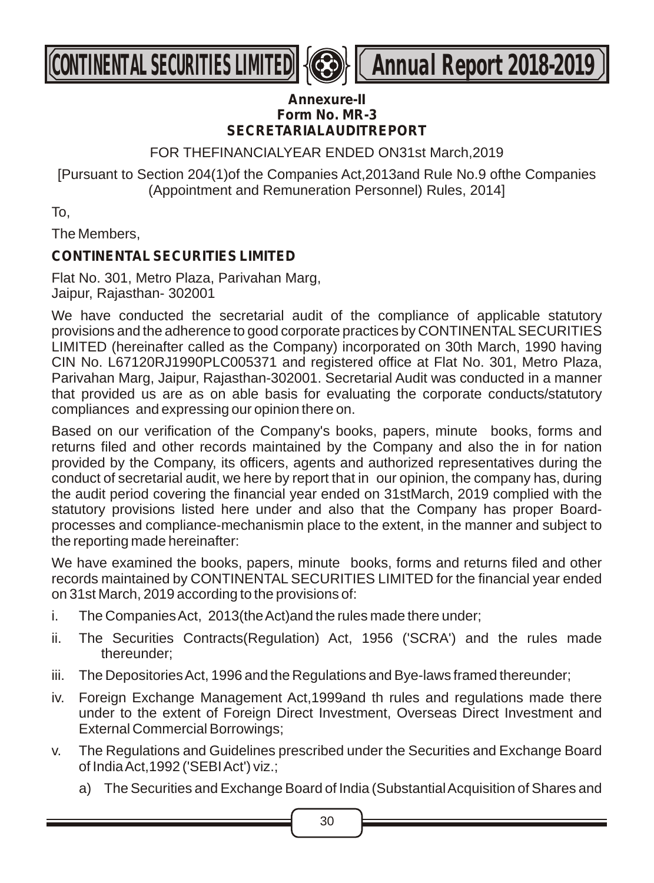**Annexure-II**
**Form No. MR-3**
**SECRETARIALAUDITREPORT**

FOR THEFINANCIALYEAR ENDED ON31st March,2019

[Pursuant to Section 204(1)of the Companies Act,2013and Rule No.9 ofthe Companies (Appointment and Remuneration Personnel) Rules, 2014]

To,

The Members,

**CONTINENTAL SECURITIES LIMITED**

Flat No. 301, Metro Plaza, Parivahan Marg,
Jaipur, Rajasthan- 302001

We have conducted the secretarial audit of the compliance of applicable statutory provisions and the adherence to good corporate practices by CONTINENTAL SECURITIES LIMITED (hereinafter called as the Company) incorporated on 30th March, 1990 having CIN No. L67120RJ1990PLC005371 and registered office at Flat No. 301, Metro Plaza, Parivahan Marg, Jaipur, Rajasthan-302001. Secretarial Audit was conducted in a manner that provided us are as on able basis for evaluating the corporate conducts/statutory compliances and expressing our opinion there on.

Based on our verification of the Company's books, papers, minute books, forms and returns filed and other records maintained by the Company and also the in for nation provided by the Company, its officers, agents and authorized representatives during the conduct of secretarial audit, we here by report that in our opinion, the company has, during the audit period covering the financial year ended on 31stMarch, 2019 complied with the statutory provisions listed here under and also that the Company has proper Board-processes and compliance-mechanismin place to the extent, in the manner and subject to the reporting made hereinafter:

We have examined the books, papers, minute books, forms and returns filed and other records maintained by CONTINENTAL SECURITIES LIMITED for the financial year ended on 31st March, 2019 according to the provisions of:

i. The Companies Act, 2013(the Act)and the rules made there under;

ii. The Securities Contracts(Regulation) Act, 1956 ('SCRA') and the rules made thereunder;

iii. The Depositories Act, 1996 and the Regulations and Bye-laws framed thereunder;

iv. Foreign Exchange Management Act,1999and th rules and regulations made there under to the extent of Foreign Direct Investment, Overseas Direct Investment and External Commercial Borrowings;

v. The Regulations and Guidelines prescribed under the Securities and Exchange Board of India Act,1992 ('SEBI Act') viz.;

   a) The Securities and Exchange Board of India (Substantial Acquisition of Shares and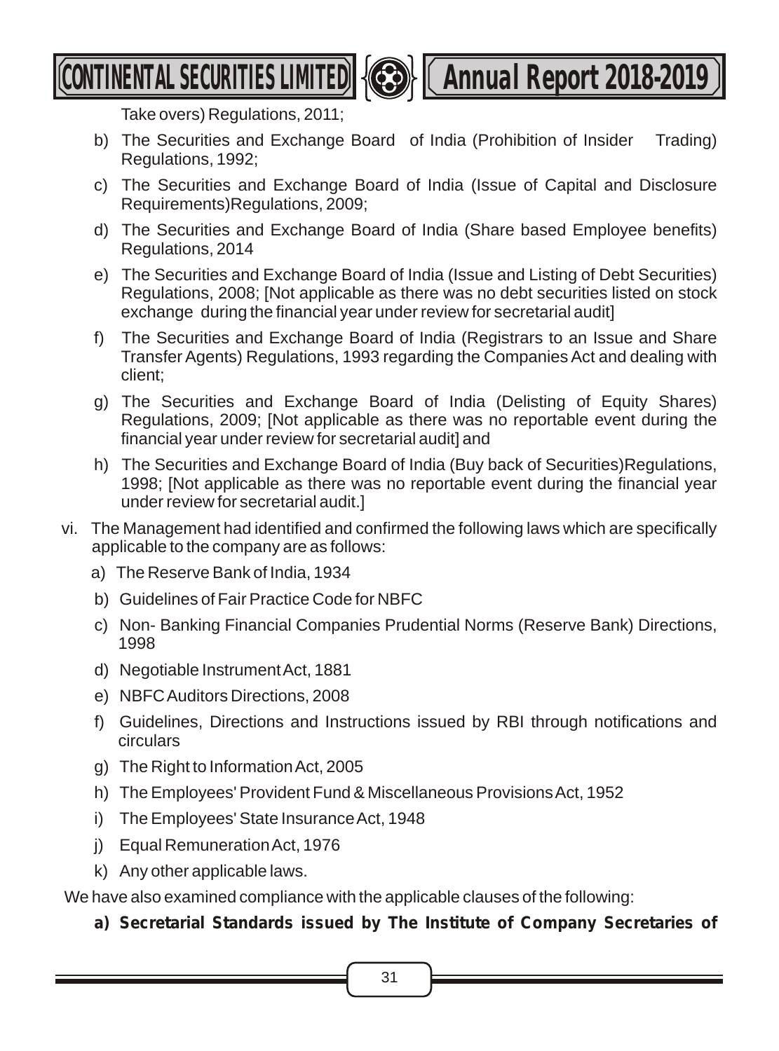Take overs) Regulations, 2011;

b) The Securities and Exchange Board of India (Prohibition of Insider Trading) Regulations, 1992;

c) The Securities and Exchange Board of India (Issue of Capital and Disclosure Requirements)Regulations, 2009;

d) The Securities and Exchange Board of India (Share based Employee benefits) Regulations, 2014

e) The Securities and Exchange Board of India (Issue and Listing of Debt Securities) Regulations, 2008; [Not applicable as there was no debt securities listed on stock exchange during the financial year under review for secretarial audit]

f) The Securities and Exchange Board of India (Registrars to an Issue and Share Transfer Agents) Regulations, 1993 regarding the Companies Act and dealing with client;

g) The Securities and Exchange Board of India (Delisting of Equity Shares) Regulations, 2009; [Not applicable as there was no reportable event during the financial year under review for secretarial audit] and

h) The Securities and Exchange Board of India (Buy back of Securities)Regulations, 1998; [Not applicable as there was no reportable event during the financial year under review for secretarial audit.]

vi. The Management had identified and confirmed the following laws which are specifically applicable to the company are as follows:

a) The Reserve Bank of India, 1934

b) Guidelines of Fair Practice Code for NBFC

c) Non- Banking Financial Companies Prudential Norms (Reserve Bank) Directions, 1998

d) Negotiable Instrument Act, 1881

e) NBFC Auditors Directions, 2008

f) Guidelines, Directions and Instructions issued by RBI through notifications and circulars

g) The Right to Information Act, 2005

h) The Employees' Provident Fund & Miscellaneous Provisions Act, 1952

i) The Employees' State Insurance Act, 1948

j) Equal Remuneration Act, 1976

k) Any other applicable laws.

We have also examined compliance with the applicable clauses of the following:

**a) Secretarial Standards issued by The Institute of Company Secretaries of**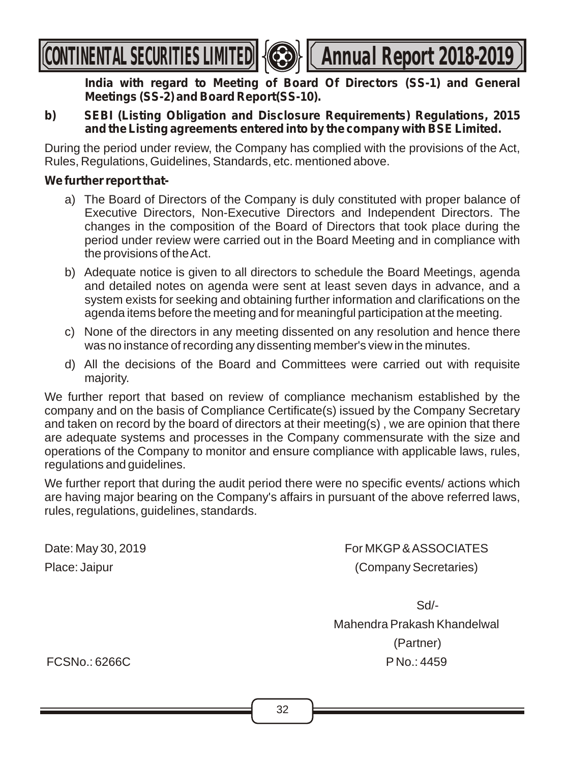**India with regard to Meeting of Board Of Directors (SS-1) and General Meetings (SS-2) and Board Report(SS-10).**

**b) SEBI (Listing Obligation and Disclosure Requirements) Regulations, 2015 and the Listing agreements entered into by the company with BSE Limited.**

During the period under review, the Company has complied with the provisions of the Act, Rules, Regulations, Guidelines, Standards, etc. mentioned above.

**We further report that-**

a) The Board of Directors of the Company is duly constituted with proper balance of Executive Directors, Non-Executive Directors and Independent Directors. The changes in the composition of the Board of Directors that took place during the period under review were carried out in the Board Meeting and in compliance with the provisions of the Act.

b) Adequate notice is given to all directors to schedule the Board Meetings, agenda and detailed notes on agenda were sent at least seven days in advance, and a system exists for seeking and obtaining further information and clarifications on the agenda items before the meeting and for meaningful participation at the meeting.

c) None of the directors in any meeting dissented on any resolution and hence there was no instance of recording any dissenting member's view in the minutes.

d) All the decisions of the Board and Committees were carried out with requisite majority.

We further report that based on review of compliance mechanism established by the company and on the basis of Compliance Certificate(s) issued by the Company Secretary and taken on record by the board of directors at their meeting(s) , we are opinion that there are adequate systems and processes in the Company commensurate with the size and operations of the Company to monitor and ensure compliance with applicable laws, rules, regulations and guidelines.

We further report that during the audit period there were no specific events/ actions which are having major bearing on the Company's affairs in pursuant of the above referred laws, rules, regulations, guidelines, standards.

Date: May 30, 2019

Place: Jaipur

For MKGP & ASSOCIATES
(Company Secretaries)

Sd/-

Mahendra Prakash Khandelwal
(Partner)

FCSNo.: 6266C

P No.: 4459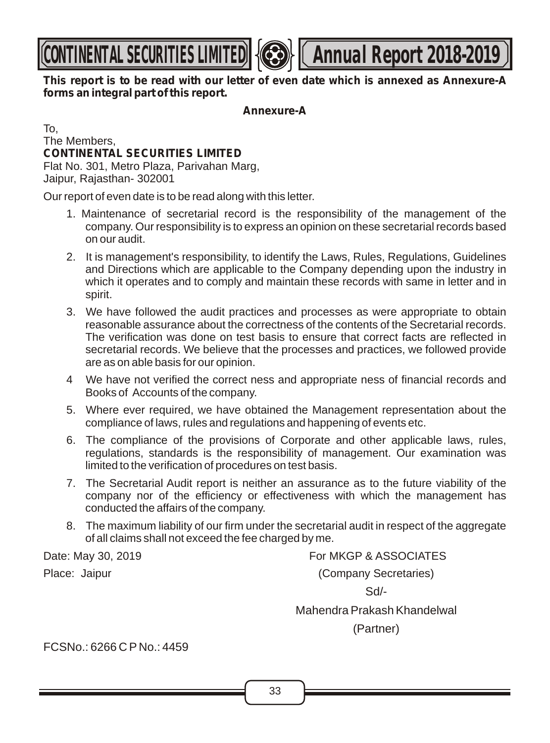**This report is to be read with our letter of even date which is annexed as Annexure-A forms an integral part of this report.**

**Annexure-A**

To,
The Members,
**CONTINENTAL SECURITIES LIMITED**
Flat No. 301, Metro Plaza, Parivahan Marg,
Jaipur, Rajasthan- 302001

Our report of even date is to be read along with this letter.

1. Maintenance of secretarial record is the responsibility of the management of the company. Our responsibility is to express an opinion on these secretarial records based on our audit.
2. It is management's responsibility, to identify the Laws, Rules, Regulations, Guidelines and Directions which are applicable to the Company depending upon the industry in which it operates and to comply and maintain these records with same in letter and in spirit.
3. We have followed the audit practices and processes as were appropriate to obtain reasonable assurance about the correctness of the contents of the Secretarial records. The verification was done on test basis to ensure that correct facts are reflected in secretarial records. We believe that the processes and practices, we followed provide are as on able basis for our opinion.
4. We have not verified the correct ness and appropriate ness of financial records and Books of Accounts of the company.
5. Where ever required, we have obtained the Management representation about the compliance of laws, rules and regulations and happening of events etc.
6. The compliance of the provisions of Corporate and other applicable laws, rules, regulations, standards is the responsibility of management. Our examination was limited to the verification of procedures on test basis.
7. The Secretarial Audit report is neither an assurance as to the future viability of the company nor of the efficiency or effectiveness with which the management has conducted the affairs of the company.
8. The maximum liability of our firm under the secretarial audit in respect of the aggregate of all claims shall not exceed the fee charged by me.

Date: May 30, 2019

Place: Jaipur

For MKGP & ASSOCIATES
(Company Secretaries)
Sd/-
Mahendra Prakash Khandelwal
(Partner)

FCSNo.: 6266 C P No.: 4459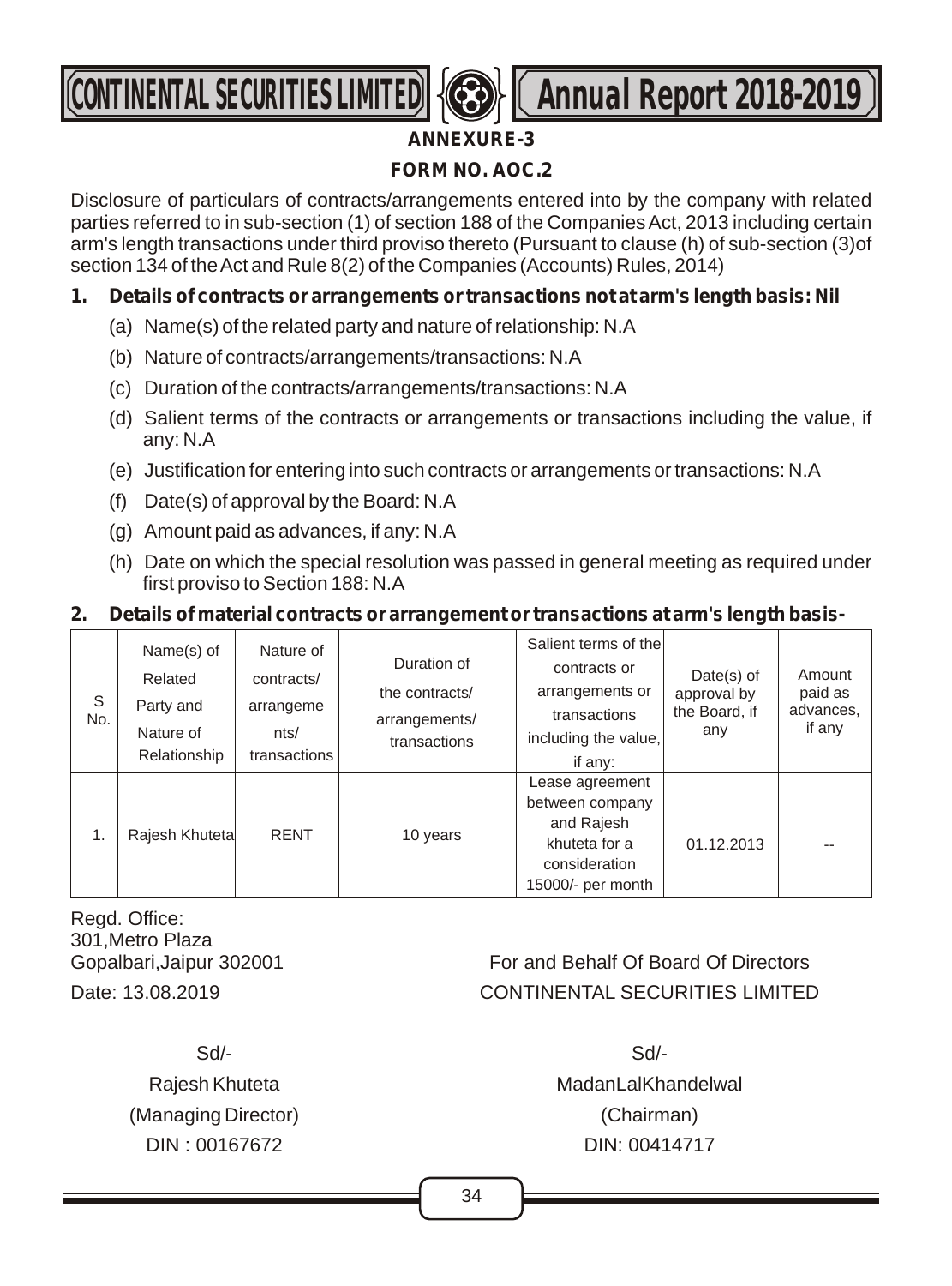## ANNEXURE-3

## FORM NO. AOC.2

Disclosure of particulars of contracts/arrangements entered into by the company with related parties referred to in sub-section (1) of section 188 of the Companies Act, 2013 including certain arm's length transactions under third proviso thereto (Pursuant to clause (h) of sub-section (3)of section 134 of the Act and Rule 8(2) of the Companies (Accounts) Rules, 2014)

**1. Details of contracts or arrangements or transactions not at arm's length basis: Nil**

(a) Name(s) of the related party and nature of relationship: N.A

(b) Nature of contracts/arrangements/transactions: N.A

(c) Duration of the contracts/arrangements/transactions: N.A

(d) Salient terms of the contracts or arrangements or transactions including the value, if any: N.A

(e) Justification for entering into such contracts or arrangements or transactions: N.A

(f) Date(s) of approval by the Board: N.A

(g) Amount paid as advances, if any: N.A

(h) Date on which the special resolution was passed in general meeting as required under first proviso to Section 188: N.A

**2. Details of material contracts or arrangement or transactions at arm's length basis-**

| S No. | Name(s) of Related Party and Nature of Relationship | Nature of contracts/ arrangements/ transactions | Duration of the contracts/ arrangements/ transactions | Salient terms of the contracts or arrangements or transactions including the value, if any: | Date(s) of approval by the Board, if any | Amount paid as advances, if any |
|---|---|---|---|---|---|---|
| 1. | Rajesh Khuteta | RENT | 10 years | Lease agreement between company and Rajesh khuteta for a consideration 15000/- per month | 01.12.2013 | -- |

Regd. Office:
301,Metro Plaza
Gopalbari,Jaipur 302001
Date: 13.08.2019

For and Behalf Of Board Of Directors
CONTINENTAL SECURITIES LIMITED

Sd/-
Rajesh Khuteta
(Managing Director)
DIN : 00167672

Sd/-
MadanLalKhandelwal
(Chairman)
DIN: 00414717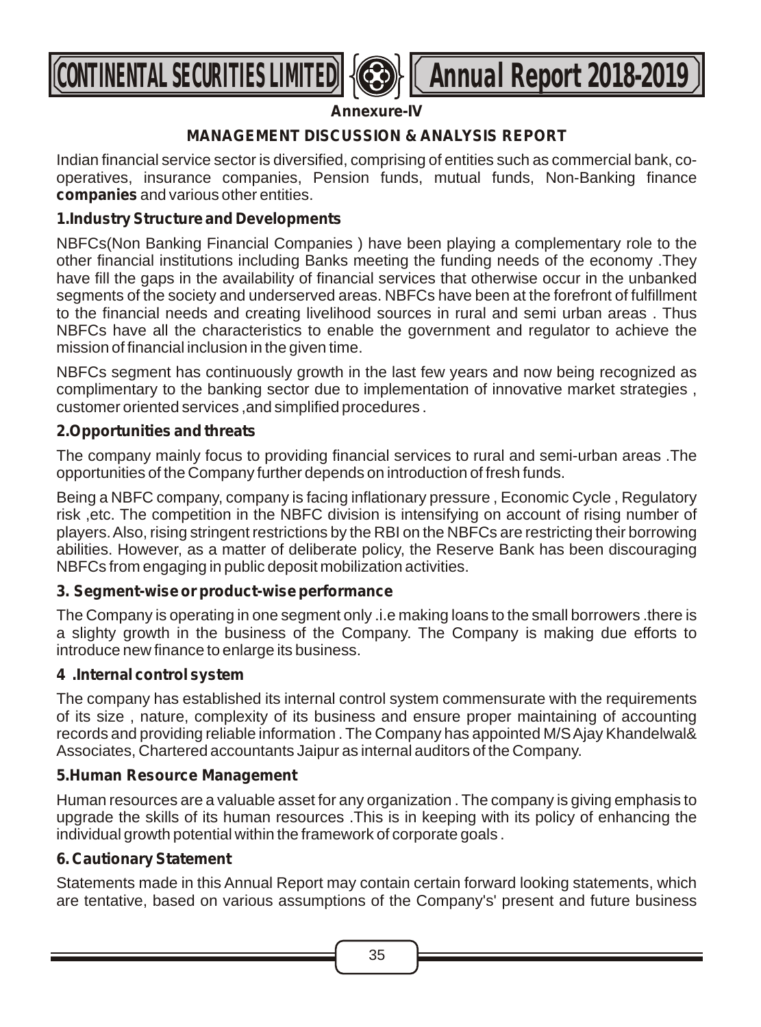**Annexure-IV**

## MANAGEMENT DISCUSSION & ANALYSIS REPORT

Indian financial service sector is diversified, comprising of entities such as commercial bank, co-operatives, insurance companies, Pension funds, mutual funds, Non-Banking finance **companies** and various other entities.

### 1.Industry Structure and Developments

NBFCs(Non Banking Financial Companies ) have been playing a complementary role to the other financial institutions including Banks meeting the funding needs of the economy .They have fill the gaps in the availability of financial services that otherwise occur in the unbanked segments of the society and underserved areas. NBFCs have been at the forefront of fulfillment to the financial needs and creating livelihood sources in rural and semi urban areas . Thus NBFCs have all the characteristics to enable the government and regulator to achieve the mission of financial inclusion in the given time.

NBFCs segment has continuously growth in the last few years and now being recognized as complimentary to the banking sector due to implementation of innovative market strategies , customer oriented services ,and simplified procedures .

### 2.Opportunities and threats

The company mainly focus to providing financial services to rural and semi-urban areas .The opportunities of the Company further depends on introduction of fresh funds.

Being a NBFC company, company is facing inflationary pressure , Economic Cycle , Regulatory risk ,etc. The competition in the NBFC division is intensifying on account of rising number of players. Also, rising stringent restrictions by the RBI on the NBFCs are restricting their borrowing abilities. However, as a matter of deliberate policy, the Reserve Bank has been discouraging NBFCs from engaging in public deposit mobilization activities.

### 3. Segment-wise or product-wise performance

The Company is operating in one segment only .i.e making loans to the small borrowers .there is a slighty growth in the business of the Company. The Company is making due efforts to introduce new finance to enlarge its business.

### 4 .Internal control system

The company has established its internal control system commensurate with the requirements of its size , nature, complexity of its business and ensure proper maintaining of accounting records and providing reliable information . The Company has appointed M/S Ajay Khandelwal& Associates, Chartered accountants Jaipur as internal auditors of the Company.

### 5.Human Resource Management

Human resources are a valuable asset for any organization . The company is giving emphasis to upgrade the skills of its human resources .This is in keeping with its policy of enhancing the individual growth potential within the framework of corporate goals .

### 6. Cautionary Statement

Statements made in this Annual Report may contain certain forward looking statements, which are tentative, based on various assumptions of the Company's' present and future business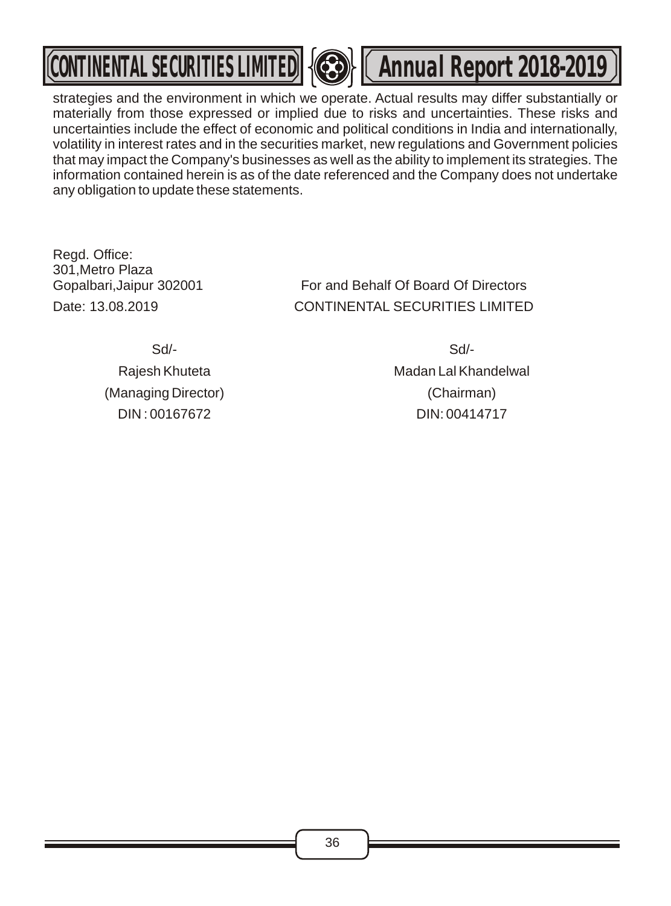strategies and the environment in which we operate. Actual results may differ substantially or materially from those expressed or implied due to risks and uncertainties. These risks and uncertainties include the effect of economic and political conditions in India and internationally, volatility in interest rates and in the securities market, new regulations and Government policies that may impact the Company's businesses as well as the ability to implement its strategies. The information contained herein is as of the date referenced and the Company does not undertake any obligation to update these statements.

Regd. Office:
301,Metro Plaza
Gopalbari,Jaipur 302001

Date: 13.08.2019

For and Behalf Of Board Of Directors
CONTINENTAL SECURITIES LIMITED

| | |
|---|---|
| Sd/- | Sd/- |
| Rajesh Khuteta | Madan Lal Khandelwal |
| (Managing Director) | (Chairman) |
| DIN : 00167672 | DIN: 00414717 |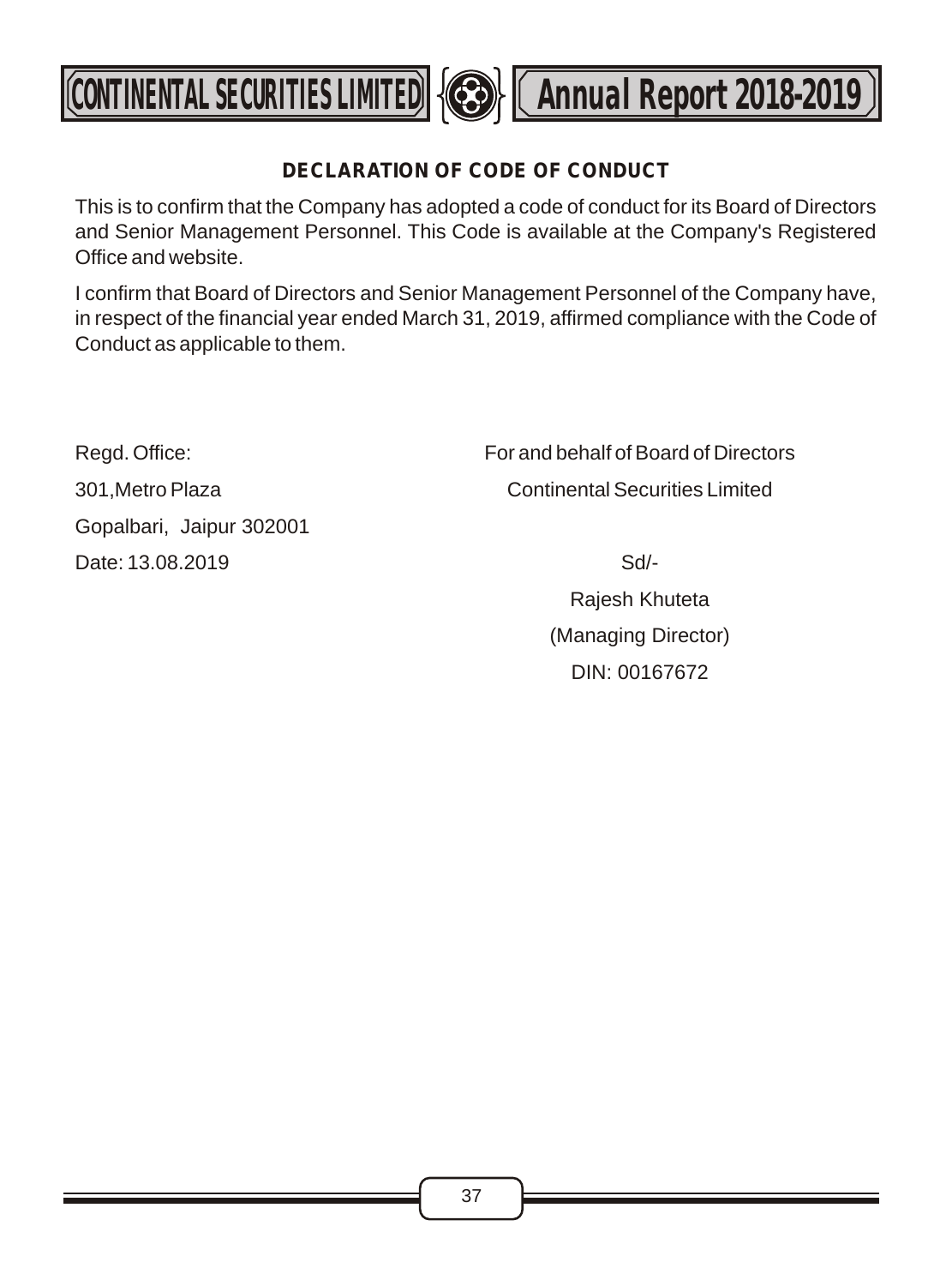## DECLARATION OF CODE OF CONDUCT

This is to confirm that the Company has adopted a code of conduct for its Board of Directors and Senior Management Personnel. This Code is available at the Company's Registered Office and website.

I confirm that Board of Directors and Senior Management Personnel of the Company have, in respect of the financial year ended March 31, 2019, affirmed compliance with the Code of Conduct as applicable to them.

Regd. Office:
301,Metro Plaza
Gopalbari, Jaipur 302001
Date: 13.08.2019

For and behalf of Board of Directors
Continental Securities Limited

Sd/-
Rajesh Khuteta
(Managing Director)
DIN: 00167672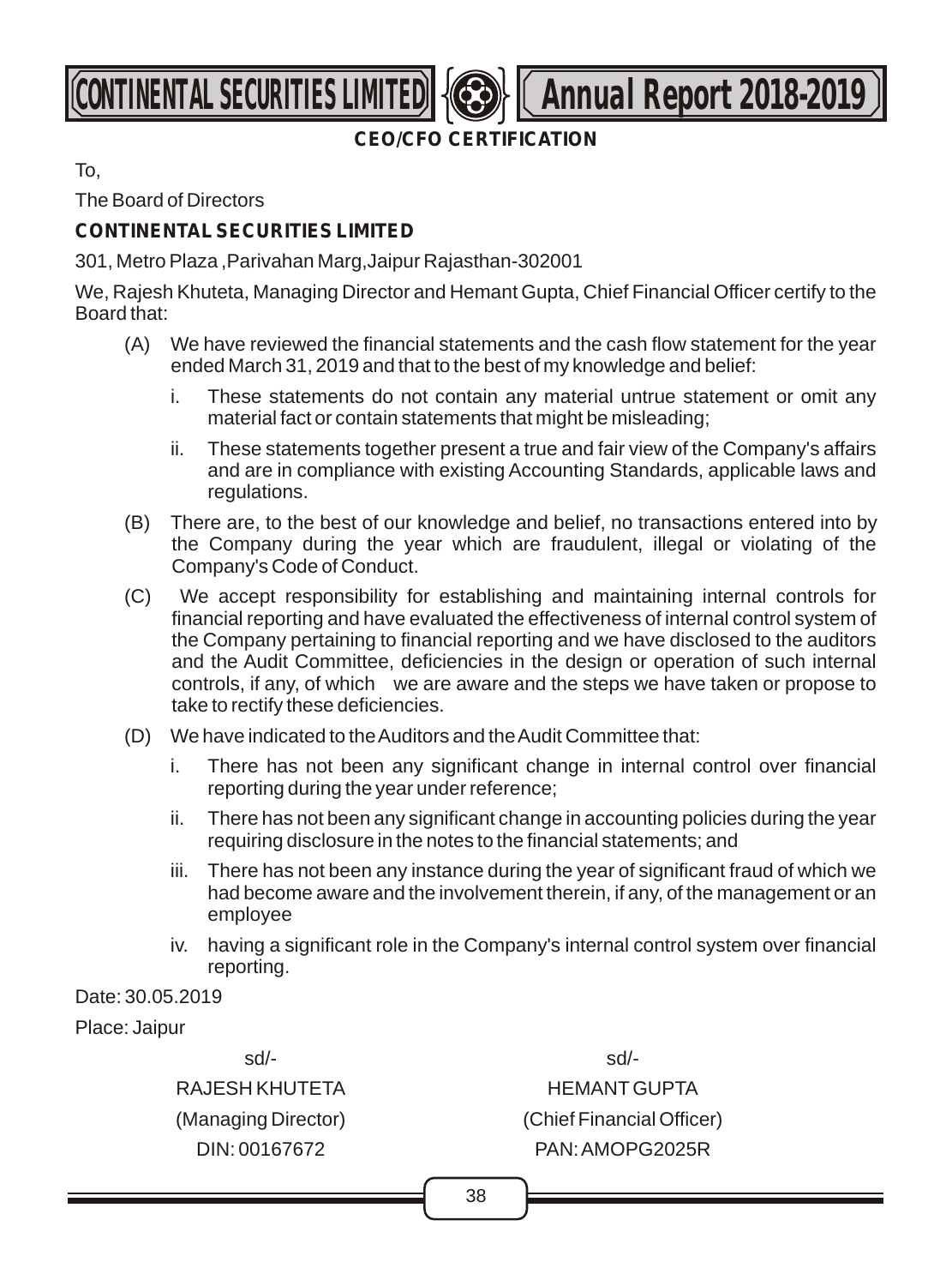# CEO/CFO CERTIFICATION

To,

The Board of Directors

**CONTINENTAL SECURITIES LIMITED**

301, Metro Plaza ,Parivahan Marg,Jaipur Rajasthan-302001

We, Rajesh Khuteta, Managing Director and Hemant Gupta, Chief Financial Officer certify to the Board that:

(A) We have reviewed the financial statements and the cash flow statement for the year ended March 31, 2019 and that to the best of my knowledge and belief:

  i. These statements do not contain any material untrue statement or omit any material fact or contain statements that might be misleading;

  ii. These statements together present a true and fair view of the Company's affairs and are in compliance with existing Accounting Standards, applicable laws and regulations.

(B) There are, to the best of our knowledge and belief, no transactions entered into by the Company during the year which are fraudulent, illegal or violating of the Company's Code of Conduct.

(C) We accept responsibility for establishing and maintaining internal controls for financial reporting and have evaluated the effectiveness of internal control system of the Company pertaining to financial reporting and we have disclosed to the auditors and the Audit Committee, deficiencies in the design or operation of such internal controls, if any, of which we are aware and the steps we have taken or propose to take to rectify these deficiencies.

(D) We have indicated to the Auditors and the Audit Committee that:

  i. There has not been any significant change in internal control over financial reporting during the year under reference;

  ii. There has not been any significant change in accounting policies during the year requiring disclosure in the notes to the financial statements; and

  iii. There has not been any instance during the year of significant fraud of which we had become aware and the involvement therein, if any, of the management or an employee

  iv. having a significant role in the Company's internal control system over financial reporting.

Date: 30.05.2019

Place: Jaipur

| | |
|---|---|
| sd/- | sd/- |
| RAJESH KHUTETA | HEMANT GUPTA |
| (Managing Director) | (Chief Financial Officer) |
| DIN: 00167672 | PAN: AMOPG2025R |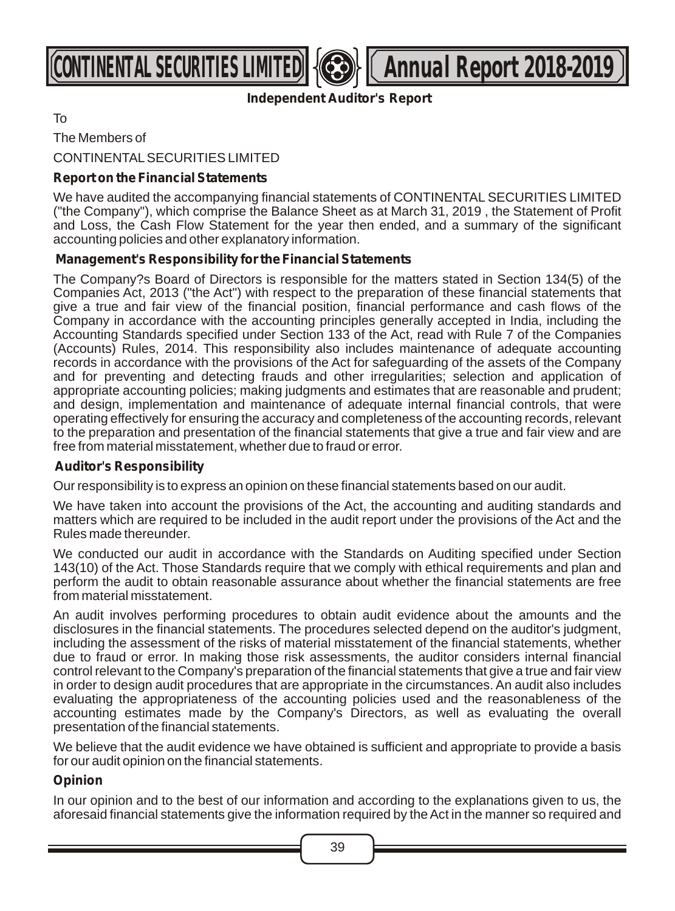## Independent Auditor's Report

To

The Members of

CONTINENTAL SECURITIES LIMITED

**Report on the Financial Statements**

We have audited the accompanying financial statements of CONTINENTAL SECURITIES LIMITED ("the Company"), which comprise the Balance Sheet as at March 31, 2019 , the Statement of Profit and Loss, the Cash Flow Statement for the year then ended, and a summary of the significant accounting policies and other explanatory information.

**Management's Responsibility for the Financial Statements**

The Company?s Board of Directors is responsible for the matters stated in Section 134(5) of the Companies Act, 2013 ("the Act") with respect to the preparation of these financial statements that give a true and fair view of the financial position, financial performance and cash flows of the Company in accordance with the accounting principles generally accepted in India, including the Accounting Standards specified under Section 133 of the Act, read with Rule 7 of the Companies (Accounts) Rules, 2014. This responsibility also includes maintenance of adequate accounting records in accordance with the provisions of the Act for safeguarding of the assets of the Company and for preventing and detecting frauds and other irregularities; selection and application of appropriate accounting policies; making judgments and estimates that are reasonable and prudent; and design, implementation and maintenance of adequate internal financial controls, that were operating effectively for ensuring the accuracy and completeness of the accounting records, relevant to the preparation and presentation of the financial statements that give a true and fair view and are free from material misstatement, whether due to fraud or error.

**Auditor's Responsibility**

Our responsibility is to express an opinion on these financial statements based on our audit.

We have taken into account the provisions of the Act, the accounting and auditing standards and matters which are required to be included in the audit report under the provisions of the Act and the Rules made thereunder.

We conducted our audit in accordance with the Standards on Auditing specified under Section 143(10) of the Act. Those Standards require that we comply with ethical requirements and plan and perform the audit to obtain reasonable assurance about whether the financial statements are free from material misstatement.

An audit involves performing procedures to obtain audit evidence about the amounts and the disclosures in the financial statements. The procedures selected depend on the auditor's judgment, including the assessment of the risks of material misstatement of the financial statements, whether due to fraud or error. In making those risk assessments, the auditor considers internal financial control relevant to the Company's preparation of the financial statements that give a true and fair view in order to design audit procedures that are appropriate in the circumstances. An audit also includes evaluating the appropriateness of the accounting policies used and the reasonableness of the accounting estimates made by the Company's Directors, as well as evaluating the overall presentation of the financial statements.

We believe that the audit evidence we have obtained is sufficient and appropriate to provide a basis for our audit opinion on the financial statements.

**Opinion**

In our opinion and to the best of our information and according to the explanations given to us, the aforesaid financial statements give the information required by the Act in the manner so required and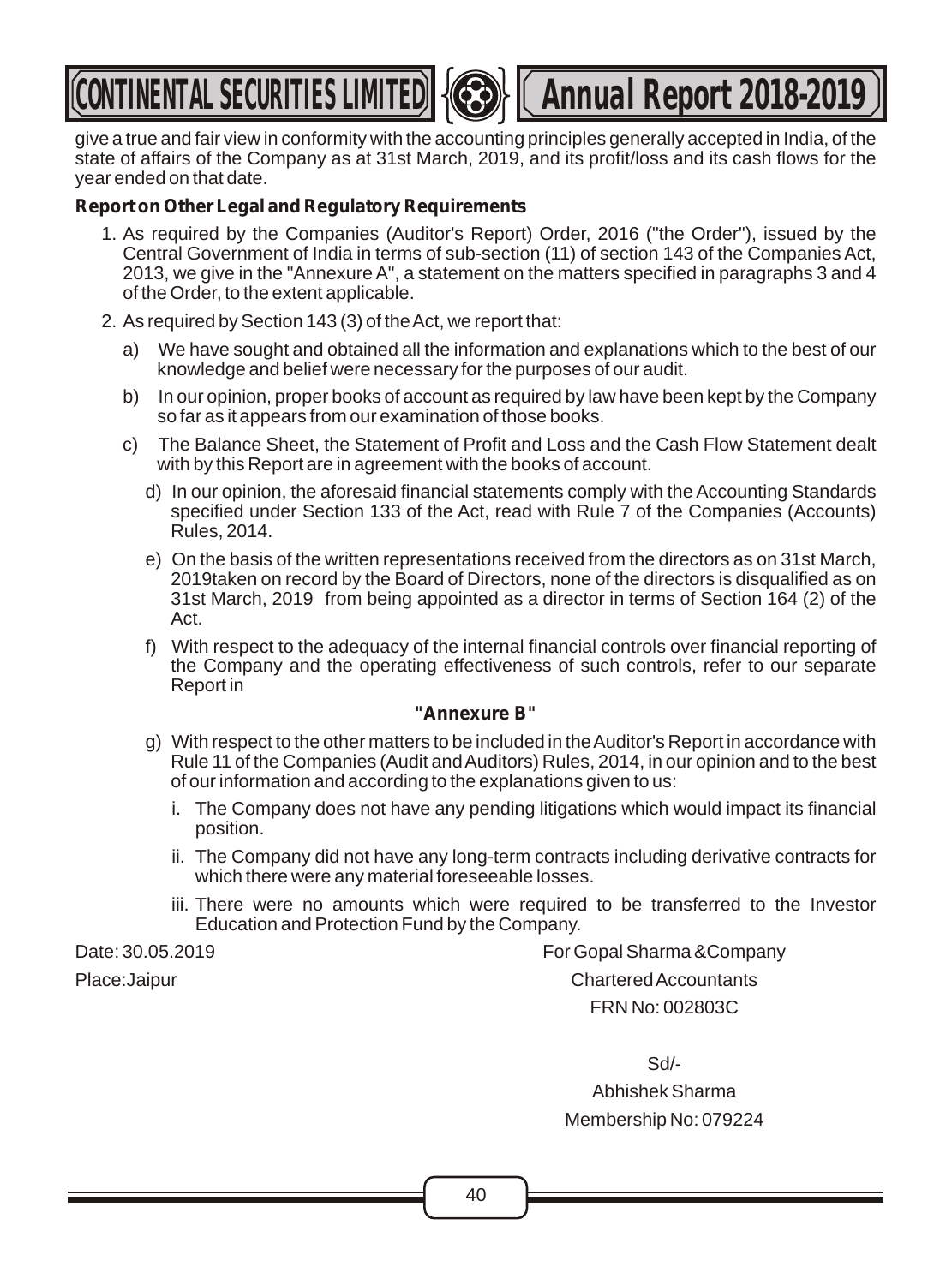give a true and fair view in conformity with the accounting principles generally accepted in India, of the state of affairs of the Company as at 31st March, 2019, and its profit/loss and its cash flows for the year ended on that date.

**Report on Other Legal and Regulatory Requirements**

1. As required by the Companies (Auditor's Report) Order, 2016 ("the Order"), issued by the Central Government of India in terms of sub-section (11) of section 143 of the Companies Act, 2013, we give in the "Annexure A", a statement on the matters specified in paragraphs 3 and 4 of the Order, to the extent applicable.
2. As required by Section 143 (3) of the Act, we report that:
   - a) We have sought and obtained all the information and explanations which to the best of our knowledge and belief were necessary for the purposes of our audit.
   - b) In our opinion, proper books of account as required by law have been kept by the Company so far as it appears from our examination of those books.
   - c) The Balance Sheet, the Statement of Profit and Loss and the Cash Flow Statement dealt with by this Report are in agreement with the books of account.
   - d) In our opinion, the aforesaid financial statements comply with the Accounting Standards specified under Section 133 of the Act, read with Rule 7 of the Companies (Accounts) Rules, 2014.
   - e) On the basis of the written representations received from the directors as on 31st March, 2019taken on record by the Board of Directors, none of the directors is disqualified as on 31st March, 2019 from being appointed as a director in terms of Section 164 (2) of the Act.
   - f) With respect to the adequacy of the internal financial controls over financial reporting of the Company and the operating effectiveness of such controls, refer to our separate Report in

     **"Annexure B"**
   - g) With respect to the other matters to be included in the Auditor's Report in accordance with Rule 11 of the Companies (Audit and Auditors) Rules, 2014, in our opinion and to the best of our information and according to the explanations given to us:
     - i. The Company does not have any pending litigations which would impact its financial position.
     - ii. The Company did not have any long-term contracts including derivative contracts for which there were any material foreseeable losses.
     - iii. There were no amounts which were required to be transferred to the Investor Education and Protection Fund by the Company.

Date: 30.05.2019

Place:Jaipur

For Gopal Sharma &Company

Chartered Accountants

FRN No: 002803C

Sd/-

Abhishek Sharma

Membership No: 079224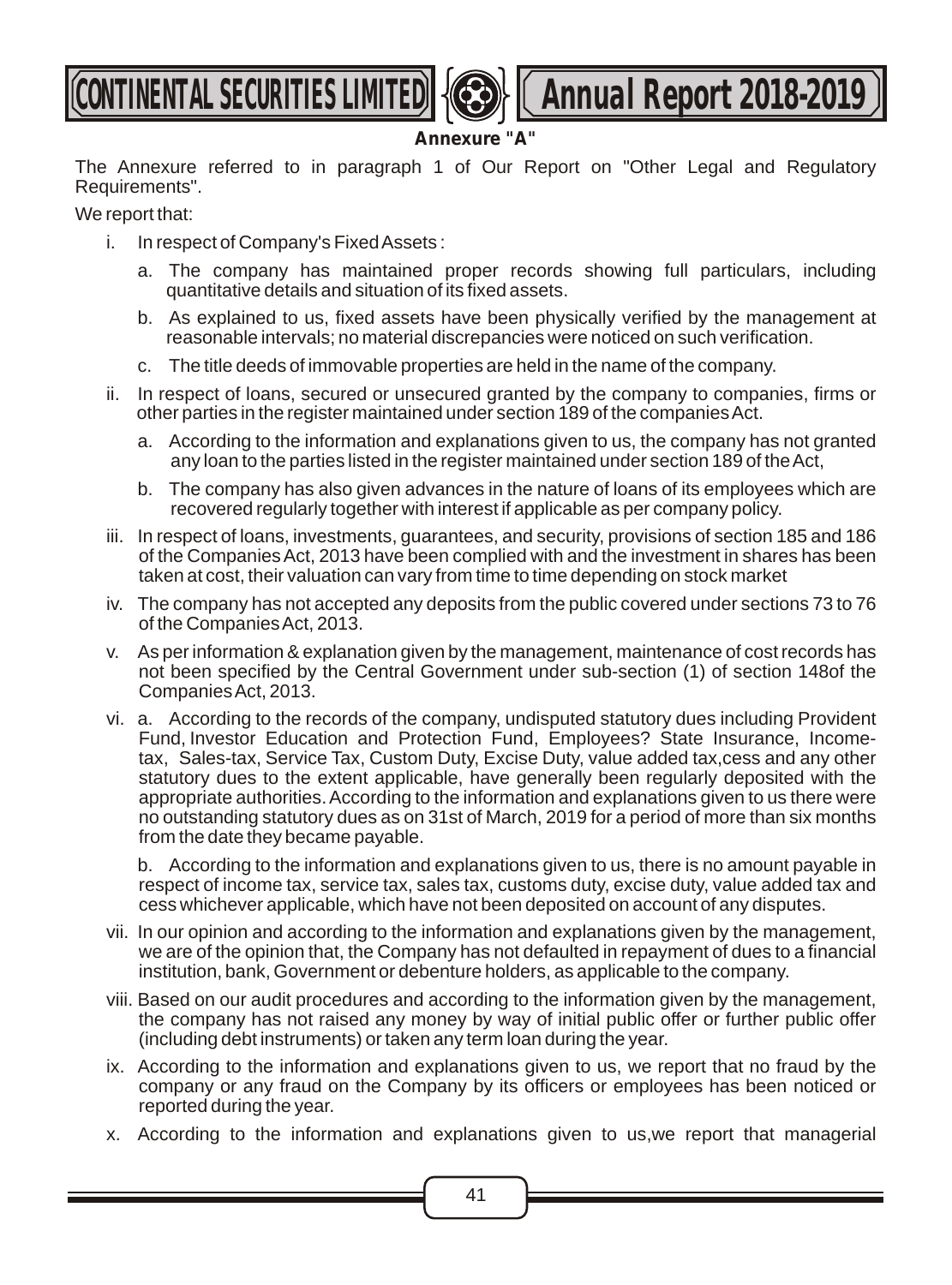## Annexure "A"

The Annexure referred to in paragraph 1 of Our Report on "Other Legal and Regulatory Requirements".

We report that:

i. In respect of Company's Fixed Assets :

   a. The company has maintained proper records showing full particulars, including quantitative details and situation of its fixed assets.

   b. As explained to us, fixed assets have been physically verified by the management at reasonable intervals; no material discrepancies were noticed on such verification.

   c. The title deeds of immovable properties are held in the name of the company.

ii. In respect of loans, secured or unsecured granted by the company to companies, firms or other parties in the register maintained under section 189 of the companies Act.

   a. According to the information and explanations given to us, the company has not granted any loan to the parties listed in the register maintained under section 189 of the Act,

   b. The company has also given advances in the nature of loans of its employees which are recovered regularly together with interest if applicable as per company policy.

iii. In respect of loans, investments, guarantees, and security, provisions of section 185 and 186 of the Companies Act, 2013 have been complied with and the investment in shares has been taken at cost, their valuation can vary from time to time depending on stock market

iv. The company has not accepted any deposits from the public covered under sections 73 to 76 of the Companies Act, 2013.

v. As per information & explanation given by the management, maintenance of cost records has not been specified by the Central Government under sub-section (1) of section 148of the Companies Act, 2013.

vi. a. According to the records of the company, undisputed statutory dues including Provident Fund, Investor Education and Protection Fund, Employees? State Insurance, Income-tax, Sales-tax, Service Tax, Custom Duty, Excise Duty, value added tax,cess and any other statutory dues to the extent applicable, have generally been regularly deposited with the appropriate authorities. According to the information and explanations given to us there were no outstanding statutory dues as on 31st of March, 2019 for a period of more than six months from the date they became payable.

   b. According to the information and explanations given to us, there is no amount payable in respect of income tax, service tax, sales tax, customs duty, excise duty, value added tax and cess whichever applicable, which have not been deposited on account of any disputes.

vii. In our opinion and according to the information and explanations given by the management, we are of the opinion that, the Company has not defaulted in repayment of dues to a financial institution, bank, Government or debenture holders, as applicable to the company.

viii. Based on our audit procedures and according to the information given by the management, the company has not raised any money by way of initial public offer or further public offer (including debt instruments) or taken any term loan during the year.

ix. According to the information and explanations given to us, we report that no fraud by the company or any fraud on the Company by its officers or employees has been noticed or reported during the year.

x. According to the information and explanations given to us,we report that managerial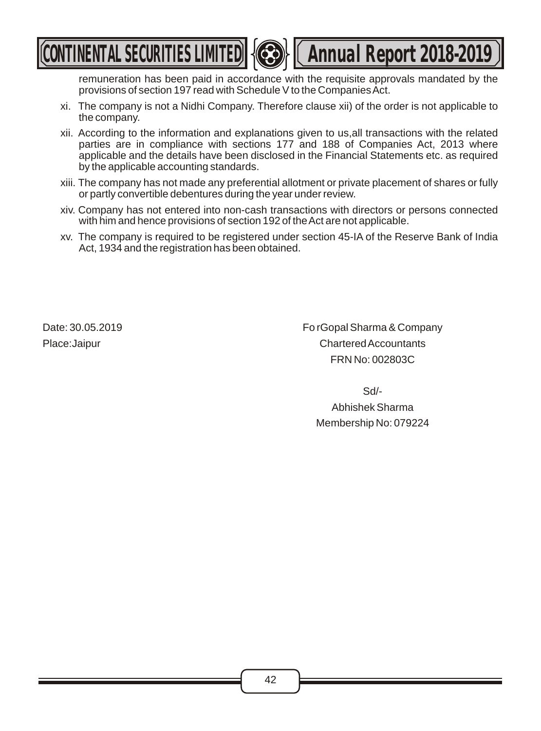remuneration has been paid in accordance with the requisite approvals mandated by the provisions of section 197 read with Schedule V to the Companies Act.

xi. The company is not a Nidhi Company. Therefore clause xii) of the order is not applicable to the company.

xii. According to the information and explanations given to us,all transactions with the related parties are in compliance with sections 177 and 188 of Companies Act, 2013 where applicable and the details have been disclosed in the Financial Statements etc. as required by the applicable accounting standards.

xiii. The company has not made any preferential allotment or private placement of shares or fully or partly convertible debentures during the year under review.

xiv. Company has not entered into non-cash transactions with directors or persons connected with him and hence provisions of section 192 of the Act are not applicable.

xv. The company is required to be registered under section 45-IA of the Reserve Bank of India Act, 1934 and the registration has been obtained.

Date: 30.05.2019
Place:Jaipur

Fo rGopal Sharma & Company
Chartered Accountants
FRN No: 002803C

Sd/-
Abhishek Sharma
Membership No: 079224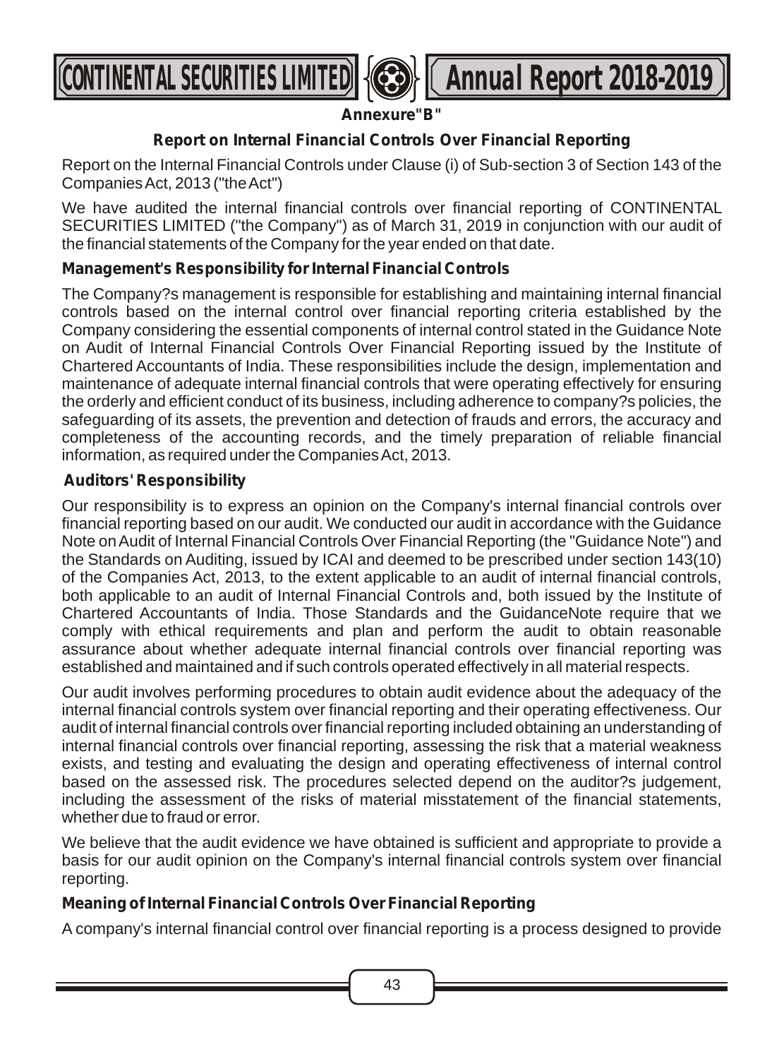**Annexure"B"**

## Report on Internal Financial Controls Over Financial Reporting

Report on the Internal Financial Controls under Clause (i) of Sub-section 3 of Section 143 of the Companies Act, 2013 ("the Act")

We have audited the internal financial controls over financial reporting of CONTINENTAL SECURITIES LIMITED ("the Company") as of March 31, 2019 in conjunction with our audit of the financial statements of the Company for the year ended on that date.

### Management's Responsibility for Internal Financial Controls

The Company?s management is responsible for establishing and maintaining internal financial controls based on the internal control over financial reporting criteria established by the Company considering the essential components of internal control stated in the Guidance Note on Audit of Internal Financial Controls Over Financial Reporting issued by the Institute of Chartered Accountants of India. These responsibilities include the design, implementation and maintenance of adequate internal financial controls that were operating effectively for ensuring the orderly and efficient conduct of its business, including adherence to company?s policies, the safeguarding of its assets, the prevention and detection of frauds and errors, the accuracy and completeness of the accounting records, and the timely preparation of reliable financial information, as required under the Companies Act, 2013.

### Auditors' Responsibility

Our responsibility is to express an opinion on the Company's internal financial controls over financial reporting based on our audit. We conducted our audit in accordance with the Guidance Note on Audit of Internal Financial Controls Over Financial Reporting (the "Guidance Note") and the Standards on Auditing, issued by ICAI and deemed to be prescribed under section 143(10) of the Companies Act, 2013, to the extent applicable to an audit of internal financial controls, both applicable to an audit of Internal Financial Controls and, both issued by the Institute of Chartered Accountants of India. Those Standards and the GuidanceNote require that we comply with ethical requirements and plan and perform the audit to obtain reasonable assurance about whether adequate internal financial controls over financial reporting was established and maintained and if such controls operated effectively in all material respects.

Our audit involves performing procedures to obtain audit evidence about the adequacy of the internal financial controls system over financial reporting and their operating effectiveness. Our audit of internal financial controls over financial reporting included obtaining an understanding of internal financial controls over financial reporting, assessing the risk that a material weakness exists, and testing and evaluating the design and operating effectiveness of internal control based on the assessed risk. The procedures selected depend on the auditor?s judgement, including the assessment of the risks of material misstatement of the financial statements, whether due to fraud or error.

We believe that the audit evidence we have obtained is sufficient and appropriate to provide a basis for our audit opinion on the Company's internal financial controls system over financial reporting.

### Meaning of Internal Financial Controls Over Financial Reporting

A company's internal financial control over financial reporting is a process designed to provide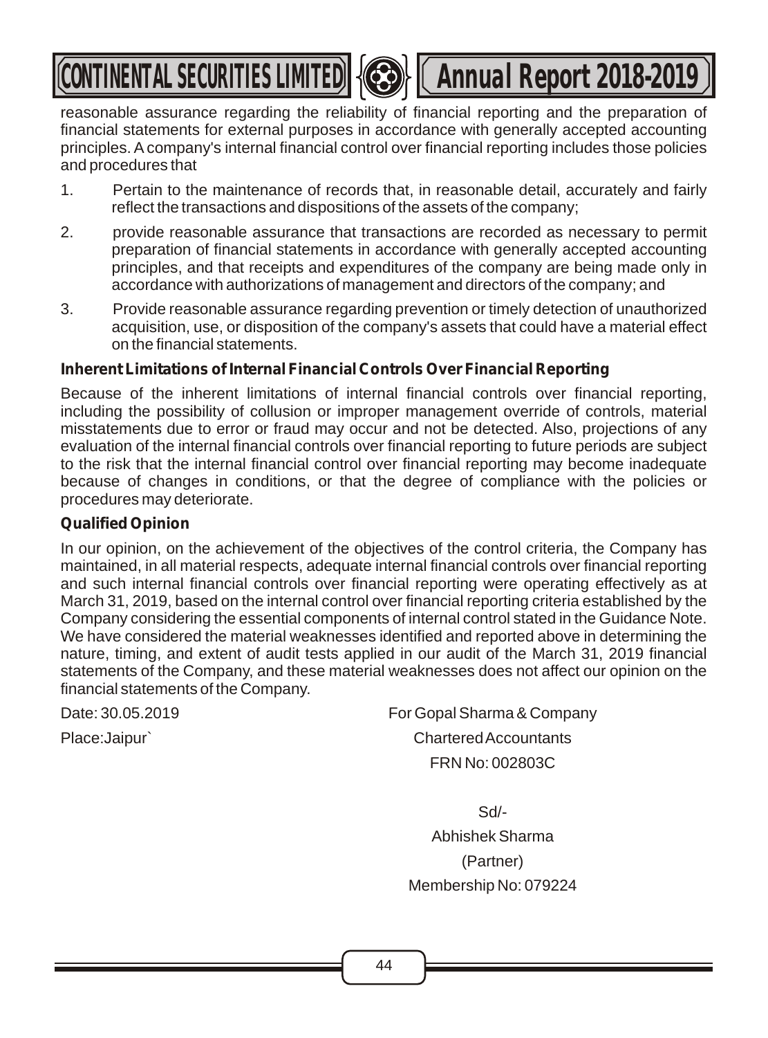reasonable assurance regarding the reliability of financial reporting and the preparation of financial statements for external purposes in accordance with generally accepted accounting principles. A company's internal financial control over financial reporting includes those policies and procedures that

1. Pertain to the maintenance of records that, in reasonable detail, accurately and fairly reflect the transactions and dispositions of the assets of the company;
2. provide reasonable assurance that transactions are recorded as necessary to permit preparation of financial statements in accordance with generally accepted accounting principles, and that receipts and expenditures of the company are being made only in accordance with authorizations of management and directors of the company; and
3. Provide reasonable assurance regarding prevention or timely detection of unauthorized acquisition, use, or disposition of the company's assets that could have a material effect on the financial statements.

**Inherent Limitations of Internal Financial Controls Over Financial Reporting**

Because of the inherent limitations of internal financial controls over financial reporting, including the possibility of collusion or improper management override of controls, material misstatements due to error or fraud may occur and not be detected. Also, projections of any evaluation of the internal financial controls over financial reporting to future periods are subject to the risk that the internal financial control over financial reporting may become inadequate because of changes in conditions, or that the degree of compliance with the policies or procedures may deteriorate.

**Qualified Opinion**

In our opinion, on the achievement of the objectives of the control criteria, the Company has maintained, in all material respects, adequate internal financial controls over financial reporting and such internal financial controls over financial reporting were operating effectively as at March 31, 2019, based on the internal control over financial reporting criteria established by the Company considering the essential components of internal control stated in the Guidance Note. We have considered the material weaknesses identified and reported above in determining the nature, timing, and extent of audit tests applied in our audit of the March 31, 2019 financial statements of the Company, and these material weaknesses does not affect our opinion on the financial statements of the Company.

Date: 30.05.2019

Place:Jaipur`

For Gopal Sharma & Company

Chartered Accountants

FRN No: 002803C

Sd/-

Abhishek Sharma

(Partner)

Membership No: 079224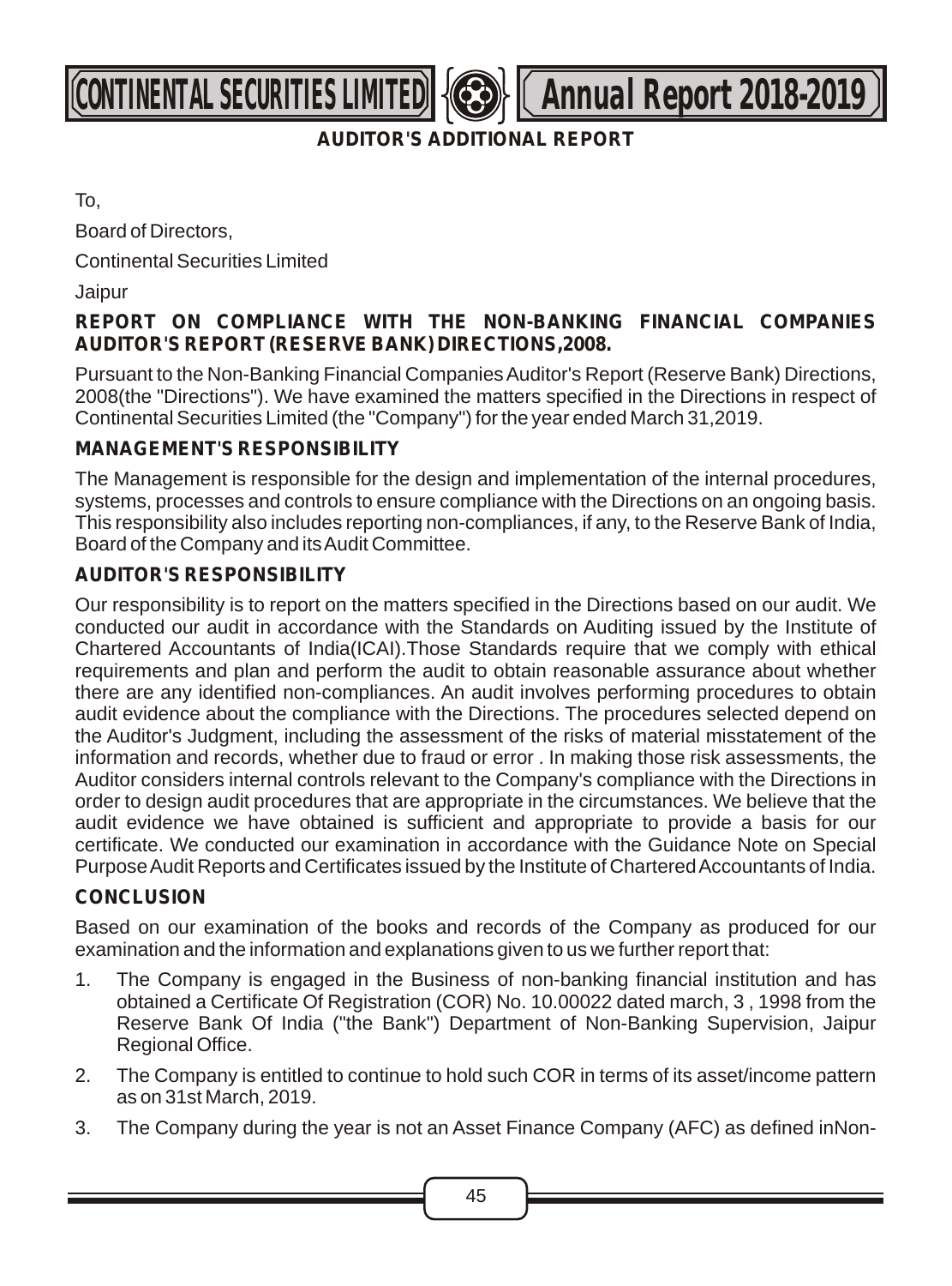## AUDITOR'S ADDITIONAL REPORT

To,

Board of Directors,

Continental Securities Limited

Jaipur

**REPORT ON COMPLIANCE WITH THE NON-BANKING FINANCIAL COMPANIES AUDITOR'S REPORT (RESERVE BANK) DIRECTIONS,2008.**

Pursuant to the Non-Banking Financial Companies Auditor's Report (Reserve Bank) Directions, 2008(the "Directions"). We have examined the matters specified in the Directions in respect of Continental Securities Limited (the "Company") for the year ended March 31,2019.

**MANAGEMENT'S RESPONSIBILITY**

The Management is responsible for the design and implementation of the internal procedures, systems, processes and controls to ensure compliance with the Directions on an ongoing basis. This responsibility also includes reporting non-compliances, if any, to the Reserve Bank of India, Board of the Company and its Audit Committee.

**AUDITOR'S RESPONSIBILITY**

Our responsibility is to report on the matters specified in the Directions based on our audit. We conducted our audit in accordance with the Standards on Auditing issued by the Institute of Chartered Accountants of India(ICAI).Those Standards require that we comply with ethical requirements and plan and perform the audit to obtain reasonable assurance about whether there are any identified non-compliances. An audit involves performing procedures to obtain audit evidence about the compliance with the Directions. The procedures selected depend on the Auditor's Judgment, including the assessment of the risks of material misstatement of the information and records, whether due to fraud or error . In making those risk assessments, the Auditor considers internal controls relevant to the Company's compliance with the Directions in order to design audit procedures that are appropriate in the circumstances. We believe that the audit evidence we have obtained is sufficient and appropriate to provide a basis for our certificate. We conducted our examination in accordance with the Guidance Note on Special Purpose Audit Reports and Certificates issued by the Institute of Chartered Accountants of India.

**CONCLUSION**

Based on our examination of the books and records of the Company as produced for our examination and the information and explanations given to us we further report that:

1. The Company is engaged in the Business of non-banking financial institution and has obtained a Certificate Of Registration (COR) No. 10.00022 dated march, 3 , 1998 from the Reserve Bank Of India ("the Bank") Department of Non-Banking Supervision, Jaipur Regional Office.
2. The Company is entitled to continue to hold such COR in terms of its asset/income pattern as on 31st March, 2019.
3. The Company during the year is not an Asset Finance Company (AFC) as defined inNon-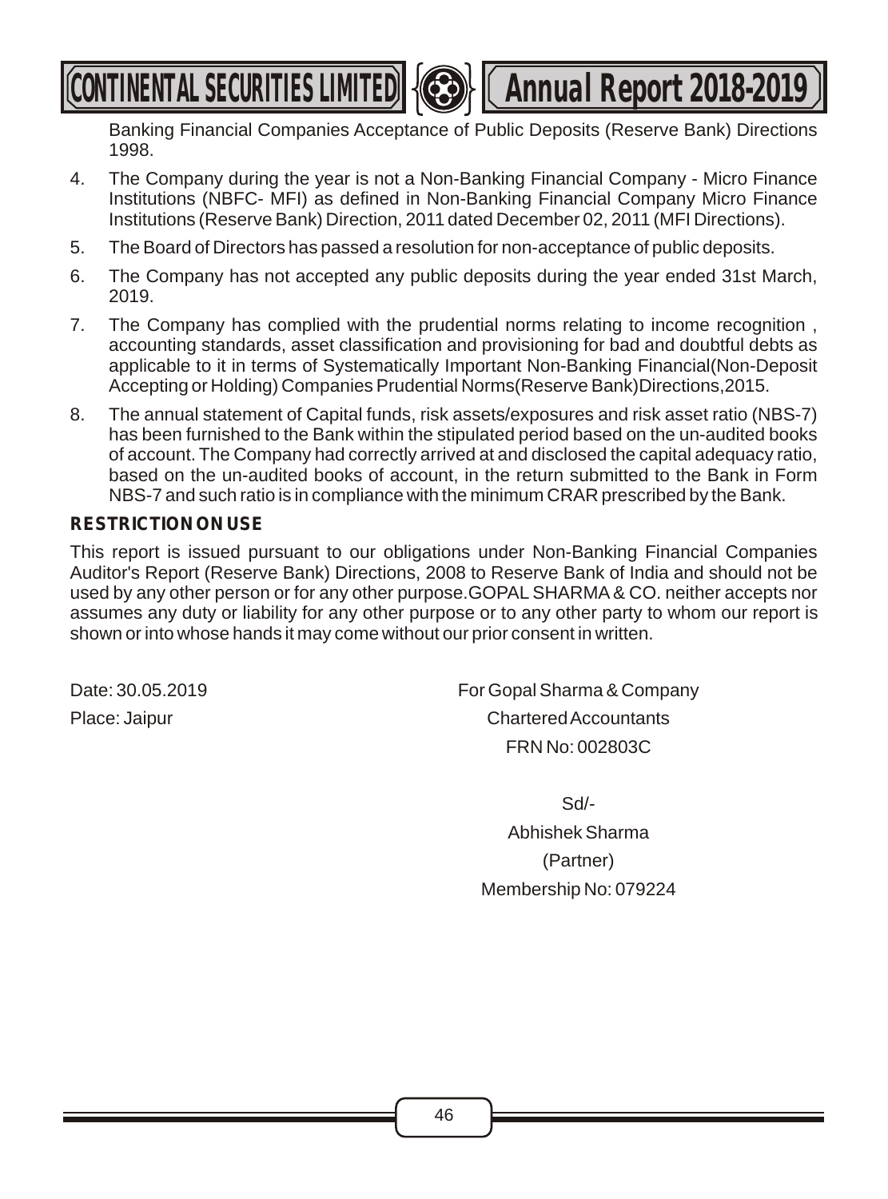Banking Financial Companies Acceptance of Public Deposits (Reserve Bank) Directions 1998.

4. The Company during the year is not a Non-Banking Financial Company - Micro Finance Institutions (NBFC- MFI) as defined in Non-Banking Financial Company Micro Finance Institutions (Reserve Bank) Direction, 2011 dated December 02, 2011 (MFI Directions).

5. The Board of Directors has passed a resolution for non-acceptance of public deposits.

6. The Company has not accepted any public deposits during the year ended 31st March, 2019.

7. The Company has complied with the prudential norms relating to income recognition , accounting standards, asset classification and provisioning for bad and doubtful debts as applicable to it in terms of Systematically Important Non-Banking Financial(Non-Deposit Accepting or Holding) Companies Prudential Norms(Reserve Bank)Directions,2015.

8. The annual statement of Capital funds, risk assets/exposures and risk asset ratio (NBS-7) has been furnished to the Bank within the stipulated period based on the un-audited books of account. The Company had correctly arrived at and disclosed the capital adequacy ratio, based on the un-audited books of account, in the return submitted to the Bank in Form NBS-7 and such ratio is in compliance with the minimum CRAR prescribed by the Bank.

**RESTRICTION ON USE**

This report is issued pursuant to our obligations under Non-Banking Financial Companies Auditor's Report (Reserve Bank) Directions, 2008 to Reserve Bank of India and should not be used by any other person or for any other purpose.GOPAL SHARMA & CO. neither accepts nor assumes any duty or liability for any other purpose or to any other party to whom our report is shown or into whose hands it may come without our prior consent in written.

Date: 30.05.2019

Place: Jaipur

For Gopal Sharma & Company

Chartered Accountants

FRN No: 002803C

Sd/-

Abhishek Sharma

(Partner)

Membership No: 079224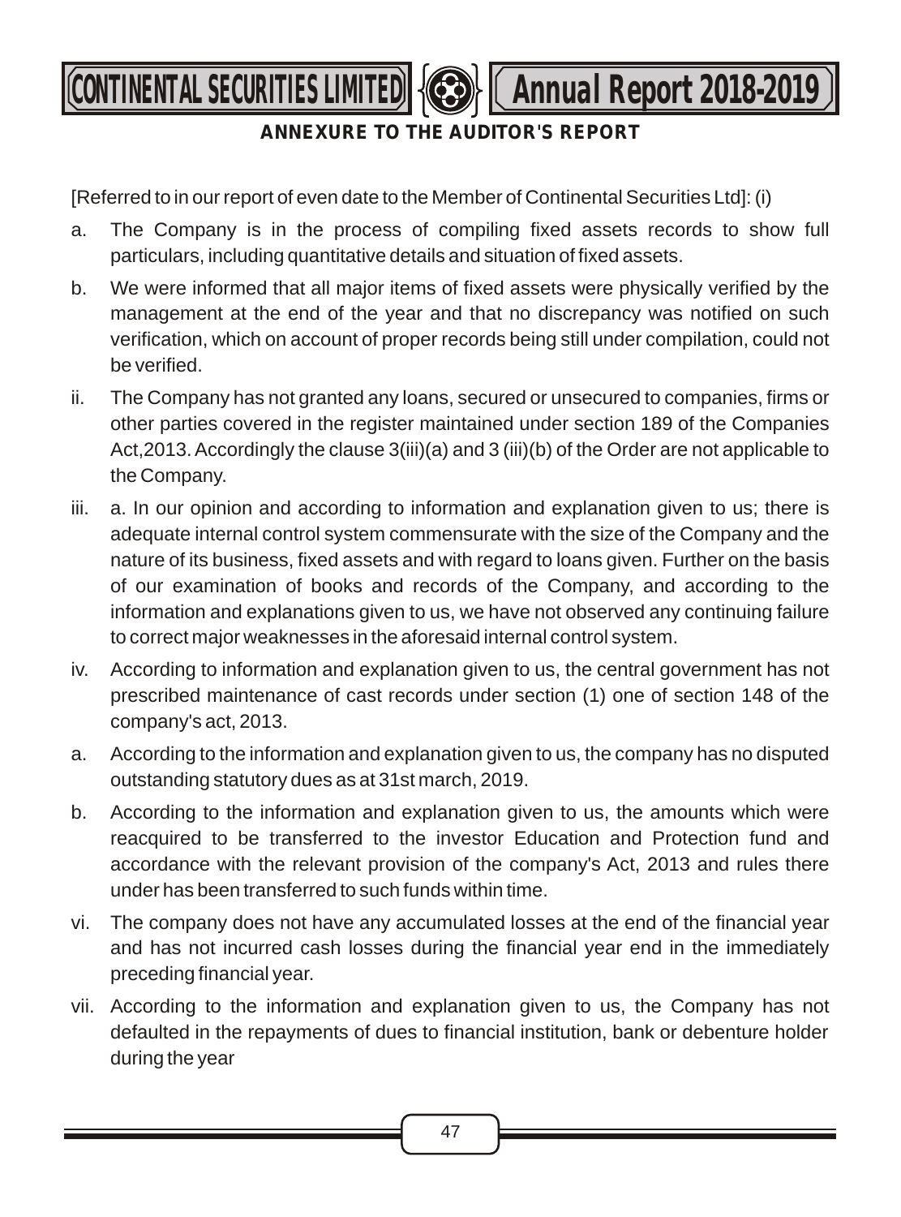## ANNEXURE TO THE AUDITOR'S REPORT

[Referred to in our report of even date to the Member of Continental Securities Ltd]: (i)

a. The Company is in the process of compiling fixed assets records to show full particulars, including quantitative details and situation of fixed assets.

b. We were informed that all major items of fixed assets were physically verified by the management at the end of the year and that no discrepancy was notified on such verification, which on account of proper records being still under compilation, could not be verified.

ii. The Company has not granted any loans, secured or unsecured to companies, firms or other parties covered in the register maintained under section 189 of the Companies Act,2013. Accordingly the clause 3(iii)(a) and 3 (iii)(b) of the Order are not applicable to the Company.

iii. a. In our opinion and according to information and explanation given to us; there is adequate internal control system commensurate with the size of the Company and the nature of its business, fixed assets and with regard to loans given. Further on the basis of our examination of books and records of the Company, and according to the information and explanations given to us, we have not observed any continuing failure to correct major weaknesses in the aforesaid internal control system.

iv. According to information and explanation given to us, the central government has not prescribed maintenance of cast records under section (1) one of section 148 of the company's act, 2013.

a. According to the information and explanation given to us, the company has no disputed outstanding statutory dues as at 31st march, 2019.

b. According to the information and explanation given to us, the amounts which were reacquired to be transferred to the investor Education and Protection fund and accordance with the relevant provision of the company's Act, 2013 and rules there under has been transferred to such funds within time.

vi. The company does not have any accumulated losses at the end of the financial year and has not incurred cash losses during the financial year end in the immediately preceding financial year.

vii. According to the information and explanation given to us, the Company has not defaulted in the repayments of dues to financial institution, bank or debenture holder during the year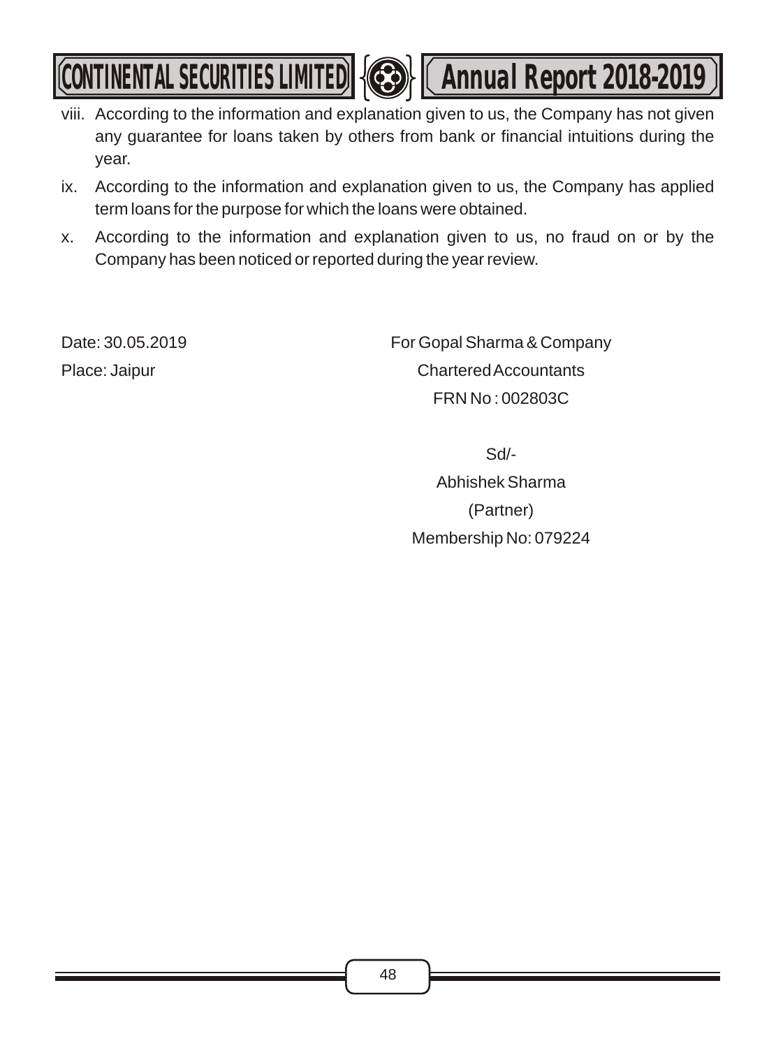viii. According to the information and explanation given to us, the Company has not given any guarantee for loans taken by others from bank or financial intuitions during the year.

ix. According to the information and explanation given to us, the Company has applied term loans for the purpose for which the loans were obtained.

x. According to the information and explanation given to us, no fraud on or by the Company has been noticed or reported during the year review.

Date: 30.05.2019

Place: Jaipur

For Gopal Sharma & Company

Chartered Accountants

FRN No : 002803C

Sd/-

Abhishek Sharma

(Partner)

Membership No: 079224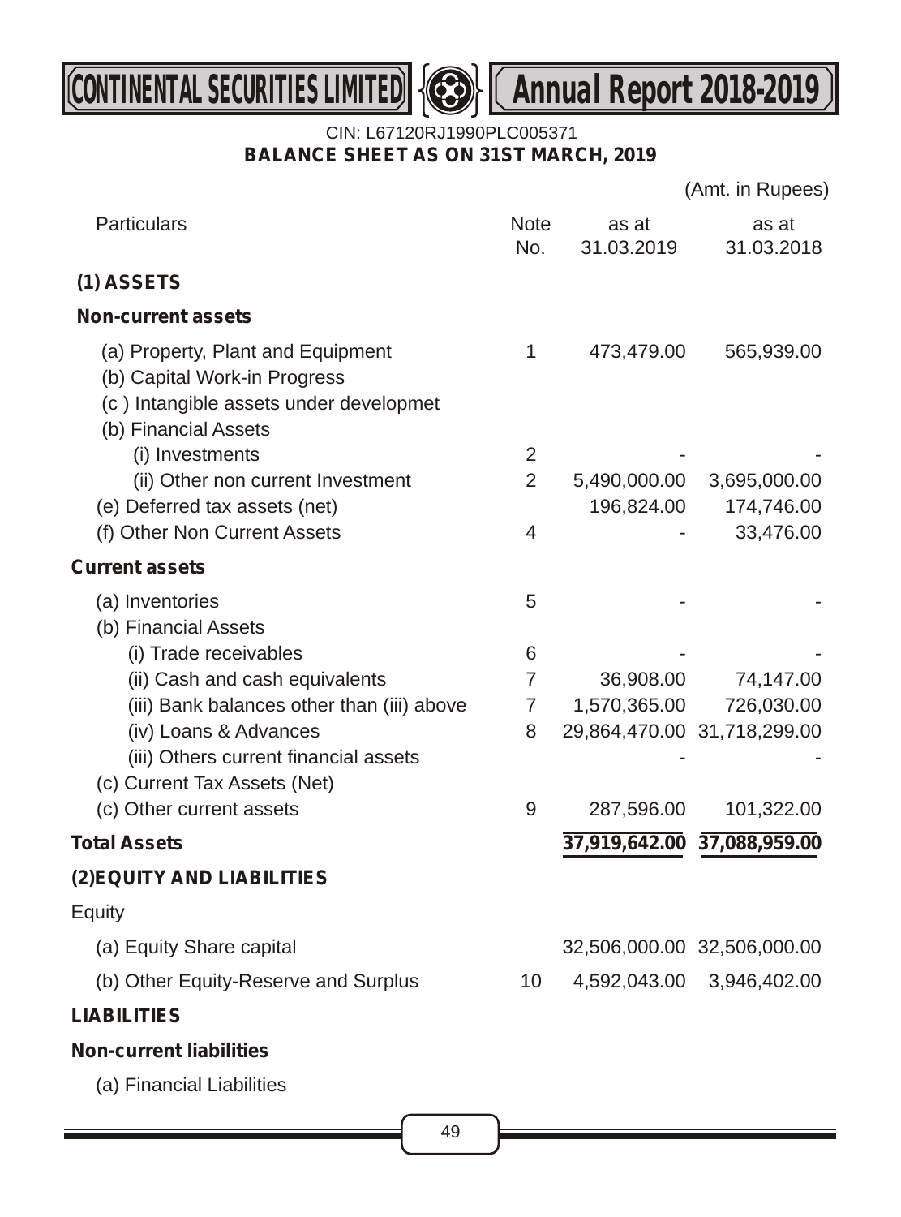CIN: L67120RJ1990PLC005371

**BALANCE SHEET AS ON 31ST MARCH, 2019**

(Amt. in Rupees)

| Particulars | Note No. | as at 31.03.2019 | as at 31.03.2018 |
|---|---|---|---|
| **(1) ASSETS** | | | |
| **Non-current assets** | | | |
| (a) Property, Plant and Equipment | 1 | 473,479.00 | 565,939.00 |
| (b) Capital Work-in Progress | | | |
| (c ) Intangible assets under developmet | | | |
| (b) Financial Assets | | | |
| (i) Investments | 2 | - | - |
| (ii) Other non current Investment | 2 | 5,490,000.00 | 3,695,000.00 |
| (e) Deferred tax assets (net) | | 196,824.00 | 174,746.00 |
| (f) Other Non Current Assets | 4 | - | 33,476.00 |
| **Current assets** | | | |
| (a) Inventories | 5 | - | - |
| (b) Financial Assets | | | |
| (i) Trade receivables | 6 | - | - |
| (ii) Cash and cash equivalents | 7 | 36,908.00 | 74,147.00 |
| (iii) Bank balances other than (iii) above | 7 | 1,570,365.00 | 726,030.00 |
| (iv) Loans & Advances | 8 | 29,864,470.00 | 31,718,299.00 |
| (iii) Others current financial assets | | - | - |
| (c) Current Tax Assets (Net) | | | |
| (c) Other current assets | 9 | 287,596.00 | 101,322.00 |
| **Total Assets** | | **37,919,642.00** | **37,088,959.00** |
| **(2)EQUITY AND LIABILITIES** | | | |
| Equity | | | |
| (a) Equity Share capital | | 32,506,000.00 | 32,506,000.00 |
| (b) Other Equity-Reserve and Surplus | 10 | 4,592,043.00 | 3,946,402.00 |
| **LIABILITIES** | | | |
| **Non-current liabilities** | | | |
| (a) Financial Liabilities | | | |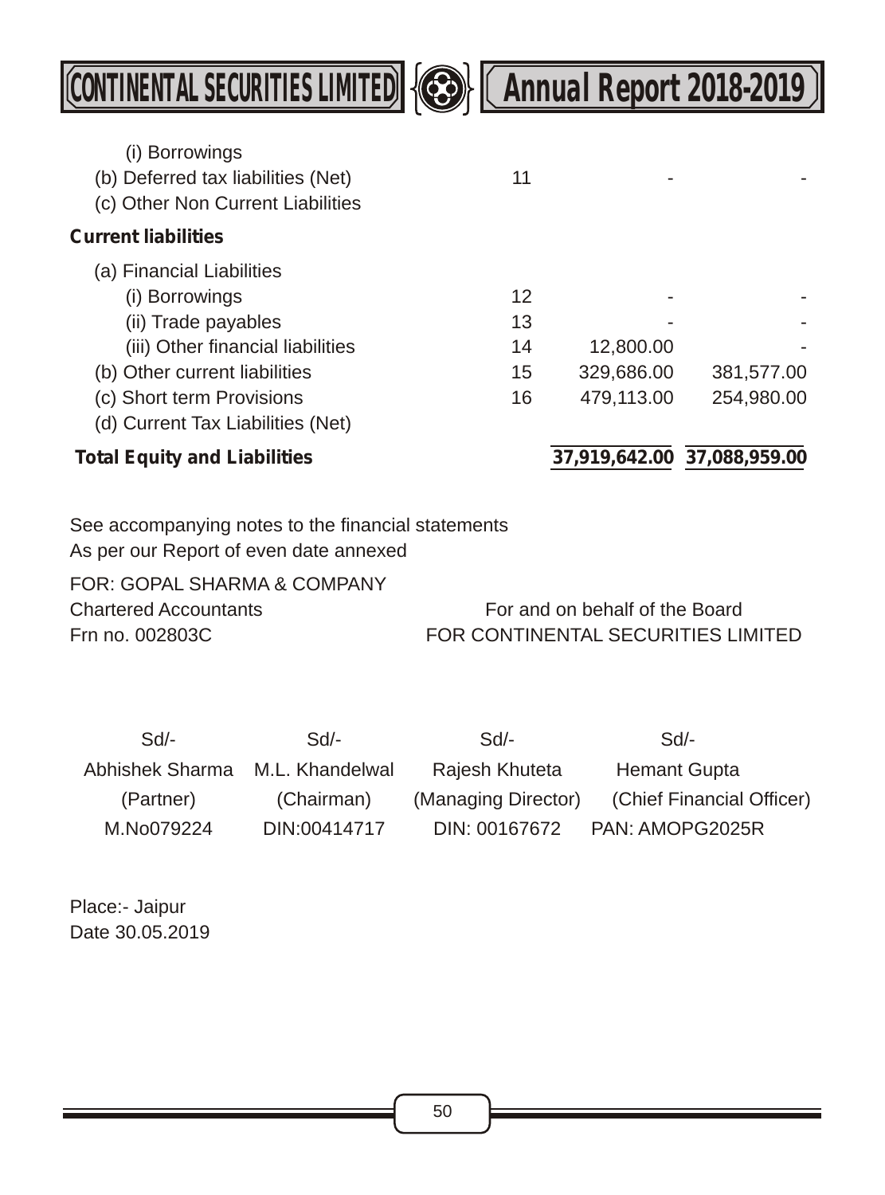| Particulars | Note | Current Year | Previous Year |
|---|---|---|---|
| (i) Borrowings | | | |
| (b) Deferred tax liabilities (Net) | 11 | - | - |
| (c) Other Non Current Liabilities | | | |
| **Current liabilities** | | | |
| (a) Financial Liabilities | | | |
| (i) Borrowings | 12 | - | - |
| (ii) Trade payables | 13 | - | - |
| (iii) Other financial liabilities | 14 | 12,800.00 | - |
| (b) Other current liabilities | 15 | 329,686.00 | 381,577.00 |
| (c) Short term Provisions | 16 | 479,113.00 | 254,980.00 |
| (d) Current Tax Liabilities (Net) | | | |
| **Total Equity and Liabilities** | | **37,919,642.00** | **37,088,959.00** |

See accompanying notes to the financial statements

As per our Report of even date annexed

FOR: GOPAL SHARMA & COMPANY
Chartered Accountants
Frn no. 002803C

For and on behalf of the Board
FOR CONTINENTAL SECURITIES LIMITED

| Sd/- | Sd/- | Sd/- | Sd/- |
|---|---|---|---|
| Abhishek Sharma | M.L. Khandelwal | Rajesh Khuteta | Hemant Gupta |
| (Partner) | (Chairman) | (Managing Director) | (Chief Financial Officer) |
| M.No079224 | DIN:00414717 | DIN: 00167672 | PAN: AMOPG2025R |

Place:- Jaipur
Date 30.05.2019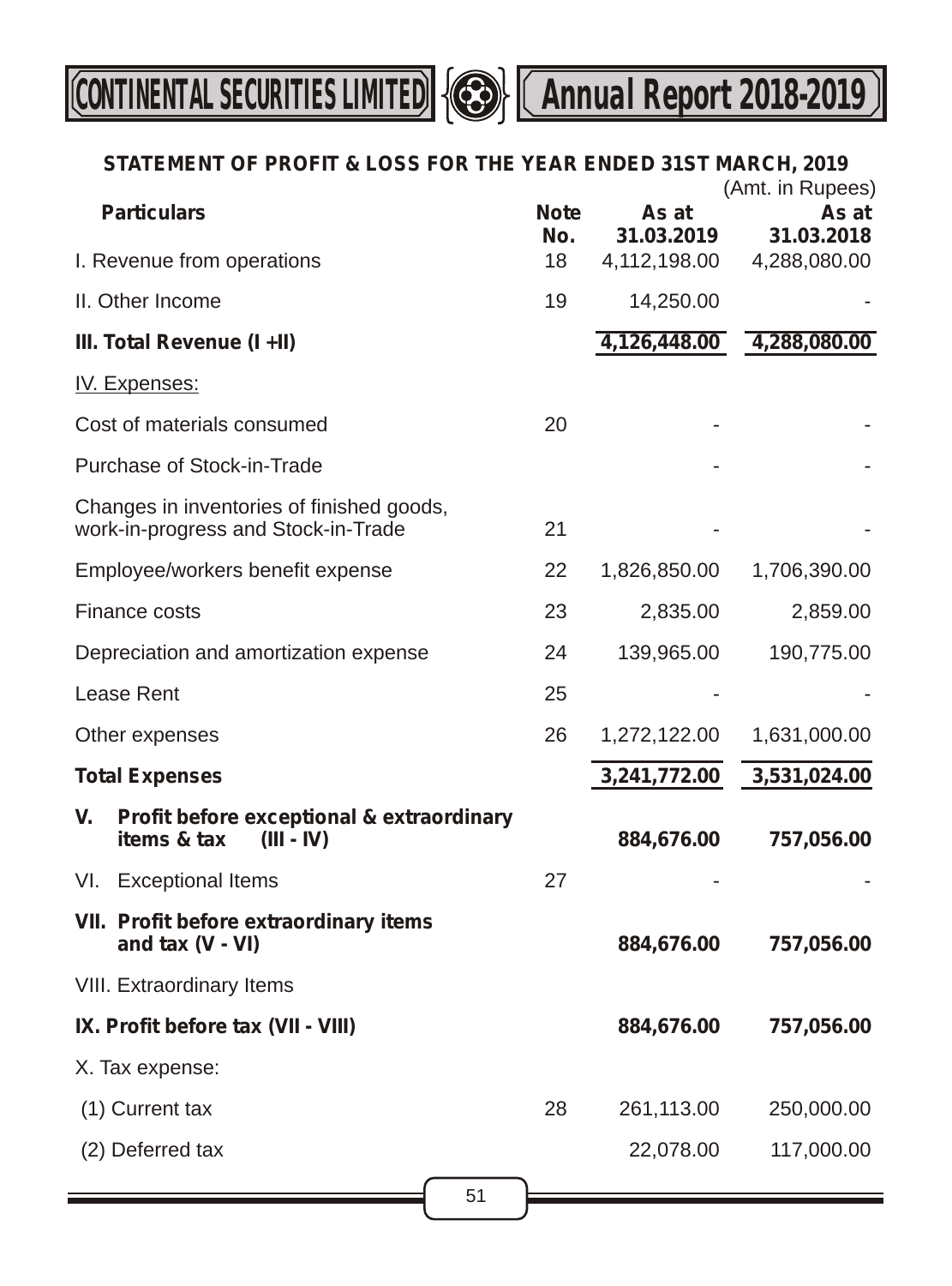## STATEMENT OF PROFIT & LOSS FOR THE YEAR ENDED 31ST MARCH, 2019

(Amt. in Rupees)

| Particulars | Note No. | As at 31.03.2019 | As at 31.03.2018 |
|---|---|---|---|
| I. Revenue from operations | 18 | 4,112,198.00 | 4,288,080.00 |
| II. Other Income | 19 | 14,250.00 | - |
| **III. Total Revenue (I +II)** | | **4,126,448.00** | **4,288,080.00** |
| IV. Expenses: | | | |
| Cost of materials consumed | 20 | - | - |
| Purchase of Stock-in-Trade | | - | - |
| Changes in inventories of finished goods, work-in-progress and Stock-in-Trade | 21 | - | - |
| Employee/workers benefit expense | 22 | 1,826,850.00 | 1,706,390.00 |
| Finance costs | 23 | 2,835.00 | 2,859.00 |
| Depreciation and amortization expense | 24 | 139,965.00 | 190,775.00 |
| Lease Rent | 25 | - | - |
| Other expenses | 26 | 1,272,122.00 | 1,631,000.00 |
| **Total Expenses** | | **3,241,772.00** | **3,531,024.00** |
| **V. Profit before exceptional & extraordinary items & tax (III - IV)** | | **884,676.00** | **757,056.00** |
| VI. Exceptional Items | 27 | - | - |
| **VII. Profit before extraordinary items and tax (V - VI)** | | **884,676.00** | **757,056.00** |
| VIII. Extraordinary Items | | | |
| **IX. Profit before tax (VII - VIII)** | | **884,676.00** | **757,056.00** |
| X. Tax expense: | | | |
| (1) Current tax | 28 | 261,113.00 | 250,000.00 |
| (2) Deferred tax | | 22,078.00 | 117,000.00 |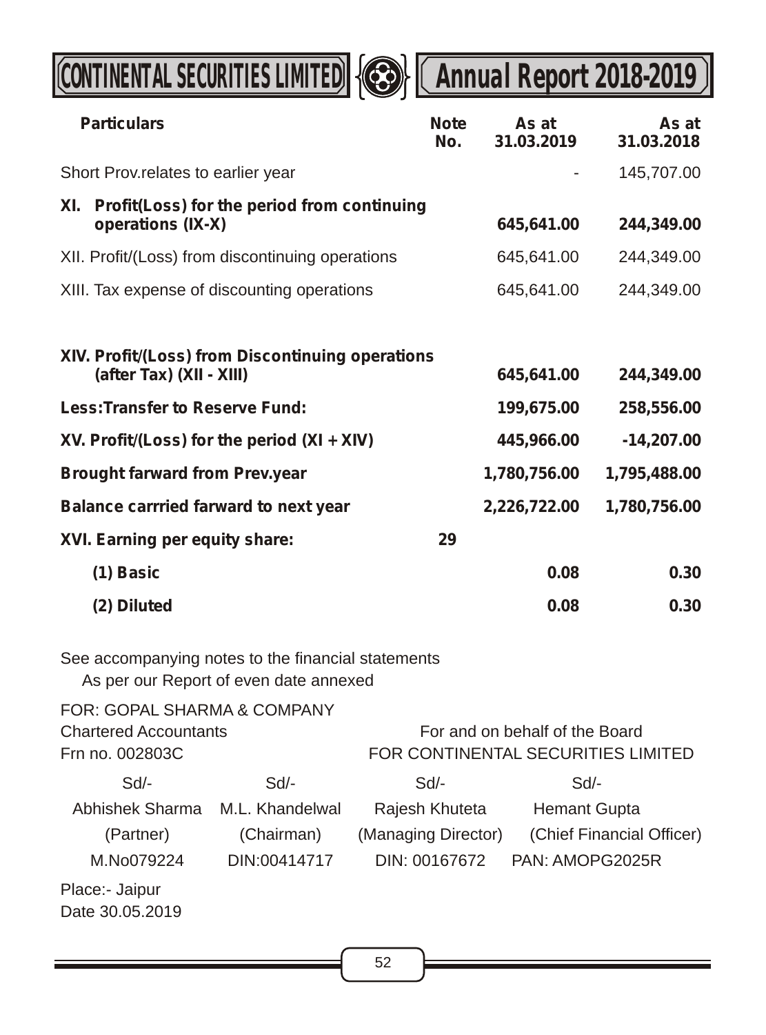| Particulars | Note No. | As at 31.03.2019 | As at 31.03.2018 |
|---|---|---|---|
| Short Prov.relates to earlier year | | - | 145,707.00 |
| **XI. Profit(Loss) for the period from continuing operations (IX-X)** | | **645,641.00** | **244,349.00** |
| XII. Profit/(Loss) from discontinuing operations | | 645,641.00 | 244,349.00 |
| XIII. Tax expense of discounting operations | | 645,641.00 | 244,349.00 |
| **XIV. Profit/(Loss) from Discontinuing operations (after Tax) (XII - XIII)** | | **645,641.00** | **244,349.00** |
| **Less:Transfer to Reserve Fund:** | | **199,675.00** | **258,556.00** |
| **XV. Profit/(Loss) for the period (XI + XIV)** | | **445,966.00** | **-14,207.00** |
| **Brought farward from Prev.year** | | **1,780,756.00** | **1,795,488.00** |
| **Balance carrried farward to next year** | | **2,226,722.00** | **1,780,756.00** |
| **XVI. Earning per equity share:** | **29** | | |
| **(1) Basic** | | **0.08** | **0.30** |
| **(2) Diluted** | | **0.08** | **0.30** |

See accompanying notes to the financial statements
As per our Report of even date annexed

FOR: GOPAL SHARMA & COMPANY
Chartered Accountants
Frn no. 002803C

For and on behalf of the Board
FOR CONTINENTAL SECURITIES LIMITED

| Sd/- | Sd/- | Sd/- | Sd/- |
|---|---|---|---|
| Abhishek Sharma | M.L. Khandelwal | Rajesh Khuteta | Hemant Gupta |
| (Partner) | (Chairman) | (Managing Director) | (Chief Financial Officer) |
| M.No079224 | DIN:00414717 | DIN: 00167672 | PAN: AMOPG2025R |

Place:- Jaipur
Date 30.05.2019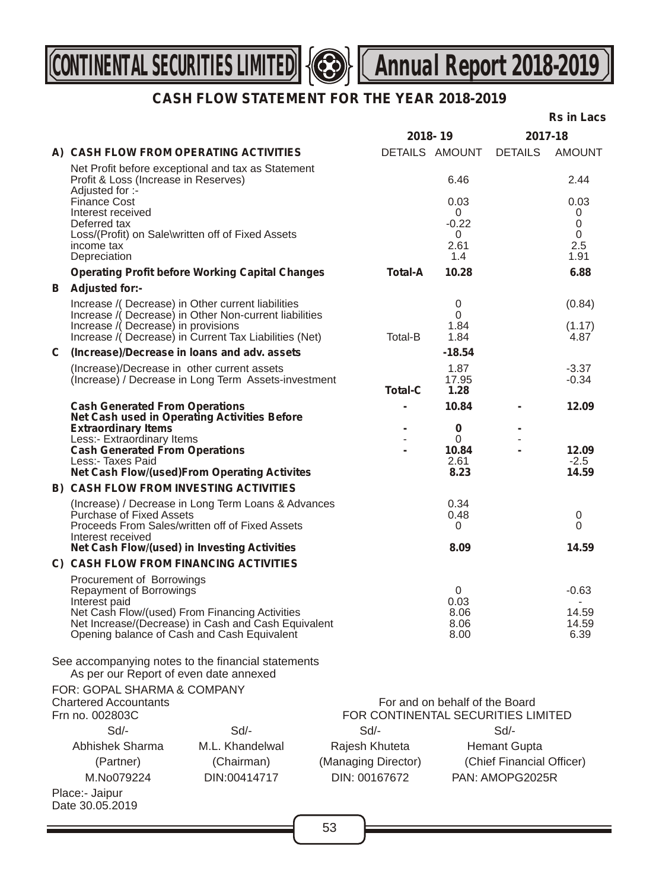## CASH FLOW STATEMENT FOR THE YEAR 2018-2019

**Rs in Lacs**

| | | 2018-19 | | 2017-18 | |
|---|---|---|---|---|---|
| | | DETAILS | AMOUNT | DETAILS | AMOUNT |
| **A)** | **CASH FLOW FROM OPERATING ACTIVITIES** | | | | |
| | Net Profit before exceptional and tax as Statement Profit & Loss (Increase in Reserves) | | 6.46 | | 2.44 |
| | Adjusted for :- | | | | |
| | Finance Cost | | 0.03 | | 0.03 |
| | Interest received | | 0 | | 0 |
| | Deferred tax | | -0.22 | | 0 |
| | Loss/(Profit) on Sale\written off of Fixed Assets | | 0 | | 0 |
| | income tax | | 2.61 | | 2.5 |
| | Depreciation | | 1.4 | | 1.91 |
| | **Operating Profit before Working Capital Changes** | **Total-A** | **10.28** | | **6.88** |
| **B** | **Adjusted for:-** | | | | |
| | Increase /( Decrease) in Other current liabilities | | 0 | | (0.84) |
| | Increase /( Decrease) in Other Non-current liabilities | | 0 | | |
| | Increase /( Decrease) in provisions | | 1.84 | | (1.17) |
| | Increase /( Decrease) in Current Tax Liabilities (Net) | Total-B | 1.84 | | 4.87 |
| **C** | **(Increase)/Decrease in loans and adv. assets** | | **-18.54** | | |
| | (Increase)/Decrease in other current assets | | 1.87 | | -3.37 |
| | (Increase) / Decrease in Long Term Assets-investment | | 17.95 | | -0.34 |
| | | **Total-C** | **1.28** | | |
| | **Cash Generated From Operations** | **-** | **10.84** | **-** | **12.09** |
| | **Net Cash used in Operating Activities Before Extraordinary Items** | **-** | **0** | **-** | |
| | Less:- Extraordinary Items | - | 0 | - | |
| | **Cash Generated From Operations** | **-** | **10.84** | **-** | **12.09** |
| | Less:- Taxes Paid | | 2.61 | | -2.5 |
| | **Net Cash Flow/(used)From Operating Activites** | | **8.23** | | **14.59** |
| **B)** | **CASH FLOW FROM INVESTING ACTIVITIES** | | | | |
| | (Increase) / Decrease in Long Term Loans & Advances | | 0.34 | | |
| | Purchase of Fixed Assets | | 0.48 | | 0 |
| | Proceeds From Sales/written off of Fixed Assets | | 0 | | 0 |
| | Interest received | | | | |
| | **Net Cash Flow/(used) in Investing Activities** | | **8.09** | | **14.59** |
| **C)** | **CASH FLOW FROM FINANCING ACTIVITIES** | | | | |
| | Procurement of Borrowings | | | | |
| | Repayment of Borrowings | | 0 | | -0.63 |
| | Interest paid | | 0.03 | | - |
| | Net Cash Flow/(used) From Financing Activities | | 8.06 | | 14.59 |
| | Net Increase/(Decrease) in Cash and Cash Equivalent | | 8.06 | | 14.59 |
| | Opening balance of Cash and Cash Equivalent | | 8.00 | | 6.39 |

See accompanying notes to the financial statements

As per our Report of even date annexed

FOR: GOPAL SHARMA & COMPANY
Chartered Accountants
Frn no. 002803C

For and on behalf of the Board
FOR CONTINENTAL SECURITIES LIMITED

| Sd/- | Sd/- | Sd/- | Sd/- |
|---|---|---|---|
| Abhishek Sharma | M.L. Khandelwal | Rajesh Khuteta | Hemant Gupta |
| (Partner) | (Chairman) | (Managing Director) | (Chief Financial Officer) |
| M.No079224 | DIN:00414717 | DIN: 00167672 | PAN: AMOPG2025R |

Place:- Jaipur
Date 30.05.2019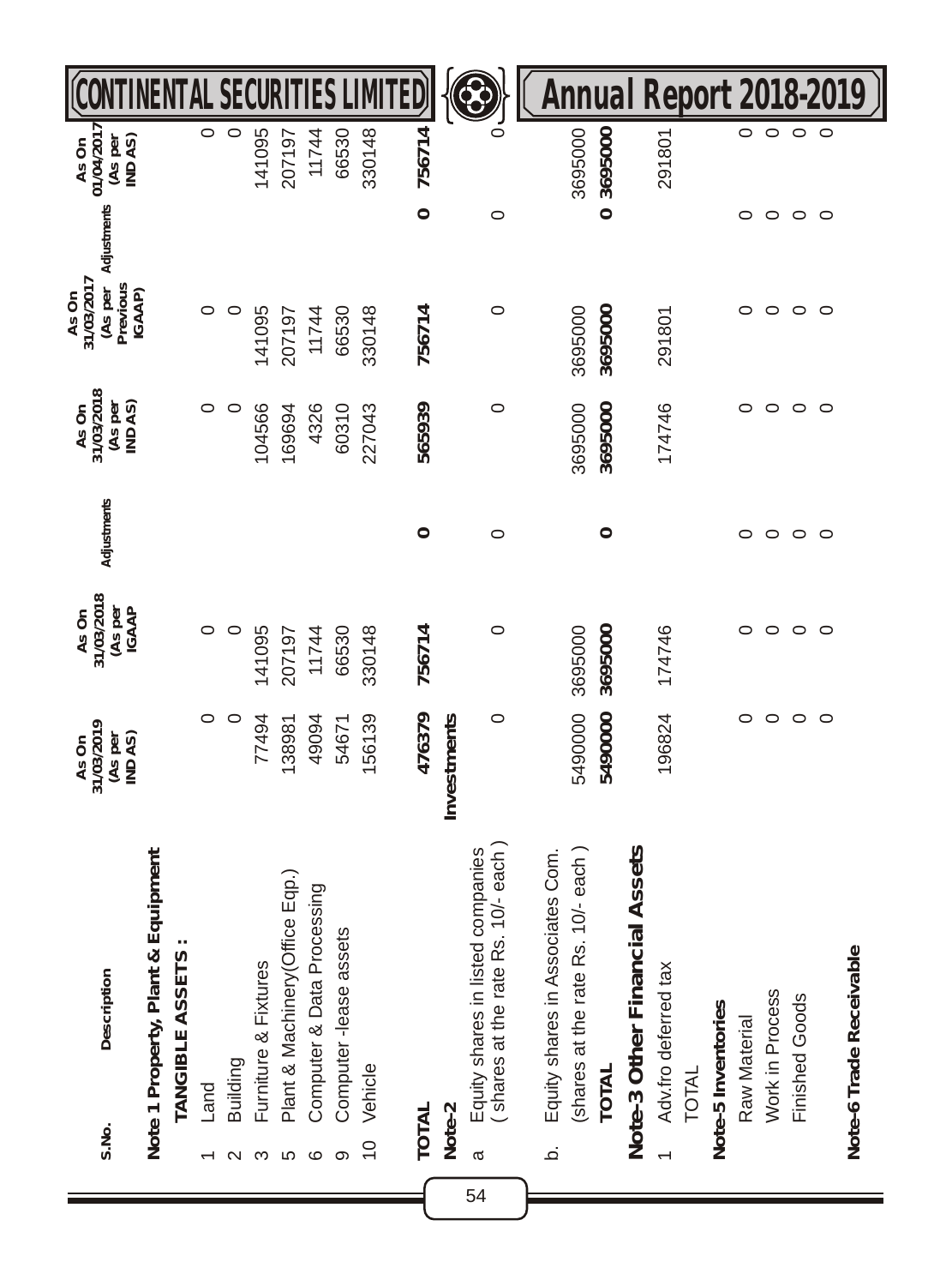| S.No. | Description | As On 31/03/2019 (As per IND AS) | As On 31/03/2018 (As per IGAAP | Adjustments | As On 31/03/2018 (As per IND AS) | As On 31/03/2017 (As per Previous IGAAP) | Adjustments | As On 01/04/2017 (As per IND AS) |
|---|---|---|---|---|---|---|---|---|
| **Note 1 Property, Plant & Equipment** | | | | | | | | |
| | **TANGIBLE ASSETS :** | | | | | | | |
| 1 | Land | 0 | 0 | | 0 | 0 | | 0 |
| 2 | Building | 0 | 0 | | 0 | 0 | | 0 |
| 3 | Furniture & Fixtures | 77494 | 141095 | | 104566 | 141095 | | 141095 |
| 5 | Plant & Machinery(Office Eqp.) | 138981 | 207197 | | 169694 | 207197 | | 207197 |
| 6 | Computer & Data Processing | 49094 | 11744 | | 4326 | 11744 | | 11744 |
| 9 | Computer -lease assets | 54671 | 66530 | | 60310 | 66530 | | 66530 |
| 10 | Vehicle | 156139 | 330148 | | 227043 | 330148 | | 330148 |
| **TOTAL** | | **476379** | **756714** | **0** | **565939** | **756714** | **0** | **756714** |
| **Note-2** | | **Investments** | | | | | | |
| a | Equity shares in listed companies ( shares at the rate Rs. 10/- each ) | 0 | 0 | 0 | 0 | 0 | 0 | 0 |
| b. | Equity shares in Associates Com. (shares at the rate Rs. 10/- each ) | 5490000 | 3695000 | | 3695000 | 3695000 | | 3695000 |
| | **TOTAL** | **5490000** | **3695000** | **0** | **3695000** | **3695000** | **0** | **3695000** |
| **Note-3 Other Financial Assets** | | | | | | | | |
| 1 | Adv.fro deferred tax | 196824 | 174746 | | 174746 | 291801 | | 291801 |
| | TOTAL | | | | | | | |
| **Note-5 Inventories** | | | | | | | | |
| | Raw Material | 0 | 0 | 0 | 0 | 0 | 0 | 0 |
| | Work in Process | 0 | 0 | 0 | 0 | 0 | 0 | 0 |
| | Finished Goods | 0 | 0 | 0 | 0 | 0 | 0 | 0 |
| | | 0 | 0 | 0 | 0 | 0 | 0 | 0 |
| **Note-6 Trade Receivable** | | | | | | | | |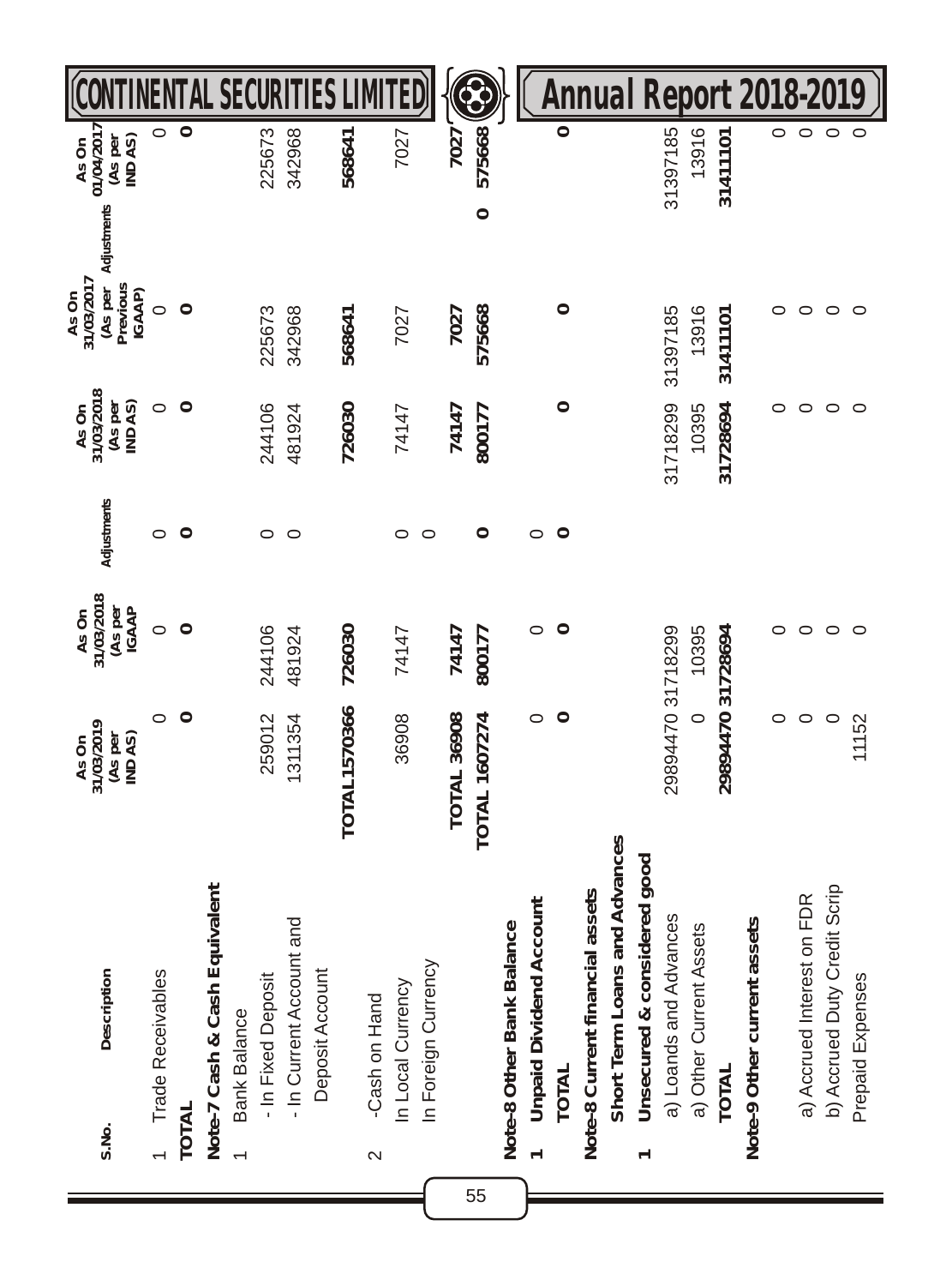| S.No. | Description | As On 31/03/2019 (As per IND AS) | As On 31/03/2018 (As per IGAAP | Adjustments | As On 31/03/2018 (As per IND AS) | As On 31/03/2017 (As per Previous IGAAP) | Adjustments | As On 01/04/2017 (As per IND AS) |
|---|---|---|---|---|---|---|---|---|
| 1 | Trade Receivables | 0 | 0 | 0 | 0 | 0 | | 0 |
| **TOTAL** | | **0** | **0** | **0** | **0** | **0** | | **0** |
| **Note-7 Cash & Cash Equivalent** | | | | | | | | |
| 1 | Bank Balance | | | | | | | |
| | - In Fixed Deposit | 259012 | 244106 | 0 | 244106 | 225673 | | 225673 |
| | - In Current Account and Deposit Account | 1311354 | 481924 | 0 | 481924 | 342968 | | 342968 |
| | | **TOTAL 1570366** | **726030** | | **726030** | **568641** | | **568641** |
| 2 | -Cash on Hand | | | | | | | |
| | In Local Currency | 36908 | 74147 | 0 | 74147 | 7027 | | 7027 |
| | In Foreign Currency | | | 0 | | | | |
| | | **TOTAL 36908** | **74147** | | **74147** | **7027** | | **7027** |
| | | **TOTAL 1607274** | **800177** | **0** | **800177** | **575668** | **0** | **575668** |
| **Note-8 Other Bank Balance** | | | | | | | | |
| **1** | **Unpaid Dividend Account** | 0 | 0 | 0 | | | | |
| | **TOTAL** | **0** | **0** | **0** | **0** | **0** | | **0** |
| **Note-8 Current financial assets** | | | | | | | | |
| | **Short Term Loans and Advances** | | | | | | | |
| **1** | **Unsecured & considered good** | | | | | | | |
| | a) Loands and Advances | 29894470 | 31718299 | | 31718299 | 31397185 | | 31397185 |
| | a) Other Current Assets | 0 | 10395 | | 10395 | 13916 | | 13916 |
| | **TOTAL** | **29894470** | **31728694** | | **31728694** | **31411101** | | **31411101** |
| **Note-9 Other current assets** | | | | | | | | |
| | a) Accrued Interest on FDR | 0 | 0 | | 0 | 0 | | 0 |
| | b) Accrued Duty Credit Scrip | 0 | 0 | | 0 | 0 | | 0 |
| | Prepaid Expenses | 11152 | 0 | | 0 | 0 | | 0 |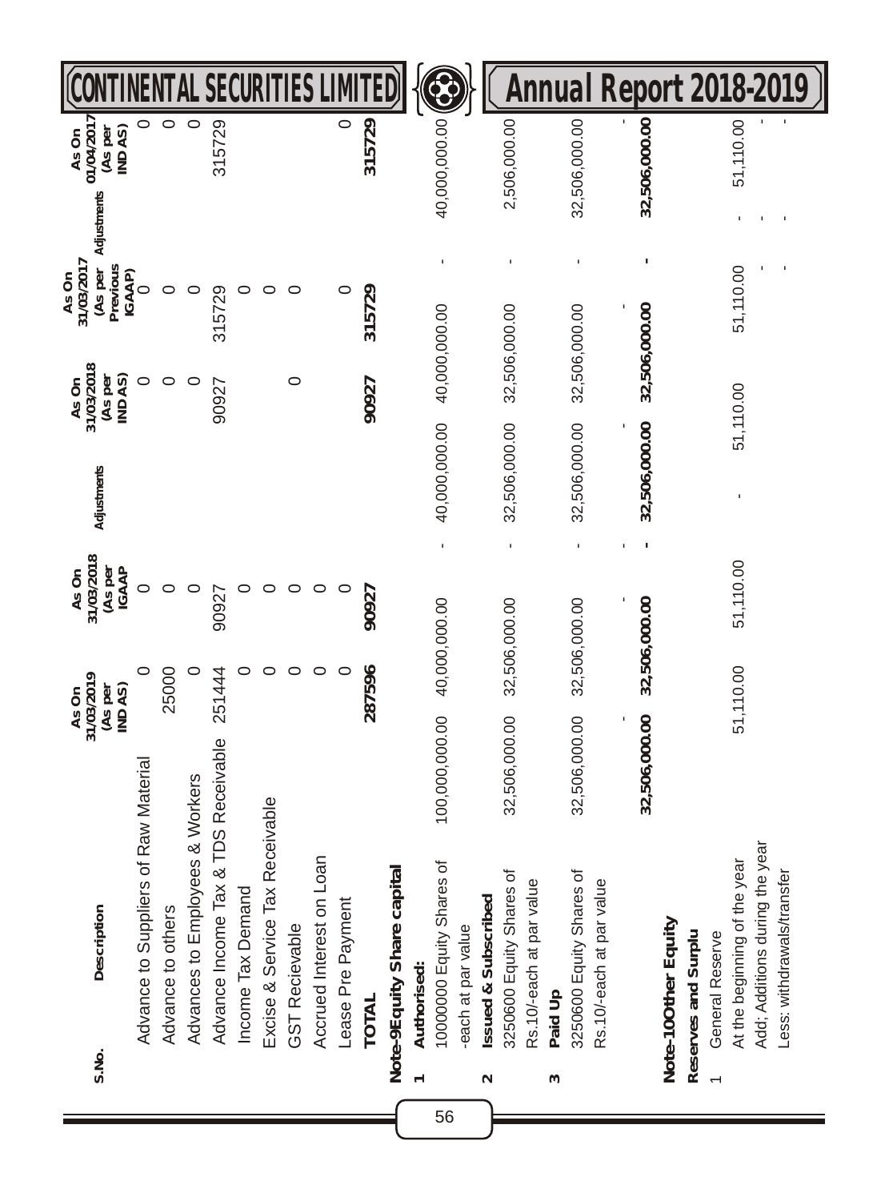| S.No. | Description | As On 31/03/2019 (As per IND AS) | As On 31/03/2018 (As per IGAAP | Adjustments | As On 31/03/2018 (As per IND AS) | As On 31/03/2017 (As per Previous IGAAP) | Adjustments | As On 01/04/2017 (As per IND AS) |
|---|---|---|---|---|---|---|---|---|
| | Advance to Suppliers of Raw Material | 0 | 0 | | 0 | 0 | | 0 |
| | Advance to others | 25000 | 0 | | 0 | 0 | | 0 |
| | Advances to Employees & Workers | 0 | 0 | | 0 | 0 | | 0 |
| | Advance Income Tax & TDS Receivable | 251444 | 90927 | | 90927 | 315729 | | 315729 |
| | Income Tax Demand | 0 | 0 | | | 0 | | |
| | Excise & Service Tax Receivable | 0 | 0 | | | 0 | | |
| | GST Recievable | 0 | 0 | | 0 | 0 | | |
| | Accrued Interest on Loan | 0 | 0 | | | | | |
| | Lease Pre Payment | 0 | 0 | | | 0 | | 0 |
| | **TOTAL** | **287596** | **90927** | | **90927** | **315729** | | **315729** |
| | **Note-9Equity Share capital** | | | | | | | |
| **1** | **Authorised:** | | | | | | | |
| | 10000000 Equity Shares of -each at par value | 100,000,000.00 | 40,000,000.00 | - | 40,000,000.00 | 40,000,000.00 | - | 40,000,000.00 |
| **2** | **Issued & Subscribed** | | | | | | | |
| | 3250600 Equity Shares of Rs.10/-each at par value | 32,506,000.00 | 32,506,000.00 | - | 32,506,000.00 | 32,506,000.00 | - | 2,506,000.00 |
| **3** | **Paid Up** | | | | | | | |
| | 3250600 Equity Shares of Rs.10/-each at par value | 32,506,000.00 | 32,506,000.00 | - | 32,506,000.00 | 32,506,000.00 | - | 32,506,000.00 |
| | | - | - | - | - | - | | - |
| | | **32,506,000.00** | **32,506,000.00** | **-** | **32,506,000.00** | **32,506,000.00** | **-** | **32,506,000.00** |
| | **Note-10Other Equity** | | | | | | | |
| | **Reserves and Surplu** | | | | | | | |
| 1 | General Reserve | | | | | | | |
| | At the beginning of the year | 51,110.00 | 51,110.00 | - | 51,110.00 | 51,110.00 | - | 51,110.00 |
| | Add; Additions during the year | | | | | - | - | - |
| | Less: withdrawals/transfer | | | | | - | - | - |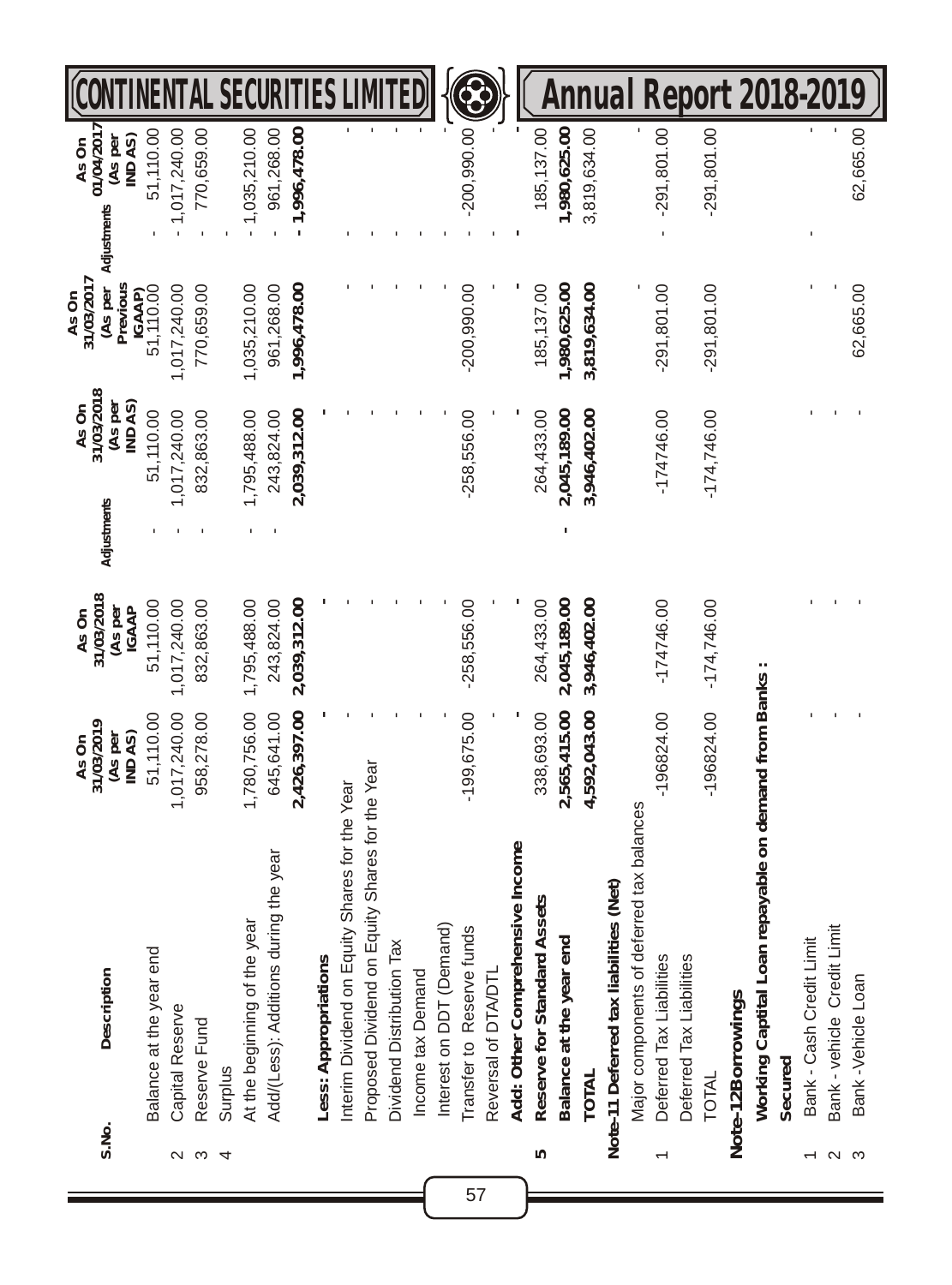| S.No. | Description | As On 31/03/2019 (As per IND AS) | As On 31/03/2018 (As per IGAAP | Adjustments | As On 31/03/2018 (As per IND AS) | As On 31/03/2017 (As per Previous IGAAP) | Adjustments | As On 01/04/2017 (As per IND AS) |
|---|---|---|---|---|---|---|---|---|
| | Balance at the year end | 51,110.00 | 51,110.00 | - | 51,110.00 | 51,110.00 | - | 51,110.00 |
| 2 | Capital Reserve | 1,017,240.00 | 1,017,240.00 | - | 1,017,240.00 | 1,017,240.00 | - | 1,017,240.00 |
| 3 | Reserve Fund | 958,278.00 | 832,863.00 | - | 832,863.00 | 770,659.00 | - | 770,659.00 |
| 4 | Surplus | | | | | | - | |
| | At the beginning of the year | 1,780,756.00 | 1,795,488.00 | - | 1,795,488.00 | 1,035,210.00 | - | 1,035,210.00 |
| | Add/(Less): Additions during the year | 645,641.00 | 243,824.00 | - | 243,824.00 | 961,268.00 | - | 961,268.00 |
| | | 2,426,397.00 | 2,039,312.00 | | 2,039,312.00 | 1,996,478.00 | - | 1,996,478.00 |
| | **Less: Appropriations** | - | - | | - | - | - | - |
| | Interim Dividend on Equity Shares for the Year | - | - | | - | - | - | - |
| | Proposed Dividend on Equity Shares for the Year | - | - | | - | - | - | - |
| | Dividend Distribution Tax | - | - | | - | - | - | - |
| | Income tax Demand | - | - | | - | - | - | - |
| | Interest on DDT (Demand) | - | - | | - | - | - | - |
| | Transfer to Reserve funds | -199,675.00 | -258,556.00 | | -258,556.00 | -200,990.00 | - | -200,990.00 |
| | Reversal of DTA/DTL | - | - | | - | - | - | - |
| | **Add: Other Comprehensive Income** | - | - | | - | - | - | - |
| **5** | **Reserve for Standard Assets** | 338,693.00 | 264,433.00 | | 264,433.00 | 185,137.00 | | 185,137.00 |
| | **Balance at the year end** | **2,565,415.00** | **2,045,189.00** | - | **2,045,189.00** | **1,980,625.00** | | **1,980,625.00** |
| | **TOTAL** | **4,592,043.00** | **3,946,402.00** | | **3,946,402.00** | **3,819,634.00** | | 3,819,634.00 |
| | **Note-11 Deferred tax liabilities (Net)** | | | | | | | |
| | Major components of deferred tax balances | | | | | - | | - |
| 1 | Deferred Tax Liabilities | -196824.00 | -174746.00 | | -174746.00 | -291,801.00 | - | -291,801.00 |
| | Deferred Tax Liabilities | | | | | | | |
| | TOTAL | -196824.00 | -174,746.00 | | -174,746.00 | -291,801.00 | | -291,801.00 |
| | **Note-12Borrowings** | | | | | | | |
| | **Working Capital Loan repayable on demand from Banks :** | | | | | | | |
| | **Secured** | | | | | | | |
| 1 | Bank - Cash Credit Limit | - | - | | - | - | - | - |
| 2 | Bank - vehicle Credit Limit | - | - | | - | - | | - |
| 3 | Bank -Vehicle Loan | - | - | | - | 62,665.00 | | 62,665.00 |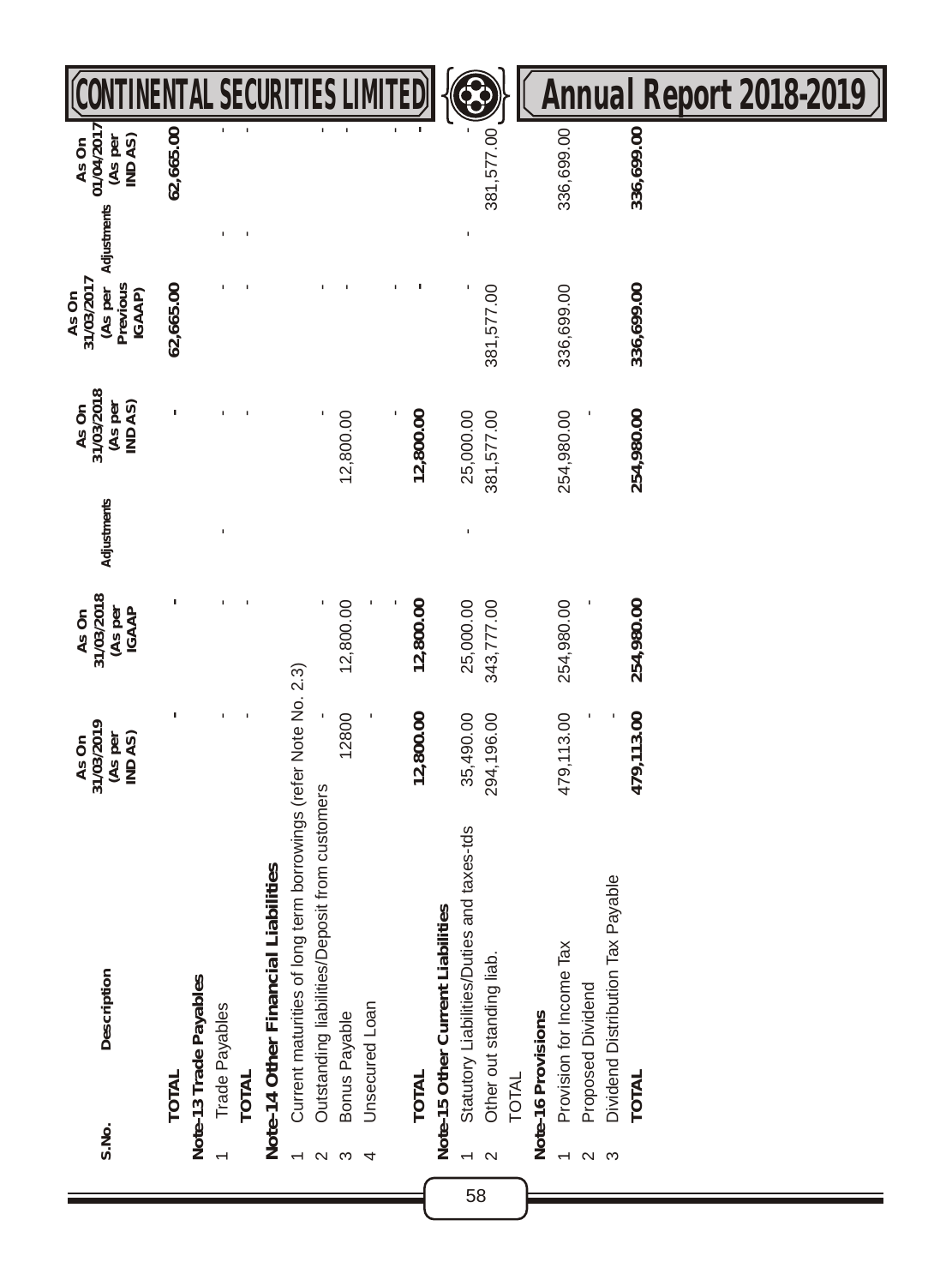| S.No. | Description | As On 31/03/2019 (As per IND AS) | As On 31/03/2018 (As per IGAAP | Adjustments | As On 31/03/2018 (As per IND AS) | As On 31/03/2017 (As per Previous IGAAP) | Adjustments | As On 01/04/2017 (As per IND AS) |
|---|---|---|---|---|---|---|---|---|
| | **TOTAL** | - | - | | - | 62,665.00 | | 62,665.00 |
| | **Note-13 Trade Payables** | | | | | | | |
| 1 | Trade Payables | - | - | - | - | - | - | - |
| | **TOTAL** | - | - | | - | - | - | - |
| | **Note-14 Other Financial Liabilities** | | | | | | | |
| 1 | Current maturities of long term borrowings (refer Note No. 2.3) | | | | | | | |
| 2 | Outstanding liabilities/Deposit from customers | - | - | | - | - | | - |
| 3 | Bonus Payable | 12800 | 12,800.00 | | 12,800.00 | - | | - |
| 4 | Unsecured Loan | - | - | | | | | |
| | | | - | | - | - | | - |
| | **TOTAL** | **12,800.00** | **12,800.00** | | **12,800.00** | - | | - |
| | **Note-15 Other Current Liabilities** | | | | | | | |
| 1 | Statutory Liabilities/Duties and taxes-tds | 35,490.00 | 25,000.00 | - | 25,000.00 | - | - | - |
| 2 | Other out standing liab. | 294,196.00 | 343,777.00 | | 381,577.00 | 381,577.00 | | 381,577.00 |
| | TOTAL | | | | | | | |
| | **Note-16 Provisions** | | | | | | | |
| 1 | Provision for Income Tax | 479,113.00 | 254,980.00 | | 254,980.00 | 336,699.00 | | 336,699.00 |
| 2 | Proposed Dividend | - | - | | - | | | |
| 3 | Dividend Distribution Tax Payable | - | | | | | | |
| | **TOTAL** | **479,113.00** | **254,980.00** | | **254,980.00** | **336,699.00** | | **336,699.00** |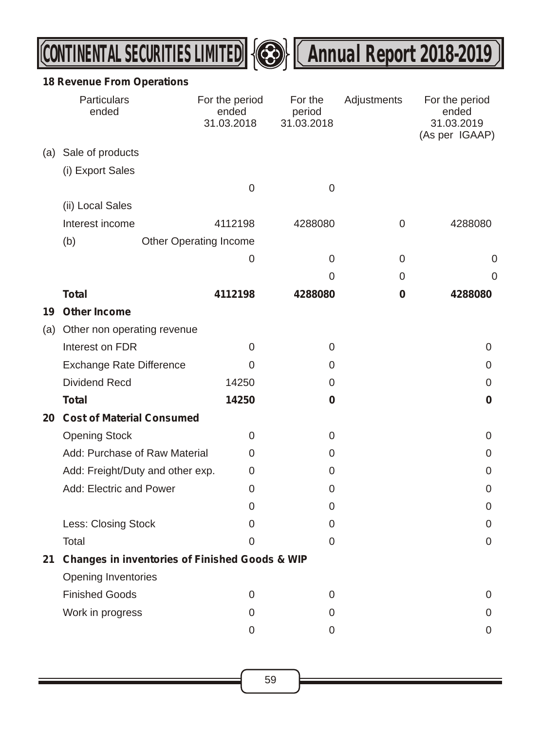### 18 Revenue From Operations

| | Particulars ended | For the period ended 31.03.2018 | For the period 31.03.2018 | Adjustments | For the period ended 31.03.2019 (As per IGAAP) |
|---|---|---|---|---|---|
| (a) | Sale of products | | | | |
| | (i) Export Sales | | | | |
| | | 0 | 0 | | |
| | (ii) Local Sales | | | | |
| | Interest income | 4112198 | 4288080 | 0 | 4288080 |
| | (b) Other Operating Income | | | | |
| | | 0 | 0 | 0 | 0 |
| | | | 0 | 0 | 0 |
| | **Total** | **4112198** | **4288080** | **0** | **4288080** |
| **19** | **Other Income** | | | | |
| (a) | Other non operating revenue | | | | |
| | Interest on FDR | 0 | 0 | | 0 |
| | Exchange Rate Difference | 0 | 0 | | 0 |
| | Dividend Recd | 14250 | 0 | | 0 |
| | **Total** | **14250** | **0** | | **0** |
| **20** | **Cost of Material Consumed** | | | | |
| | Opening Stock | 0 | 0 | | 0 |
| | Add: Purchase of Raw Material | 0 | 0 | | 0 |
| | Add: Freight/Duty and other exp. | 0 | 0 | | 0 |
| | Add: Electric and Power | 0 | 0 | | 0 |
| | | 0 | 0 | | 0 |
| | Less: Closing Stock | 0 | 0 | | 0 |
| | Total | 0 | 0 | | 0 |
| **21** | **Changes in inventories of Finished Goods & WIP** | | | | |
| | Opening Inventories | | | | |
| | Finished Goods | 0 | 0 | | 0 |
| | Work in progress | 0 | 0 | | 0 |
| | | 0 | 0 | | 0 |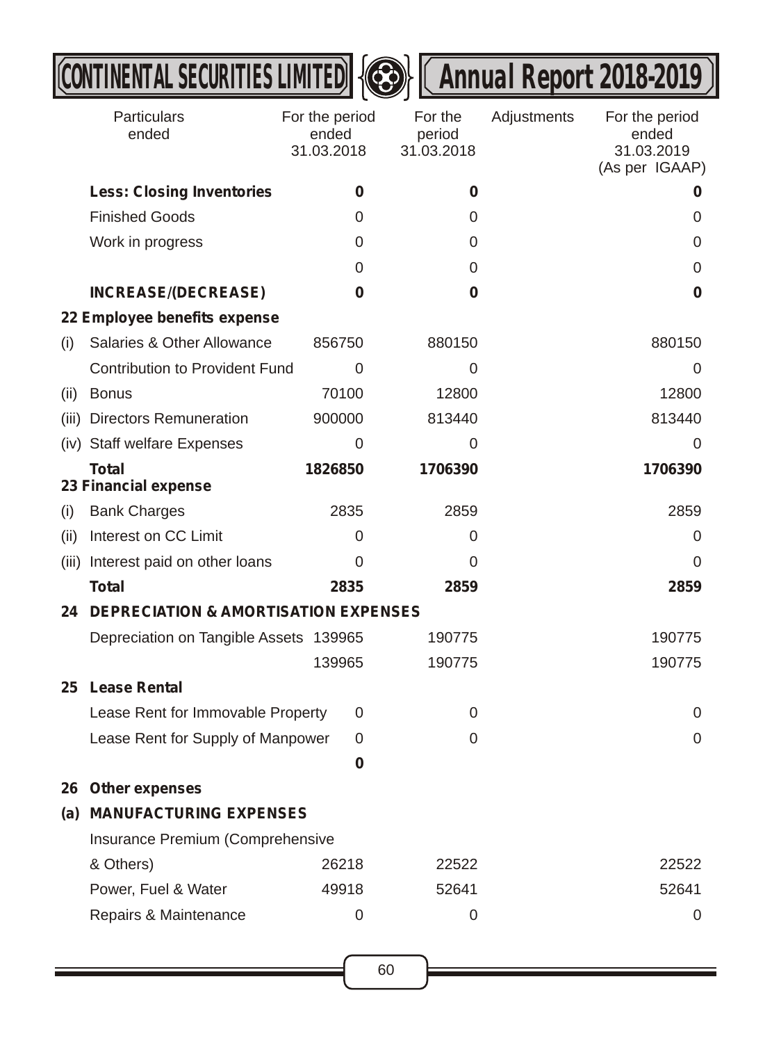| Particulars ended | For the period ended 31.03.2018 | For the period 31.03.2018 | Adjustments | For the period ended 31.03.2019 (As per IGAAP) |
|---|---|---|---|---|
| **Less: Closing Inventories** | **0** | **0** | | **0** |
| Finished Goods | 0 | 0 | | 0 |
| Work in progress | 0 | 0 | | 0 |
| | 0 | 0 | | 0 |
| **INCREASE/(DECREASE)** | **0** | **0** | | **0** |
| **22 Employee benefits expense** | | | | |
| (i) Salaries & Other Allowance | 856750 | 880150 | | 880150 |
| Contribution to Provident Fund | 0 | 0 | | 0 |
| (ii) Bonus | 70100 | 12800 | | 12800 |
| (iii) Directors Remuneration | 900000 | 813440 | | 813440 |
| (iv) Staff welfare Expenses | 0 | 0 | | 0 |
| **Total** | **1826850** | **1706390** | | **1706390** |
| **23 Financial expense** | | | | |
| (i) Bank Charges | 2835 | 2859 | | 2859 |
| (ii) Interest on CC Limit | 0 | 0 | | 0 |
| (iii) Interest paid on other loans | 0 | 0 | | 0 |
| **Total** | **2835** | **2859** | | **2859** |
| **24 DEPRECIATION & AMORTISATION EXPENSES** | | | | |
| Depreciation on Tangible Assets | 139965 | 190775 | | 190775 |
| | 139965 | 190775 | | 190775 |
| **25 Lease Rental** | | | | |
| Lease Rent for Immovable Property | 0 | 0 | | 0 |
| Lease Rent for Supply of Manpower | 0 | 0 | | 0 |
| | **0** | | | |
| **26 Other expenses** | | | | |
| **(a) MANUFACTURING EXPENSES** | | | | |
| Insurance Premium (Comprehensive & Others) | 26218 | 22522 | | 22522 |
| Power, Fuel & Water | 49918 | 52641 | | 52641 |
| Repairs & Maintenance | 0 | 0 | | 0 |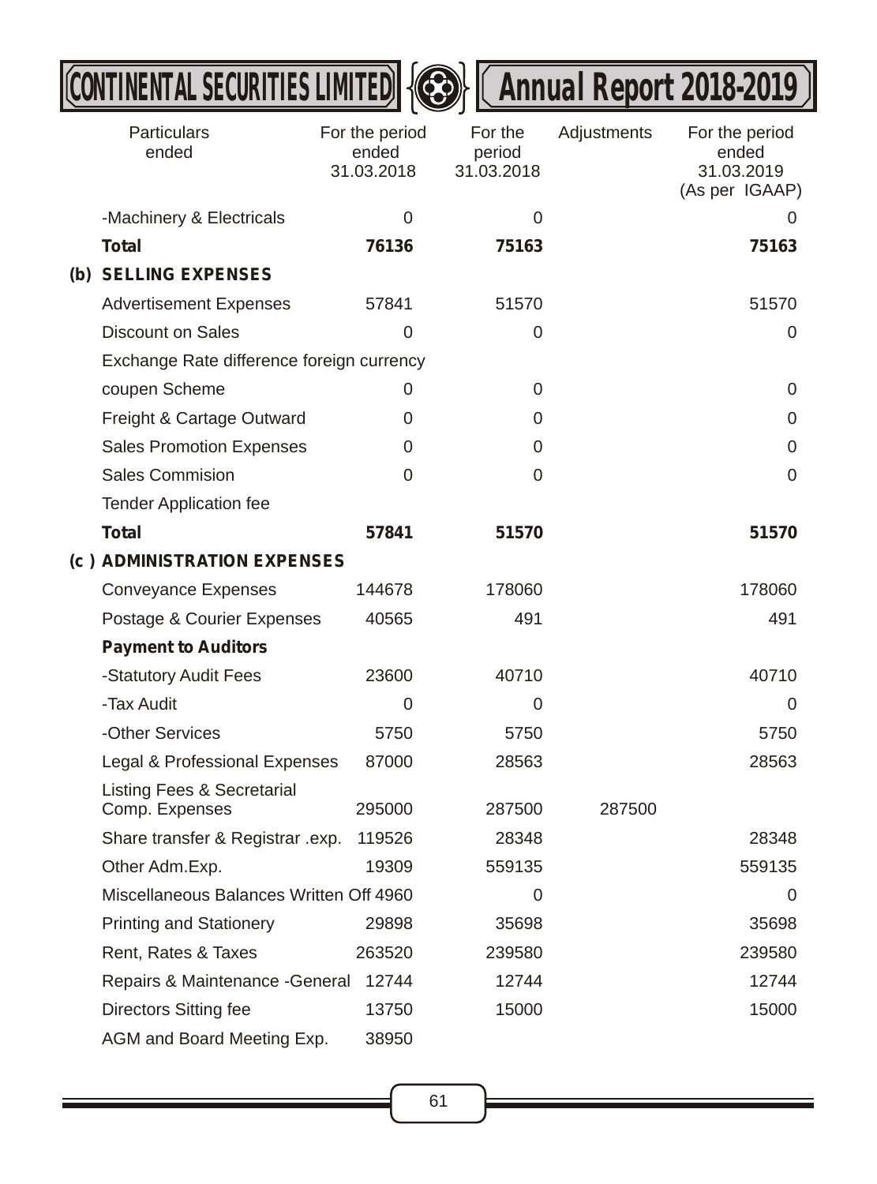| Particulars ended | For the period ended 31.03.2018 | For the period 31.03.2018 | Adjustments | For the period ended 31.03.2019 (As per IGAAP) |
|---|---|---|---|---|
| -Machinery & Electricals | 0 | 0 | | 0 |
| **Total** | **76136** | **75163** | | **75163** |
| **(b) SELLING EXPENSES** | | | | |
| Advertisement Expenses | 57841 | 51570 | | 51570 |
| Discount on Sales | 0 | 0 | | 0 |
| Exchange Rate difference foreign currency | | | | |
| coupen Scheme | 0 | 0 | | 0 |
| Freight & Cartage Outward | 0 | 0 | | 0 |
| Sales Promotion Expenses | 0 | 0 | | 0 |
| Sales Commision | 0 | 0 | | 0 |
| Tender Application fee | | | | |
| **Total** | **57841** | **51570** | | **51570** |
| **(c ) ADMINISTRATION EXPENSES** | | | | |
| Conveyance Expenses | 144678 | 178060 | | 178060 |
| Postage & Courier Expenses | 40565 | 491 | | 491 |
| **Payment to Auditors** | | | | |
| -Statutory Audit Fees | 23600 | 40710 | | 40710 |
| -Tax Audit | 0 | 0 | | 0 |
| -Other Services | 5750 | 5750 | | 5750 |
| Legal & Professional Expenses | 87000 | 28563 | | 28563 |
| Listing Fees & Secretarial Comp. Expenses | 295000 | 287500 | 287500 | |
| Share transfer & Registrar .exp. | 119526 | 28348 | | 28348 |
| Other Adm.Exp. | 19309 | 559135 | | 559135 |
| Miscellaneous Balances Written Off | 4960 | 0 | | 0 |
| Printing and Stationery | 29898 | 35698 | | 35698 |
| Rent, Rates & Taxes | 263520 | 239580 | | 239580 |
| Repairs & Maintenance -General | 12744 | 12744 | | 12744 |
| Directors Sitting fee | 13750 | 15000 | | 15000 |
| AGM and Board Meeting Exp. | 38950 | | | |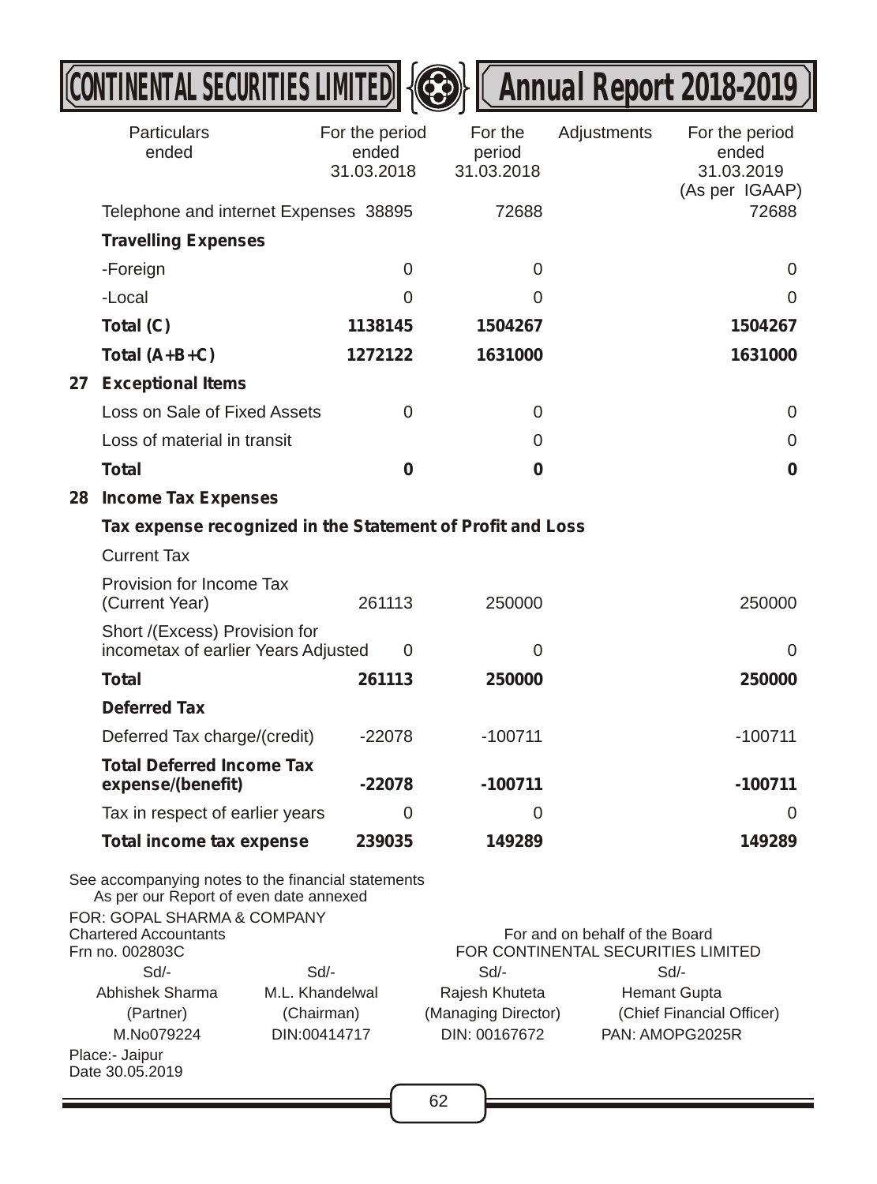| | Particulars ended | For the period ended 31.03.2018 | For the period 31.03.2018 | Adjustments | For the period ended 31.03.2019 (As per IGAAP) |
|---|---|---|---|---|---|
| | Telephone and internet Expenses | 38895 | 72688 | | 72688 |
| | **Travelling Expenses** | | | | |
| | -Foreign | 0 | 0 | | 0 |
| | -Local | 0 | 0 | | 0 |
| | **Total (C)** | **1138145** | **1504267** | | **1504267** |
| | **Total (A+B+C)** | **1272122** | **1631000** | | **1631000** |
| **27** | **Exceptional Items** | | | | |
| | Loss on Sale of Fixed Assets | 0 | 0 | | 0 |
| | Loss of material in transit | | 0 | | 0 |
| | **Total** | **0** | **0** | | **0** |
| **28** | **Income Tax Expenses** | | | | |
| | **Tax expense recognized in the Statement of Profit and Loss** | | | | |
| | Current Tax | | | | |
| | Provision for Income Tax (Current Year) | 261113 | 250000 | | 250000 |
| | Short /(Excess) Provision for incometax of earlier Years Adjusted | 0 | 0 | | 0 |
| | **Total** | **261113** | **250000** | | **250000** |
| | **Deferred Tax** | | | | |
| | Deferred Tax charge/(credit) | -22078 | -100711 | | -100711 |
| | **Total Deferred Income Tax expense/(benefit)** | **-22078** | **-100711** | | **-100711** |
| | Tax in respect of earlier years | 0 | 0 | | 0 |
| | **Total income tax expense** | **239035** | **149289** | | **149289** |

See accompanying notes to the financial statements
As per our Report of even date annexed

FOR: GOPAL SHARMA & COMPANY
Chartered Accountants
Frn no. 002803C

For and on behalf of the Board
FOR CONTINENTAL SECURITIES LIMITED

| Sd/- | Sd/- | Sd/- | Sd/- |
|---|---|---|---|
| Abhishek Sharma | M.L. Khandelwal | Rajesh Khuteta | Hemant Gupta |
| (Partner) | (Chairman) | (Managing Director) | (Chief Financial Officer) |
| M.No079224 | DIN:00414717 | DIN: 00167672 | PAN: AMOPG2025R |

Place:- Jaipur
Date 30.05.2019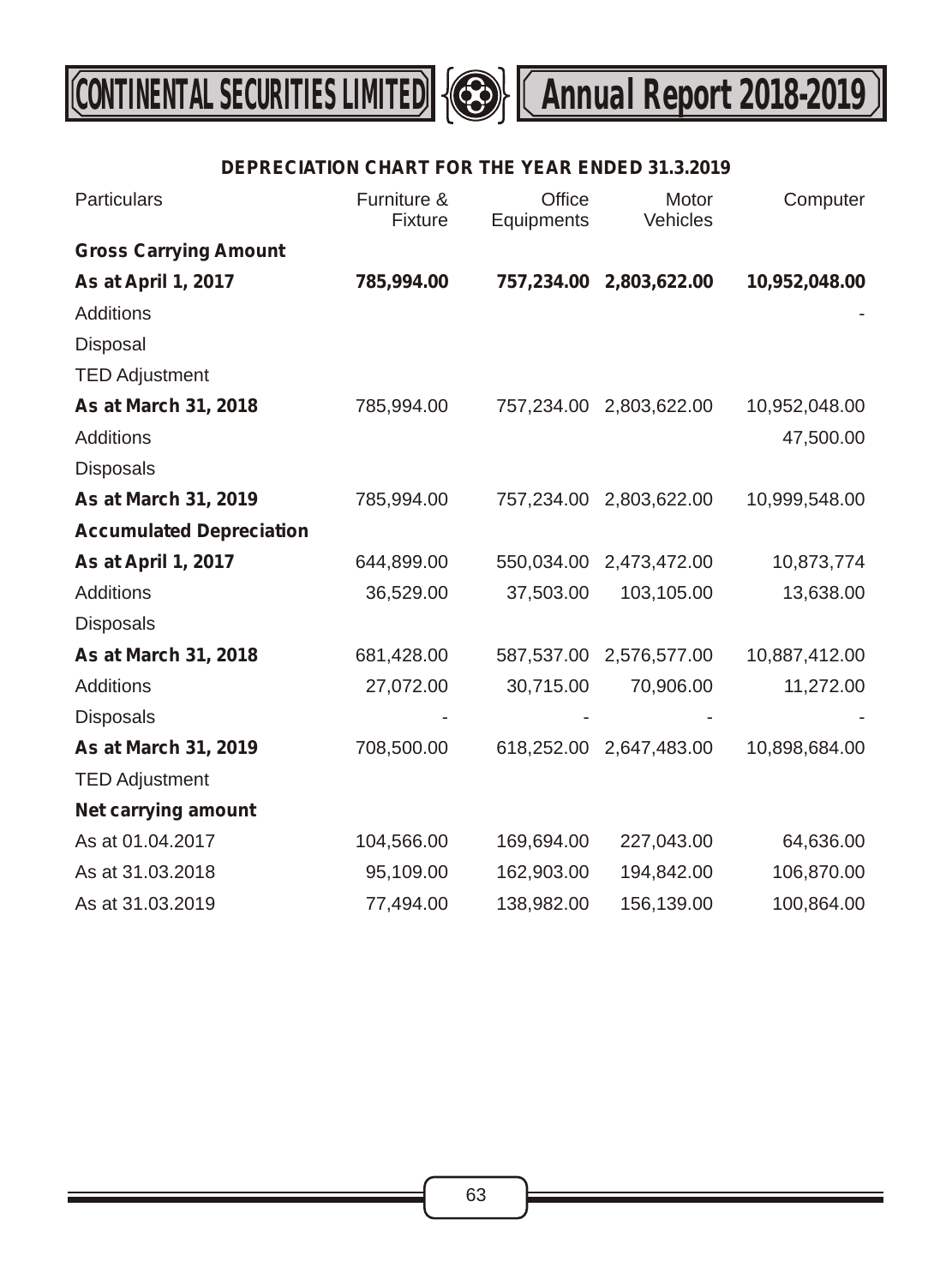## DEPRECIATION CHART FOR THE YEAR ENDED 31.3.2019

| Particulars | Furniture & Fixture | Office Equipments | Motor Vehicles | Computer |
|---|---|---|---|---|
| **Gross Carrying Amount** | | | | |
| **As at April 1, 2017** | **785,994.00** | **757,234.00** | **2,803,622.00** | **10,952,048.00** |
| Additions | | | | - |
| Disposal | | | | |
| TED Adjustment | | | | |
| **As at March 31, 2018** | 785,994.00 | 757,234.00 | 2,803,622.00 | 10,952,048.00 |
| Additions | | | | 47,500.00 |
| Disposals | | | | |
| **As at March 31, 2019** | 785,994.00 | 757,234.00 | 2,803,622.00 | 10,999,548.00 |
| **Accumulated Depreciation** | | | | |
| **As at April 1, 2017** | 644,899.00 | 550,034.00 | 2,473,472.00 | 10,873,774 |
| Additions | 36,529.00 | 37,503.00 | 103,105.00 | 13,638.00 |
| Disposals | | | | |
| **As at March 31, 2018** | 681,428.00 | 587,537.00 | 2,576,577.00 | 10,887,412.00 |
| Additions | 27,072.00 | 30,715.00 | 70,906.00 | 11,272.00 |
| Disposals | - | - | - | - |
| **As at March 31, 2019** | 708,500.00 | 618,252.00 | 2,647,483.00 | 10,898,684.00 |
| TED Adjustment | | | | |
| **Net carrying amount** | | | | |
| As at 01.04.2017 | 104,566.00 | 169,694.00 | 227,043.00 | 64,636.00 |
| As at 31.03.2018 | 95,109.00 | 162,903.00 | 194,842.00 | 106,870.00 |
| As at 31.03.2019 | 77,494.00 | 138,982.00 | 156,139.00 | 100,864.00 |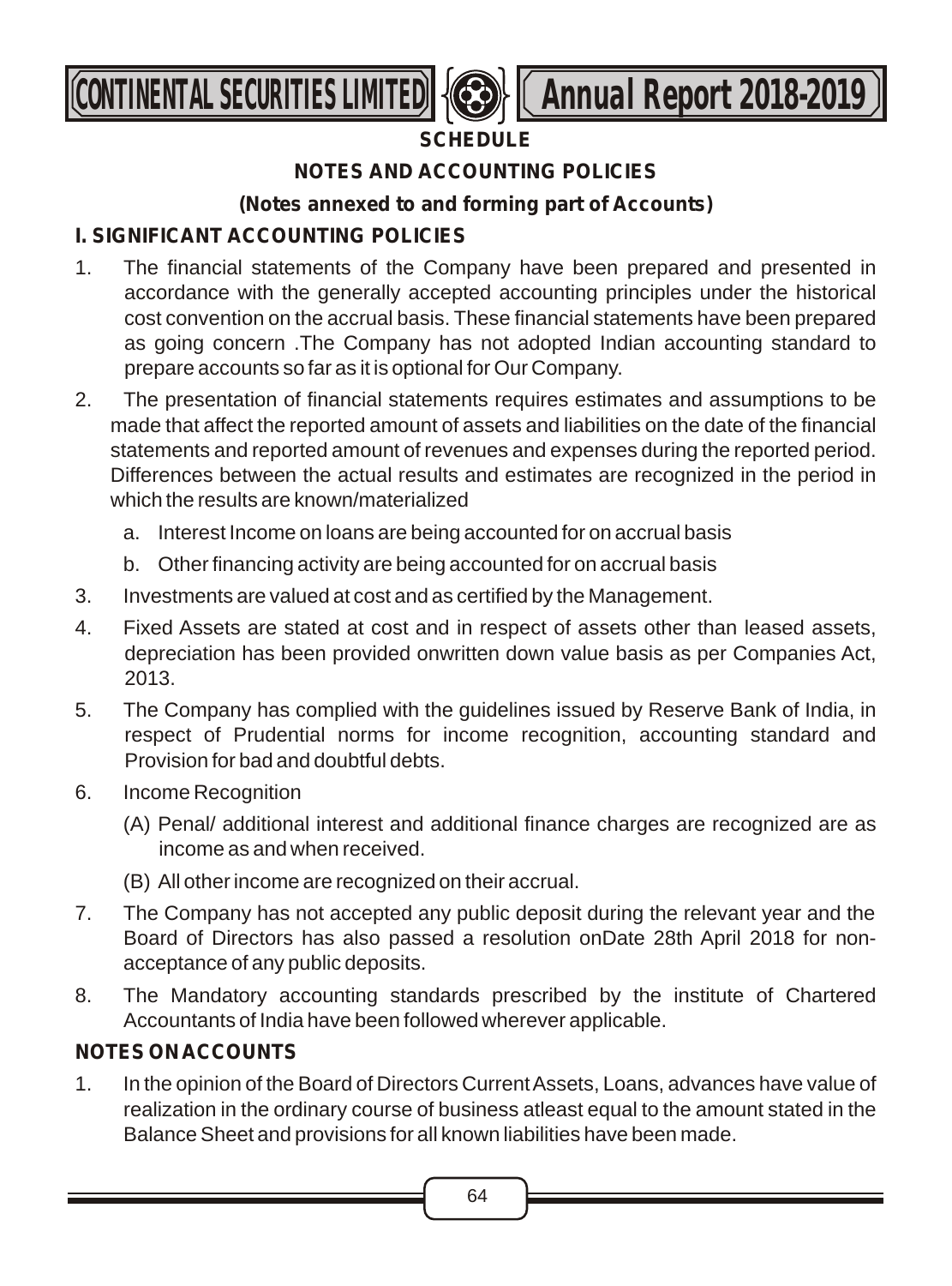**SCHEDULE**

**NOTES AND ACCOUNTING POLICIES**

**(Notes annexed to and forming part of Accounts)**

## I. SIGNIFICANT ACCOUNTING POLICIES

1. The financial statements of the Company have been prepared and presented in accordance with the generally accepted accounting principles under the historical cost convention on the accrual basis. These financial statements have been prepared as going concern .The Company has not adopted Indian accounting standard to prepare accounts so far as it is optional for Our Company.

2. The presentation of financial statements requires estimates and assumptions to be made that affect the reported amount of assets and liabilities on the date of the financial statements and reported amount of revenues and expenses during the reported period. Differences between the actual results and estimates are recognized in the period in which the results are known/materialized

   a. Interest Income on loans are being accounted for on accrual basis

   b. Other financing activity are being accounted for on accrual basis

3. Investments are valued at cost and as certified by the Management.

4. Fixed Assets are stated at cost and in respect of assets other than leased assets, depreciation has been provided onwritten down value basis as per Companies Act, 2013.

5. The Company has complied with the guidelines issued by Reserve Bank of India, in respect of Prudential norms for income recognition, accounting standard and Provision for bad and doubtful debts.

6. Income Recognition

   (A) Penal/ additional interest and additional finance charges are recognized are as income as and when received.

   (B) All other income are recognized on their accrual.

7. The Company has not accepted any public deposit during the relevant year and the Board of Directors has also passed a resolution onDate 28th April 2018 for non-acceptance of any public deposits.

8. The Mandatory accounting standards prescribed by the institute of Chartered Accountants of India have been followed wherever applicable.

## NOTES ON ACCOUNTS

1. In the opinion of the Board of Directors Current Assets, Loans, advances have value of realization in the ordinary course of business atleast equal to the amount stated in the Balance Sheet and provisions for all known liabilities have been made.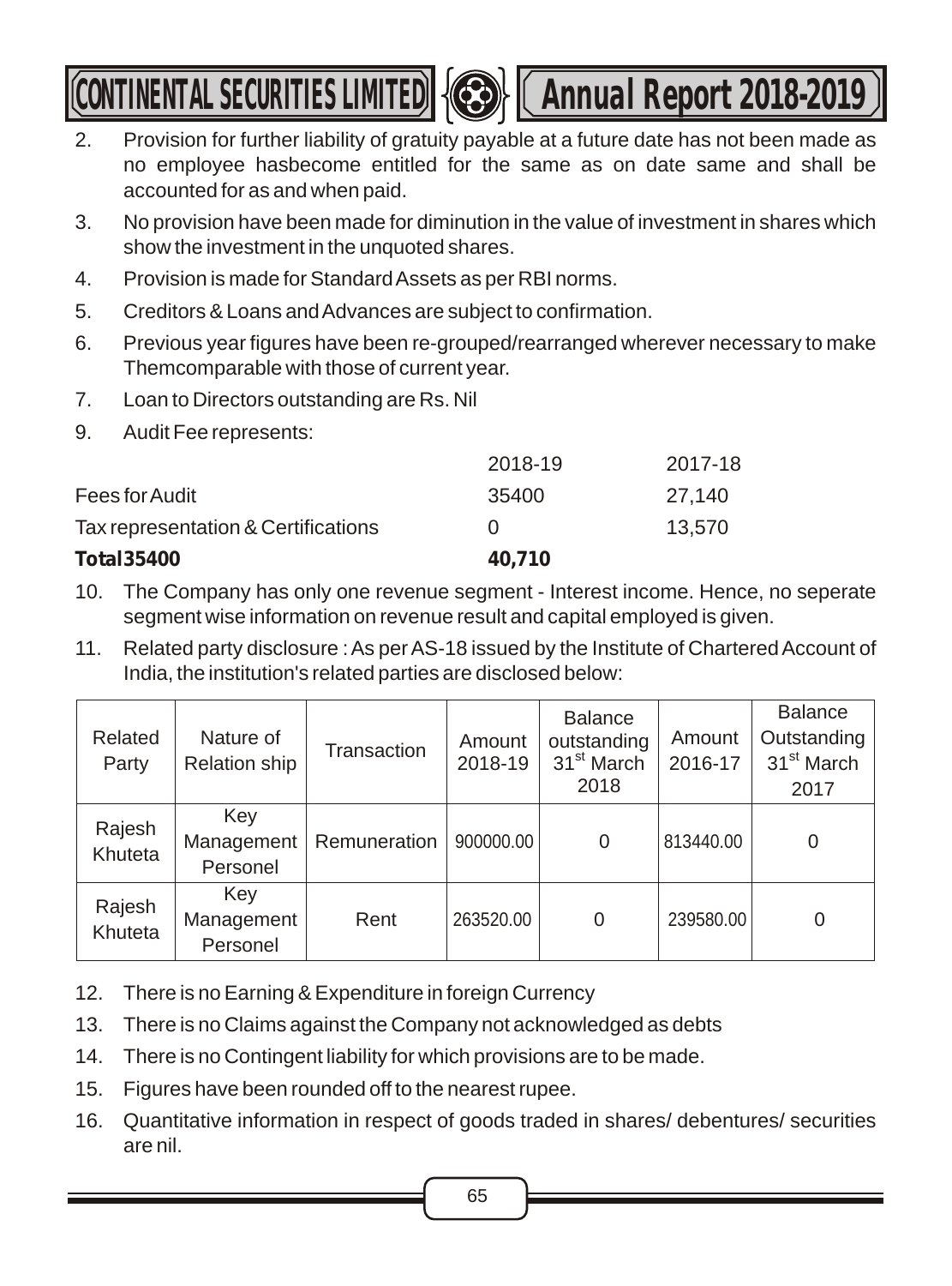2. Provision for further liability of gratuity payable at a future date has not been made as no employee hasbecome entitled for the same as on date same and shall be accounted for as and when paid.

3. No provision have been made for diminution in the value of investment in shares which show the investment in the unquoted shares.

4. Provision is made for Standard Assets as per RBI norms.

5. Creditors & Loans and Advances are subject to confirmation.

6. Previous year figures have been re-grouped/rearranged wherever necessary to make Themcomparable with those of current year.

7. Loan to Directors outstanding are Rs. Nil

9. Audit Fee represents:

| | 2018-19 | 2017-18 |
|---|---|---|
| Fees for Audit | 35400 | 27,140 |
| Tax representation & Certifications | 0 | 13,570 |
| **Total 35400** | **40,710** | |

10. The Company has only one revenue segment - Interest income. Hence, no seperate segment wise information on revenue result and capital employed is given.

11. Related party disclosure : As per AS-18 issued by the Institute of Chartered Account of India, the institution's related parties are disclosed below:

| Related Party | Nature of Relation ship | Transaction | Amount 2018-19 | Balance outstanding 31st March 2018 | Amount 2016-17 | Balance Outstanding 31st March 2017 |
|---|---|---|---|---|---|---|
| Rajesh Khuteta | Key Management Personel | Remuneration | 900000.00 | 0 | 813440.00 | 0 |
| Rajesh Khuteta | Key Management Personel | Rent | 263520.00 | 0 | 239580.00 | 0 |

12. There is no Earning & Expenditure in foreign Currency

13. There is no Claims against the Company not acknowledged as debts

14. There is no Contingent liability for which provisions are to be made.

15. Figures have been rounded off to the nearest rupee.

16. Quantitative information in respect of goods traded in shares/ debentures/ securities are nil.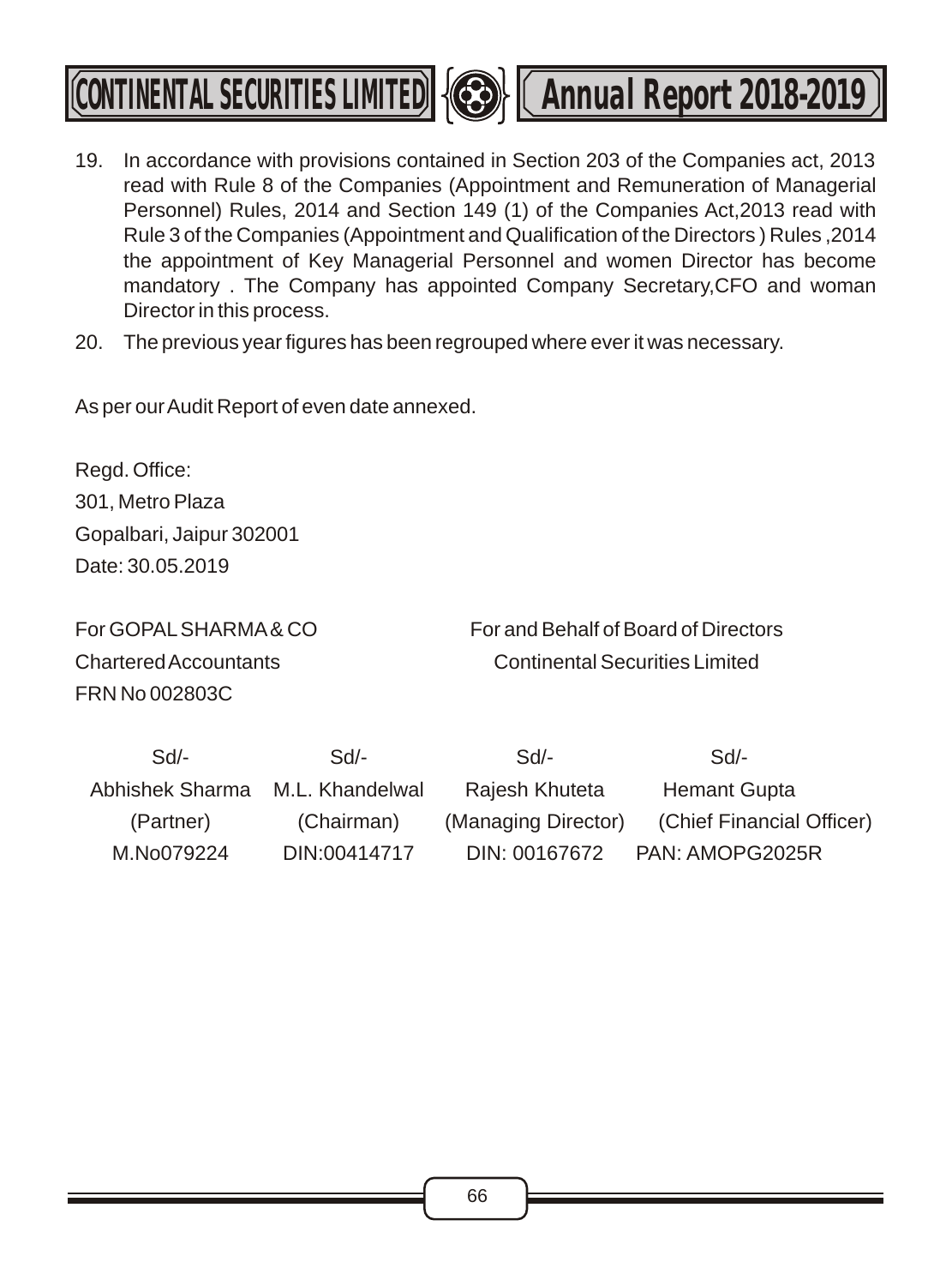19. In accordance with provisions contained in Section 203 of the Companies act, 2013 read with Rule 8 of the Companies (Appointment and Remuneration of Managerial Personnel) Rules, 2014 and Section 149 (1) of the Companies Act,2013 read with Rule 3 of the Companies (Appointment and Qualification of the Directors ) Rules ,2014 the appointment of Key Managerial Personnel and women Director has become mandatory . The Company has appointed Company Secretary,CFO and woman Director in this process.
20. The previous year figures has been regrouped where ever it was necessary.

As per our Audit Report of even date annexed.

Regd. Office:
301, Metro Plaza
Gopalbari, Jaipur 302001
Date: 30.05.2019

For GOPAL SHARMA & CO
Chartered Accountants
FRN No 002803C

For and Behalf of Board of Directors
Continental Securities Limited

| Sd/- | Sd/- | Sd/- | Sd/- |
|---|---|---|---|
| Abhishek Sharma | M.L. Khandelwal | Rajesh Khuteta | Hemant Gupta |
| (Partner) | (Chairman) | (Managing Director) | (Chief Financial Officer) |
| M.No079224 | DIN:00414717 | DIN: 00167672 | PAN: AMOPG2025R |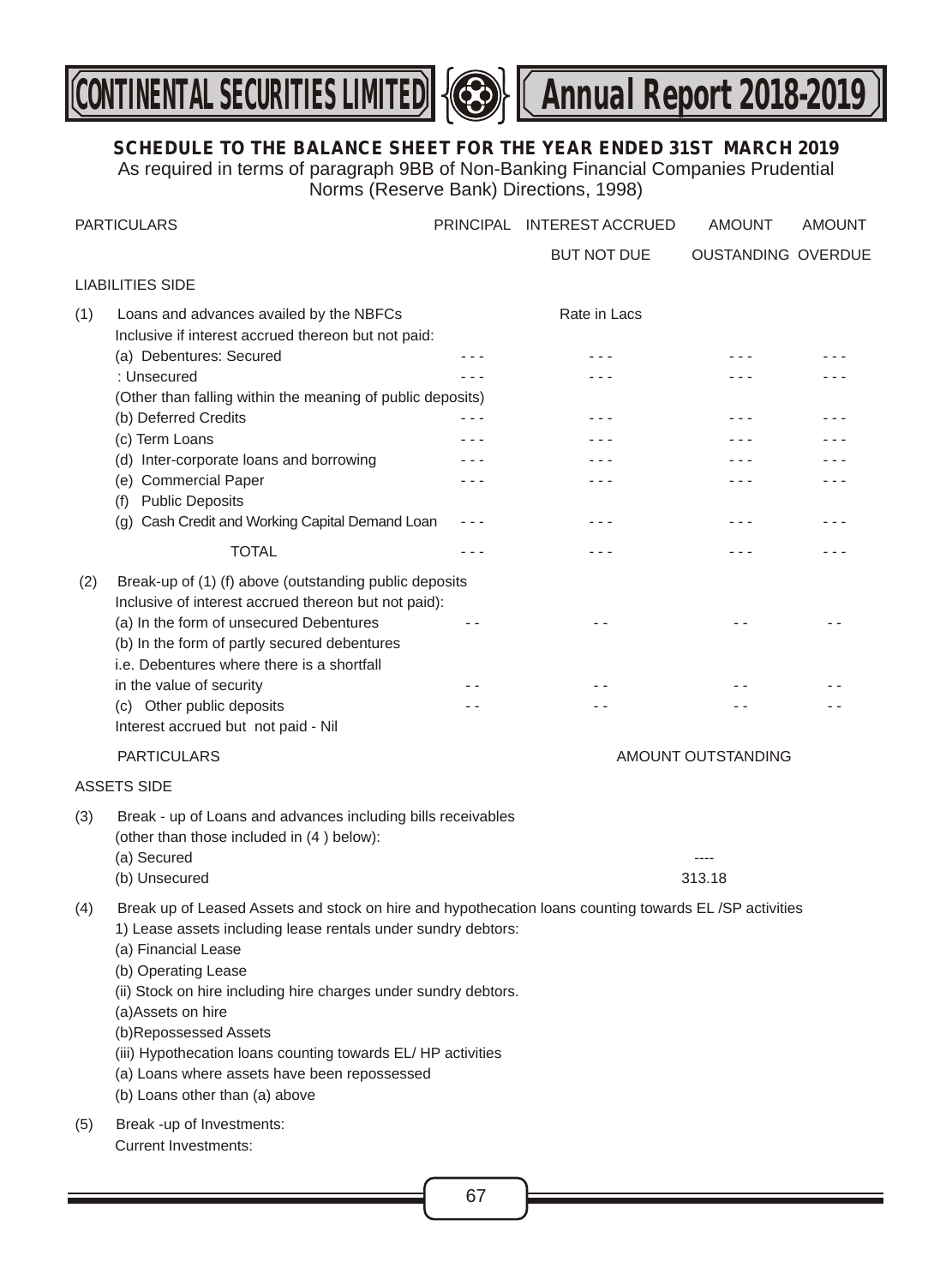## SCHEDULE TO THE BALANCE SHEET FOR THE YEAR ENDED 31ST MARCH 2019

As required in terms of paragraph 9BB of Non-Banking Financial Companies Prudential Norms (Reserve Bank) Directions, 1998)

| PARTICULARS | PRINCIPAL | INTEREST ACCRUED BUT NOT DUE | AMOUNT OUSTANDING | AMOUNT OVERDUE |
|---|---|---|---|---|
| **LIABILITIES SIDE** | | | | |
| (1) Loans and advances availed by the NBFCs Inclusive if interest accrued thereon but not paid: | | Rate in Lacs | | |
| (a) Debentures: Secured | - - - | - - - | - - - | - - - |
| : Unsecured | - - - | - - - | - - - | - - - |
| (Other than falling within the meaning of public deposits) | | | | |
| (b) Deferred Credits | - - - | - - - | - - - | - - - |
| (c) Term Loans | - - - | - - - | - - - | - - - |
| (d) Inter-corporate loans and borrowing | - - - | - - - | - - - | - - - |
| (e) Commercial Paper | - - - | - - - | - - - | - - - |
| (f) Public Deposits | | | | |
| (g) Cash Credit and Working Capital Demand Loan | - - - | - - - | - - - | - - - |
| TOTAL | - - - | - - - | - - - | - - - |
| (2) Break-up of (1) (f) above (outstanding public deposits Inclusive of interest accrued thereon but not paid): | | | | |
| (a) In the form of unsecured Debentures | - - | - - | - - | - - |
| (b) In the form of partly secured debentures i.e. Debentures where there is a shortfall in the value of security | - - | - - | - - | - - |
| (c) Other public deposits | - - | - - | - - | - - |
| Interest accrued but not paid - Nil | | | | |

| PARTICULARS | AMOUNT OUTSTANDING |
|---|---|
| **ASSETS SIDE** | |
| (3) Break - up of Loans and advances including bills receivables (other than those included in (4 ) below): | |
| (a) Secured | ---- |
| (b) Unsecured | 313.18 |

(4) Break up of Leased Assets and stock on hire and hypothecation loans counting towards EL /SP activities

1) Lease assets including lease rentals under sundry debtors:

(a) Financial Lease

(b) Operating Lease

(ii) Stock on hire including hire charges under sundry debtors.

(a)Assets on hire

(b)Repossessed Assets

(iii) Hypothecation loans counting towards EL/ HP activities

(a) Loans where assets have been repossessed

(b) Loans other than (a) above

(5) Break -up of Investments:

Current Investments: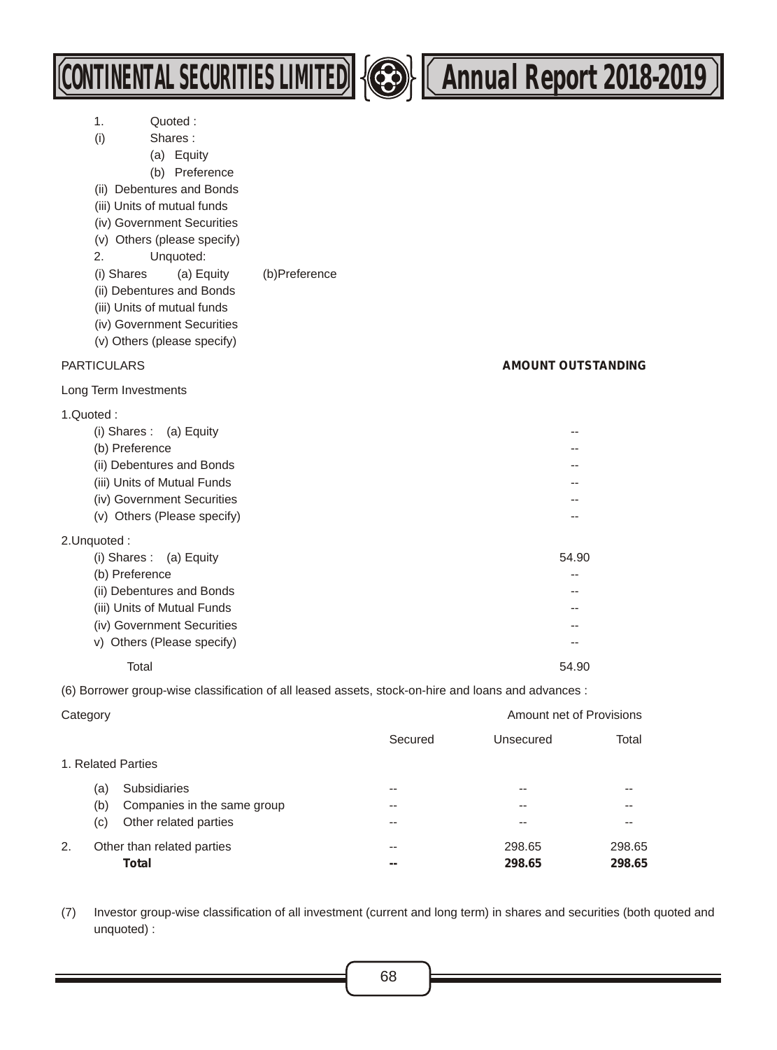1. Quoted :
(i) Shares :
  (a) Equity
  (b) Preference
(ii) Debentures and Bonds
(iii) Units of mutual funds
(iv) Government Securities
(v) Others (please specify)
2. Unquoted:
(i) Shares (a) Equity (b)Preference
(ii) Debentures and Bonds
(iii) Units of mutual funds
(iv) Government Securities
(v) Others (please specify)

| PARTICULARS | **AMOUNT OUTSTANDING** |
|---|---|
| Long Term Investments | |
| 1.Quoted : | |
| (i) Shares : (a) Equity | -- |
| (b) Preference | -- |
| (ii) Debentures and Bonds | -- |
| (iii) Units of Mutual Funds | -- |
| (iv) Government Securities | -- |
| (v) Others (Please specify) | -- |
| 2.Unquoted : | |
| (i) Shares : (a) Equity | 54.90 |
| (b) Preference | -- |
| (ii) Debentures and Bonds | -- |
| (iii) Units of Mutual Funds | -- |
| (iv) Government Securities | -- |
| v) Others (Please specify) | -- |
| Total | 54.90 |

(6) Borrower group-wise classification of all leased assets, stock-on-hire and loans and advances :

| Category | Amount net of Provisions | | |
|---|---|---|---|
| | Secured | Unsecured | Total |
| 1. Related Parties | | | |
| (a) Subsidiaries | -- | -- | -- |
| (b) Companies in the same group | -- | -- | -- |
| (c) Other related parties | -- | -- | -- |
| 2. Other than related parties | -- | 298.65 | 298.65 |
| **Total** | **--** | **298.65** | **298.65** |

(7) Investor group-wise classification of all investment (current and long term) in shares and securities (both quoted and unquoted) :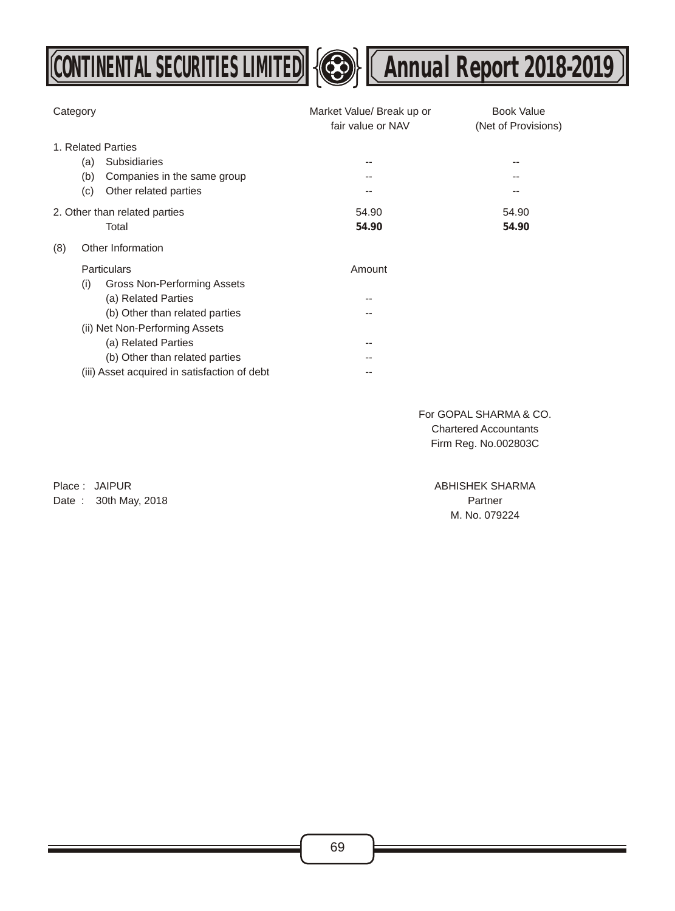| Category | Market Value/ Break up or fair value or NAV | Book Value (Net of Provisions) |
|---|---|---|
| 1. Related Parties | | |
| (a) Subsidiaries | -- | -- |
| (b) Companies in the same group | -- | -- |
| (c) Other related parties | -- | -- |
| 2. Other than related parties | 54.90 | 54.90 |
| Total | **54.90** | **54.90** |

(8) Other Information

| Particulars | Amount |
|---|---|
| (i) Gross Non-Performing Assets | |
| (a) Related Parties | -- |
| (b) Other than related parties | -- |
| (ii) Net Non-Performing Assets | |
| (a) Related Parties | -- |
| (b) Other than related parties | -- |
| (iii) Asset acquired in satisfaction of debt | -- |

For GOPAL SHARMA & CO.
Chartered Accountants
Firm Reg. No.002803C

Place : JAIPUR
Date : 30th May, 2018

ABHISHEK SHARMA
Partner
M. No. 079224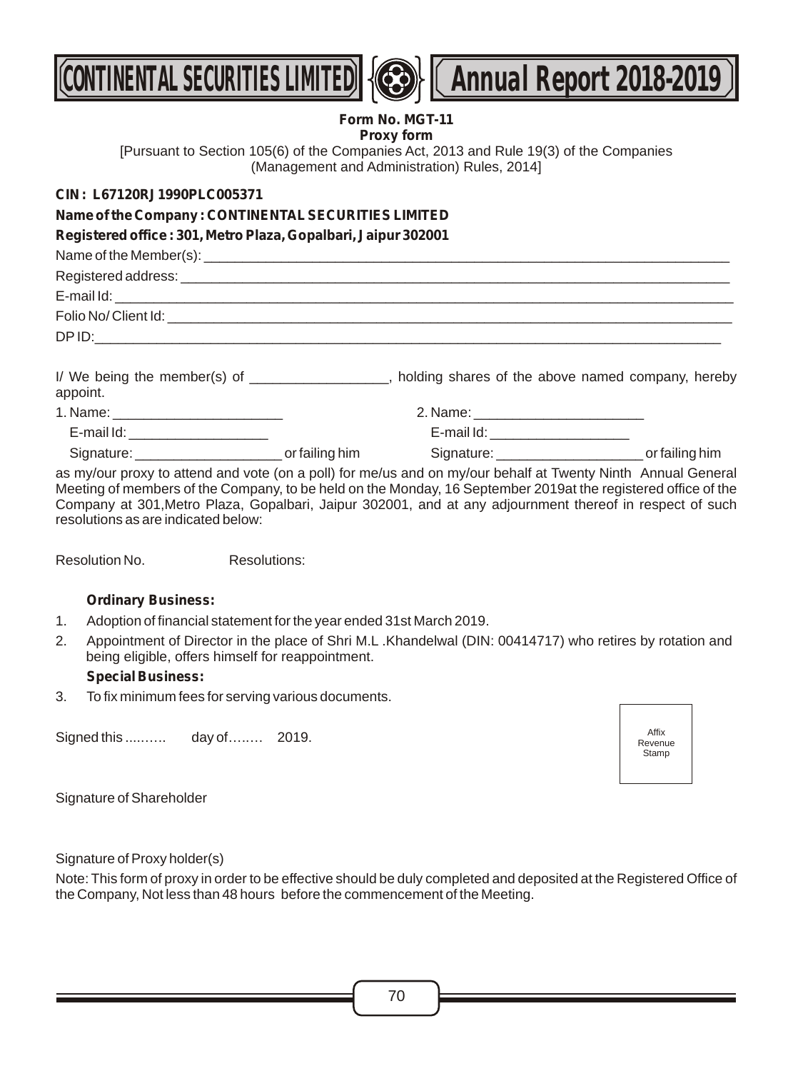**Form No. MGT-11**

**Proxy form**

[Pursuant to Section 105(6) of the Companies Act, 2013 and Rule 19(3) of the Companies (Management and Administration) Rules, 2014]

**CIN : L67120RJ1990PLC005371**

**Name of the Company : CONTINENTAL SECURITIES LIMITED**

**Registered office : 301, Metro Plaza, Gopalbari, Jaipur 302001**

Name of the Member(s): ___________________________________________

Registered address: ___________________________________________

E-mail Id: ___________________________________________

Folio No/ Client Id: ___________________________________________

DP ID: ___________________________________________

I/ We being the member(s) of _________________, holding shares of the above named company, hereby appoint.

1. Name: ______________________
   E-mail Id: __________________
   Signature: ___________________ or failing him

2. Name: ______________________
   E-mail Id: __________________
   Signature: ___________________ or failing him

as my/our proxy to attend and vote (on a poll) for me/us and on my/our behalf at Twenty Ninth Annual General Meeting of members of the Company, to be held on the Monday, 16 September 2019at the registered office of the Company at 301,Metro Plaza, Gopalbari, Jaipur 302001, and at any adjournment thereof in respect of such resolutions as are indicated below:

Resolution No. Resolutions:

**Ordinary Business:**

1. Adoption of financial statement for the year ended 31st March 2019.
2. Appointment of Director in the place of Shri M.L .Khandelwal (DIN: 00414717) who retires by rotation and being eligible, offers himself for reappointment.

**Special Business:**

3. To fix minimum fees for serving various documents.

Signed this ....……. day of…….. 2019.

Affix Revenue Stamp

Signature of Shareholder

Signature of Proxy holder(s)

Note: This form of proxy in order to be effective should be duly completed and deposited at the Registered Office of the Company, Not less than 48 hours before the commencement of the Meeting.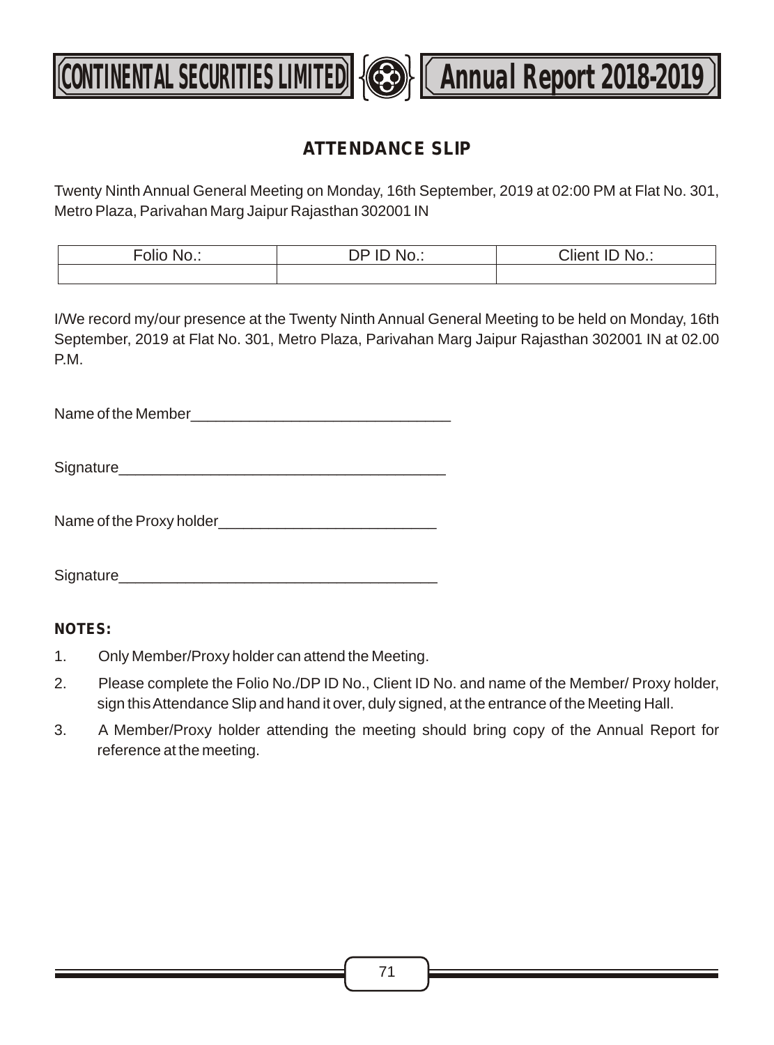## ATTENDANCE SLIP

Twenty Ninth Annual General Meeting on Monday, 16th September, 2019 at 02:00 PM at Flat No. 301, Metro Plaza, Parivahan Marg Jaipur Rajasthan 302001 IN

| Folio No.: | DP ID No.: | Client ID No.: |
|---|---|---|
| | | |

I/We record my/our presence at the Twenty Ninth Annual General Meeting to be held on Monday, 16th September, 2019 at Flat No. 301, Metro Plaza, Parivahan Marg Jaipur Rajasthan 302001 IN at 02.00 P.M.

Name of the Member________________________________

Signature________________________________________

Name of the Proxy holder___________________________

Signature_______________________________________

**NOTES:**

1. Only Member/Proxy holder can attend the Meeting.
2. Please complete the Folio No./DP ID No., Client ID No. and name of the Member/ Proxy holder, sign this Attendance Slip and hand it over, duly signed, at the entrance of the Meeting Hall.
3. A Member/Proxy holder attending the meeting should bring copy of the Annual Report for reference at the meeting.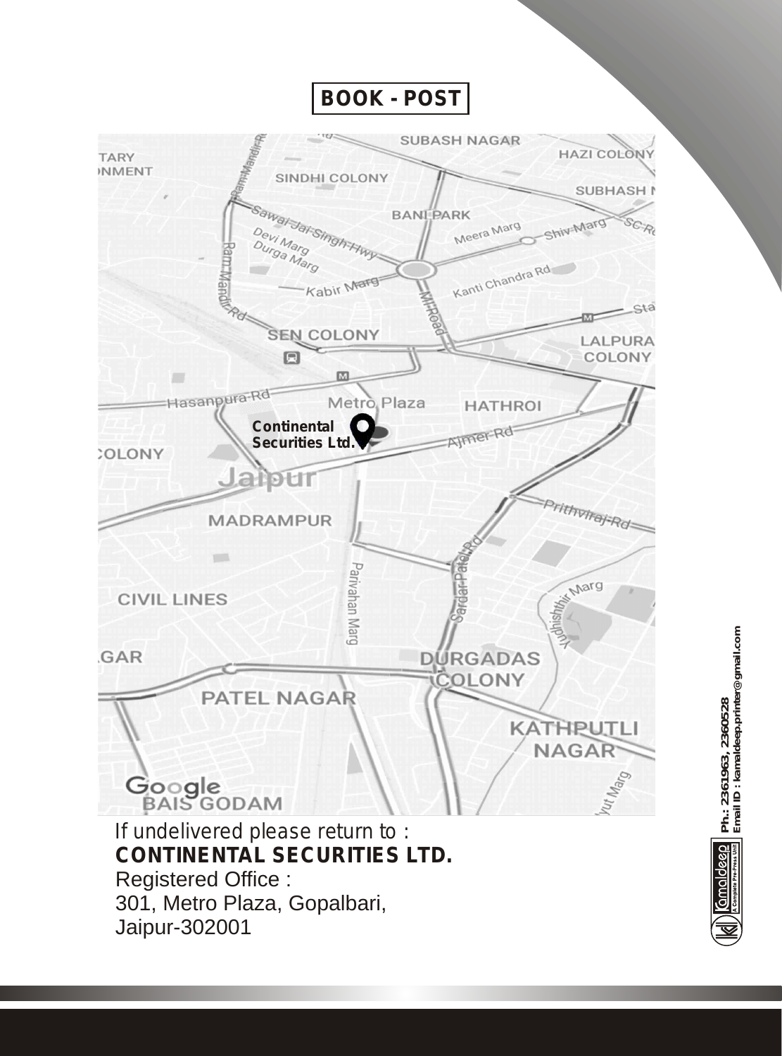**BOOK - POST**

Continental Securities Ltd.

*If undelivered please return to :*

**CONTINENTAL SECURITIES LTD.**

Registered Office :

301, Metro Plaza, Gopalbari,

Jaipur-302001

Kamaldeep A Complete Pre-Press Unit Ph.: 2361963, 2360528 Email ID : kamaldeep.printer@gmail.com